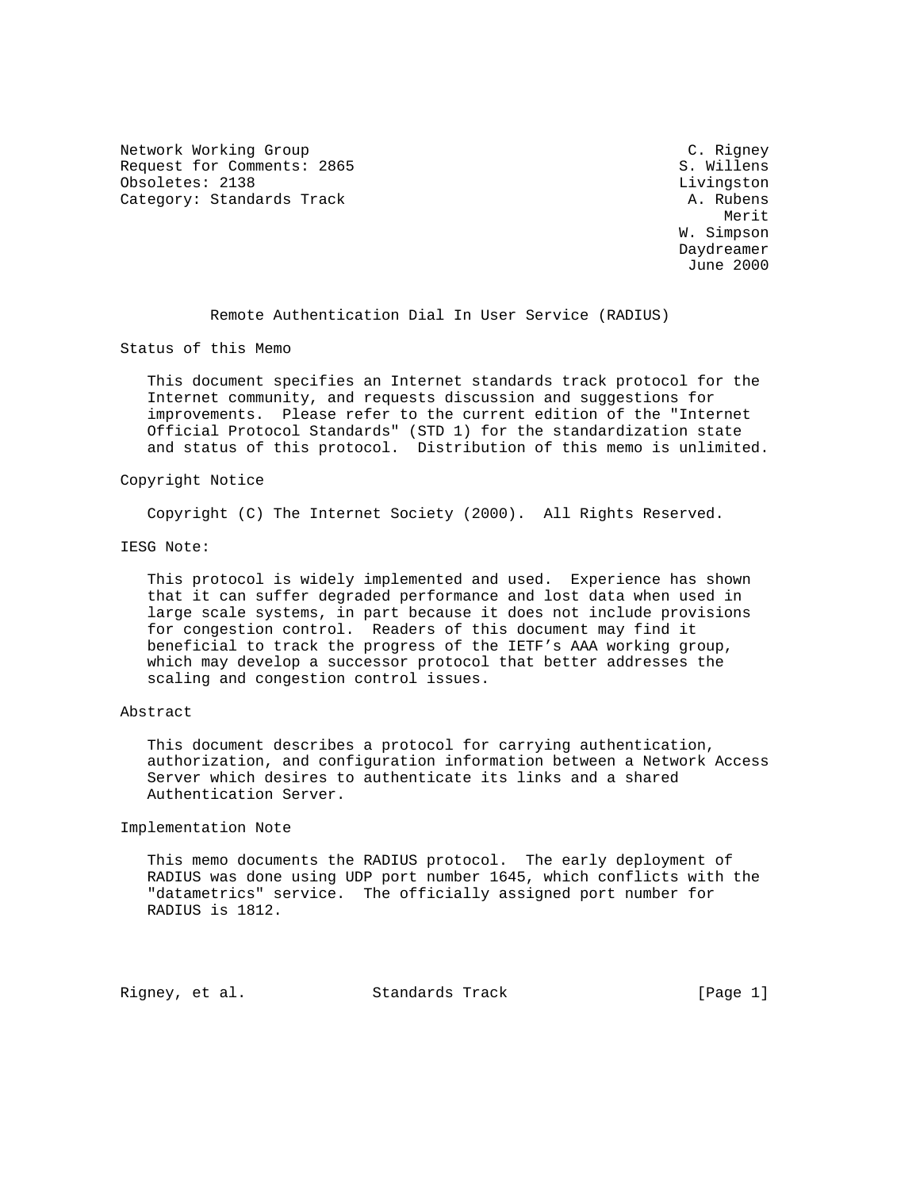Network Working Group C. Rigney
Request for Comments: 2865 S. Willens
Obsoletes: 2138 Livingston
Category: Standards Track A. Rubens
Merit
W. Simpson
Daydreamer
June 2000

# Remote Authentication Dial In User Service (RADIUS)

## Status of this Memo

This document specifies an Internet standards track protocol for the Internet community, and requests discussion and suggestions for improvements. Please refer to the current edition of the "Internet Official Protocol Standards" (STD 1) for the standardization state and status of this protocol. Distribution of this memo is unlimited.

## Copyright Notice

Copyright (C) The Internet Society (2000). All Rights Reserved.

## IESG Note:

This protocol is widely implemented and used. Experience has shown that it can suffer degraded performance and lost data when used in large scale systems, in part because it does not include provisions for congestion control. Readers of this document may find it beneficial to track the progress of the IETF's AAA working group, which may develop a successor protocol that better addresses the scaling and congestion control issues.

## Abstract

This document describes a protocol for carrying authentication, authorization, and configuration information between a Network Access Server which desires to authenticate its links and a shared Authentication Server.

## Implementation Note

This memo documents the RADIUS protocol. The early deployment of RADIUS was done using UDP port number 1645, which conflicts with the "datametrics" service. The officially assigned port number for RADIUS is 1812.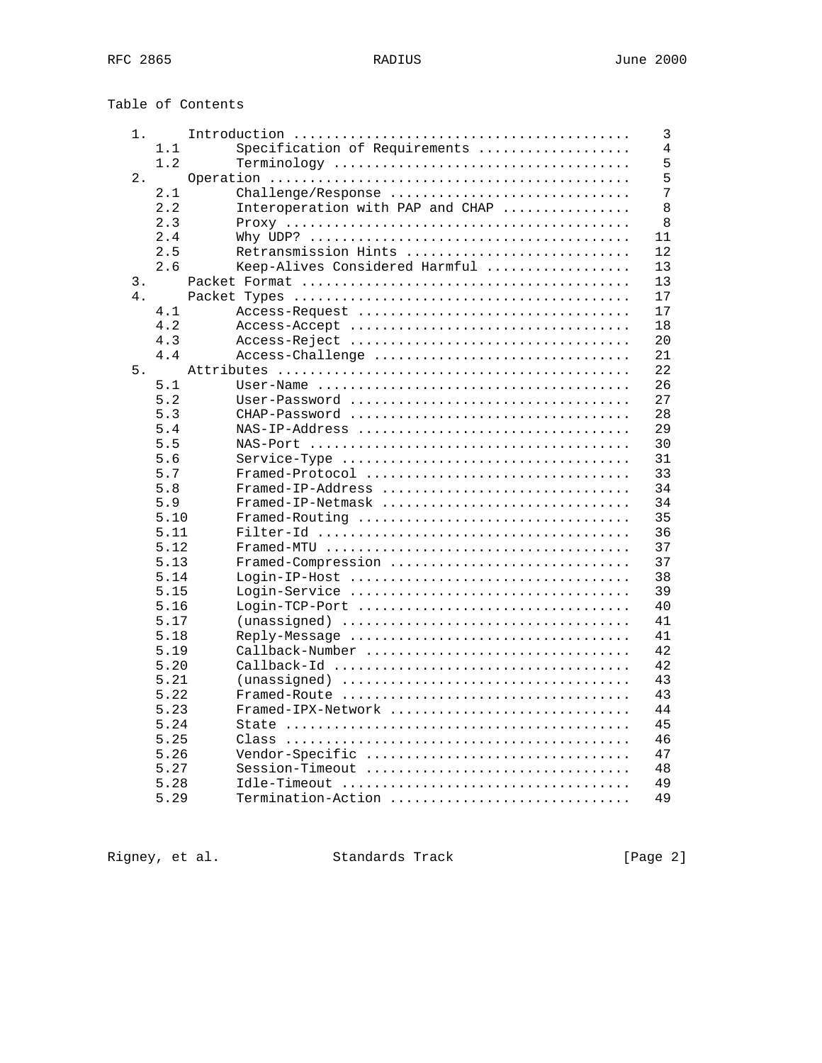Table of Contents

```
   1.     Introduction ..........................................    3
      1.1       Specification of Requirements ..................    4
      1.2       Terminology ....................................    5
   2.     Operation .............................................    5
      2.1       Challenge/Response .............................    7
      2.2       Interoperation with PAP and CHAP ...............    8
      2.3       Proxy ..........................................    8
      2.4       Why UDP? .......................................   11
      2.5       Retransmission Hints ...........................   12
      2.6       Keep-Alives Considered Harmful .................   13
   3.     Packet Format .........................................   13
   4.     Packet Types ..........................................   17
      4.1       Access-Request .................................   17
      4.2       Access-Accept ..................................   18
      4.3       Access-Reject ..................................   20
      4.4       Access-Challenge ...............................   21
   5.     Attributes ............................................   22
      5.1       User-Name ......................................   26
      5.2       User-Password ..................................   27
      5.3       CHAP-Password ..................................   28
      5.4       NAS-IP-Address .................................   29
      5.5       NAS-Port .......................................   30
      5.6       Service-Type ...................................   31
      5.7       Framed-Protocol ................................   33
      5.8       Framed-IP-Address ..............................   34
      5.9       Framed-IP-Netmask ..............................   34
      5.10      Framed-Routing .................................   35
      5.11      Filter-Id ......................................   36
      5.12      Framed-MTU .....................................   37
      5.13      Framed-Compression .............................   37
      5.14      Login-IP-Host ..................................   38
      5.15      Login-Service ..................................   39
      5.16      Login-TCP-Port .................................   40
      5.17      (unassigned) ...................................   41
      5.18      Reply-Message ..................................   41
      5.19      Callback-Number ................................   42
      5.20      Callback-Id ....................................   42
      5.21      (unassigned) ...................................   43
      5.22      Framed-Route ...................................   43
      5.23      Framed-IPX-Network .............................   44
      5.24      State ..........................................   45
      5.25      Class ..........................................   46
      5.26      Vendor-Specific ................................   47
      5.27      Session-Timeout ................................   48
      5.28      Idle-Timeout ...................................   49
      5.29      Termination-Action .............................   49
```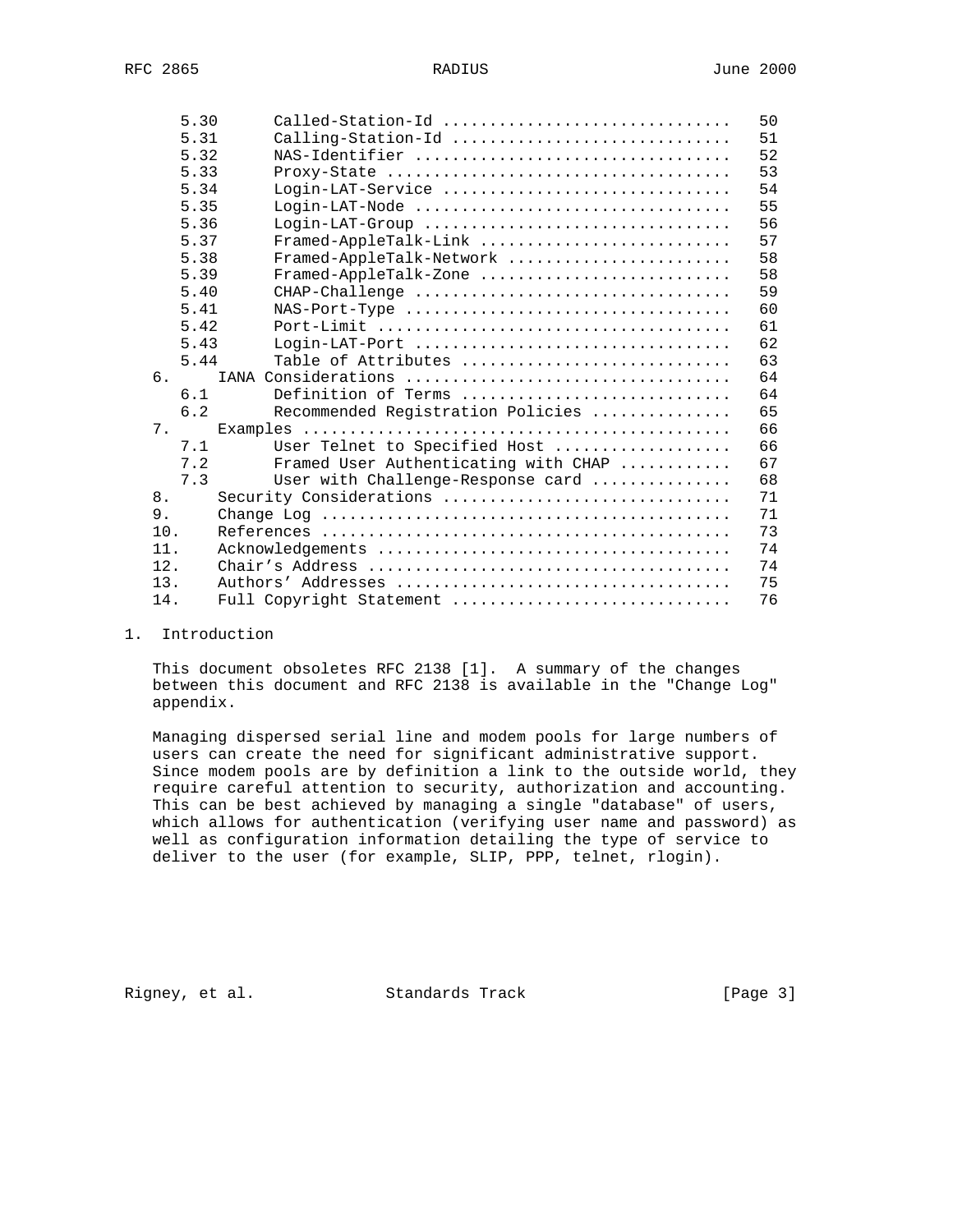```
      5.30      Called-Station-Id .............................  50
      5.31      Calling-Station-Id ............................  51
      5.32      NAS-Identifier ................................  52
      5.33      Proxy-State ...................................  53
      5.34      Login-LAT-Service .............................  54
      5.35      Login-LAT-Node ................................  55
      5.36      Login-LAT-Group ...............................  56
      5.37      Framed-AppleTalk-Link .........................  57
      5.38      Framed-AppleTalk-Network ......................  58
      5.39      Framed-AppleTalk-Zone .........................  58
      5.40      CHAP-Challenge ................................  59
      5.41      NAS-Port-Type .................................  60
      5.42      Port-Limit ....................................  61
      5.43      Login-LAT-Port ................................  62
      5.44      Table of Attributes ...........................  63
   6.     IANA Considerations .................................  64
      6.1       Definition of Terms ...........................  64
      6.2       Recommended Registration Policies .............  65
   7.     Examples ............................................  66
      7.1       User Telnet to Specified Host .................  66
      7.2       Framed User Authenticating with CHAP ..........  67
      7.3       User with Challenge-Response card .............  68
   8.     Security Considerations .............................  71
   9.     Change Log ..........................................  71
   10.    References ..........................................  73
   11.    Acknowledgements ....................................  74
   12.    Chair's Address .....................................  74
   13.    Authors' Addresses ..................................  75
   14.    Full Copyright Statement ............................  76
```

# 1. Introduction

This document obsoletes RFC 2138 [1]. A summary of the changes between this document and RFC 2138 is available in the "Change Log" appendix.

Managing dispersed serial line and modem pools for large numbers of users can create the need for significant administrative support. Since modem pools are by definition a link to the outside world, they require careful attention to security, authorization and accounting. This can be best achieved by managing a single "database" of users, which allows for authentication (verifying user name and password) as well as configuration information detailing the type of service to deliver to the user (for example, SLIP, PPP, telnet, rlogin).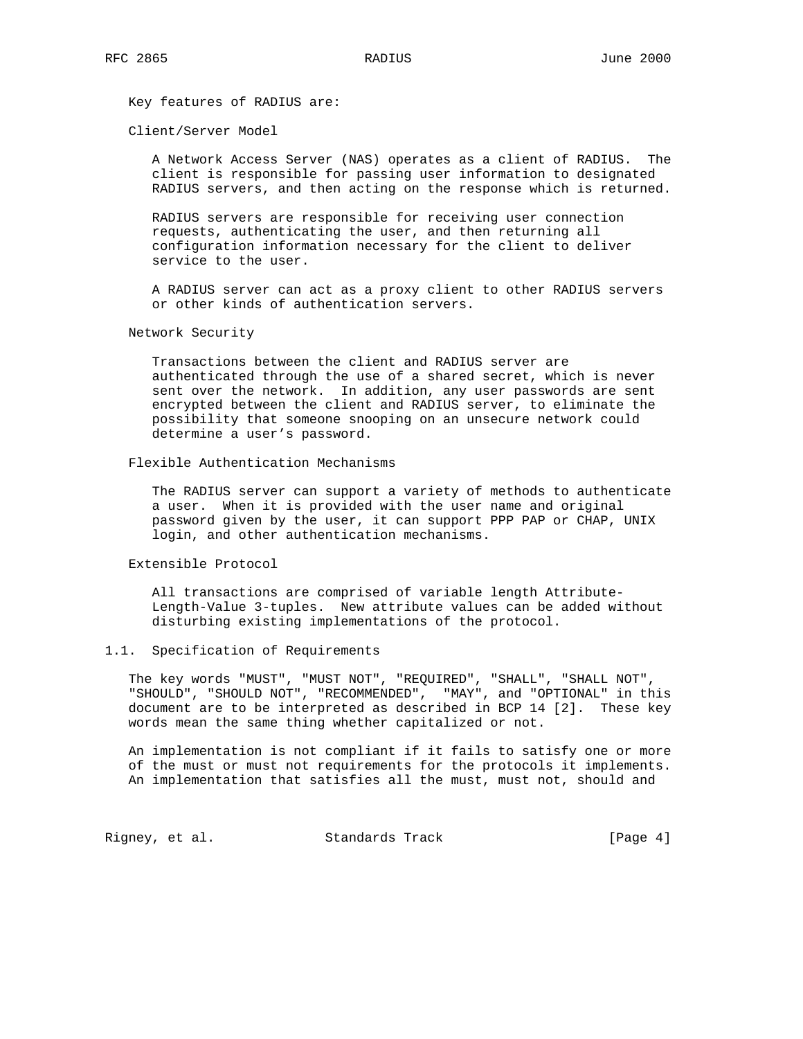Key features of RADIUS are:

Client/Server Model

A Network Access Server (NAS) operates as a client of RADIUS. The client is responsible for passing user information to designated RADIUS servers, and then acting on the response which is returned.

RADIUS servers are responsible for receiving user connection requests, authenticating the user, and then returning all configuration information necessary for the client to deliver service to the user.

A RADIUS server can act as a proxy client to other RADIUS servers or other kinds of authentication servers.

Network Security

Transactions between the client and RADIUS server are authenticated through the use of a shared secret, which is never sent over the network. In addition, any user passwords are sent encrypted between the client and RADIUS server, to eliminate the possibility that someone snooping on an unsecure network could determine a user's password.

Flexible Authentication Mechanisms

The RADIUS server can support a variety of methods to authenticate a user. When it is provided with the user name and original password given by the user, it can support PPP PAP or CHAP, UNIX login, and other authentication mechanisms.

Extensible Protocol

All transactions are comprised of variable length Attribute-Length-Value 3-tuples. New attribute values can be added without disturbing existing implementations of the protocol.

### 1.1. Specification of Requirements

The key words "MUST", "MUST NOT", "REQUIRED", "SHALL", "SHALL NOT", "SHOULD", "SHOULD NOT", "RECOMMENDED", "MAY", and "OPTIONAL" in this document are to be interpreted as described in BCP 14 [2]. These key words mean the same thing whether capitalized or not.

An implementation is not compliant if it fails to satisfy one or more of the must or must not requirements for the protocols it implements. An implementation that satisfies all the must, must not, should and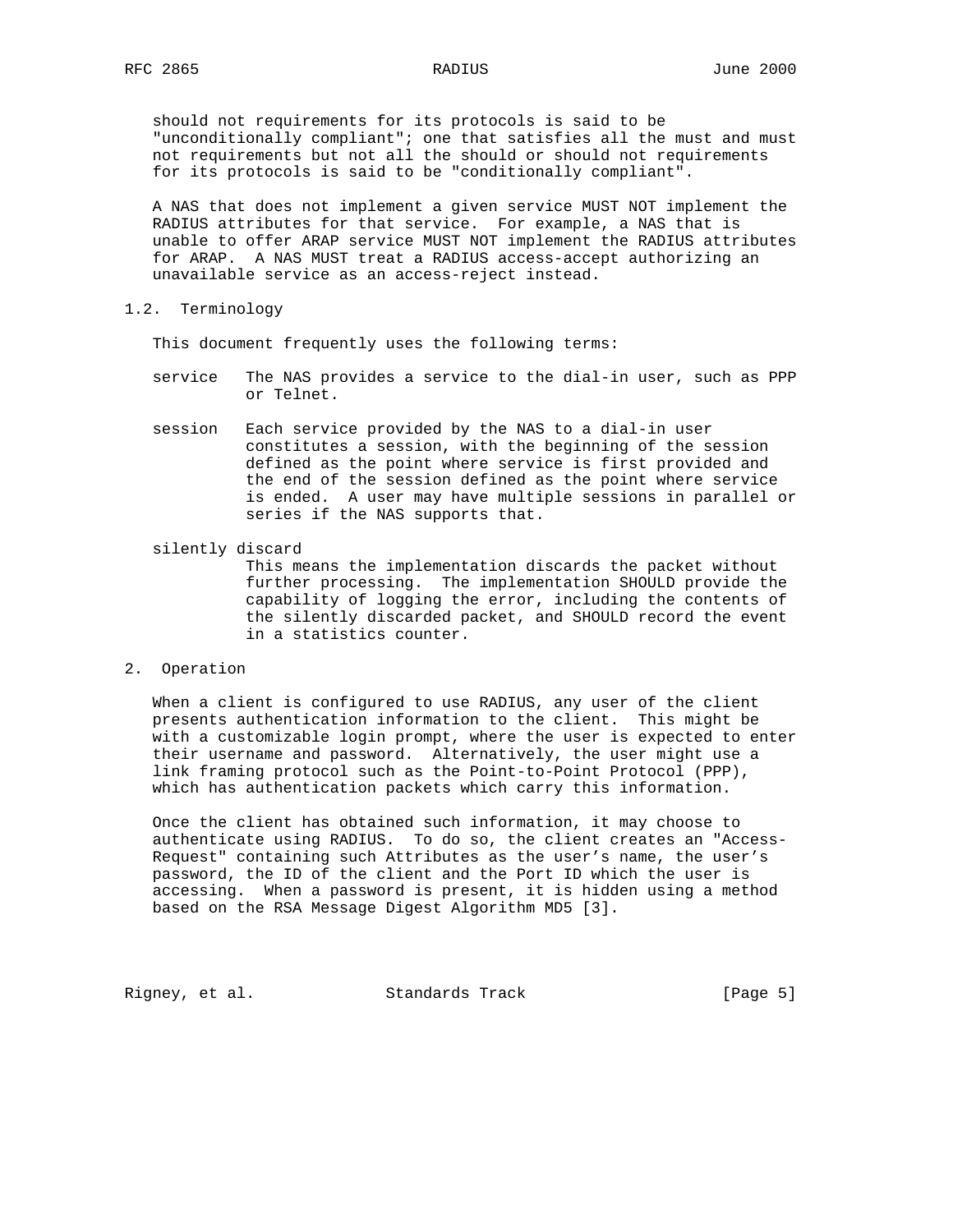should not requirements for its protocols is said to be "unconditionally compliant"; one that satisfies all the must and must not requirements but not all the should or should not requirements for its protocols is said to be "conditionally compliant".

A NAS that does not implement a given service MUST NOT implement the RADIUS attributes for that service. For example, a NAS that is unable to offer ARAP service MUST NOT implement the RADIUS attributes for ARAP. A NAS MUST treat a RADIUS access-accept authorizing an unavailable service as an access-reject instead.

### 1.2. Terminology

This document frequently uses the following terms:

service
: The NAS provides a service to the dial-in user, such as PPP or Telnet.

session
: Each service provided by the NAS to a dial-in user constitutes a session, with the beginning of the session defined as the point where service is first provided and the end of the session defined as the point where service is ended. A user may have multiple sessions in parallel or series if the NAS supports that.

silently discard
: This means the implementation discards the packet without further processing. The implementation SHOULD provide the capability of logging the error, including the contents of the silently discarded packet, and SHOULD record the event in a statistics counter.

## 2. Operation

When a client is configured to use RADIUS, any user of the client presents authentication information to the client. This might be with a customizable login prompt, where the user is expected to enter their username and password. Alternatively, the user might use a link framing protocol such as the Point-to-Point Protocol (PPP), which has authentication packets which carry this information.

Once the client has obtained such information, it may choose to authenticate using RADIUS. To do so, the client creates an "Access-Request" containing such Attributes as the user's name, the user's password, the ID of the client and the Port ID which the user is accessing. When a password is present, it is hidden using a method based on the RSA Message Digest Algorithm MD5 [3].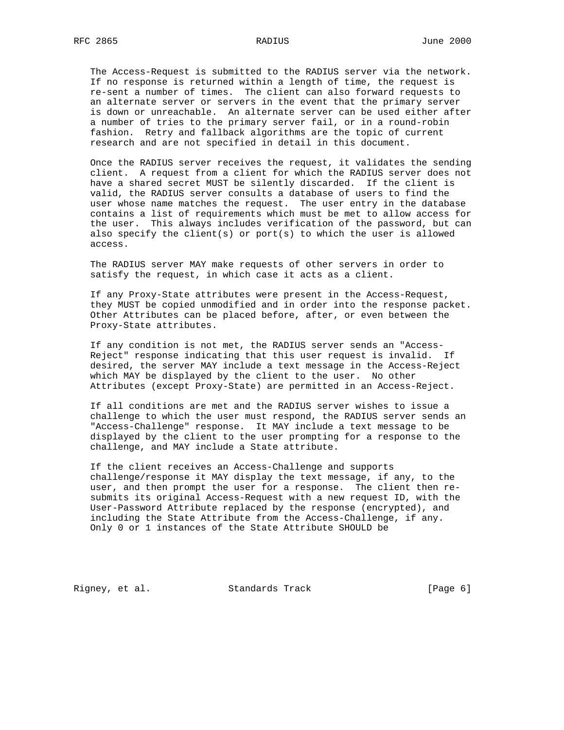The Access-Request is submitted to the RADIUS server via the network. If no response is returned within a length of time, the request is re-sent a number of times. The client can also forward requests to an alternate server or servers in the event that the primary server is down or unreachable. An alternate server can be used either after a number of tries to the primary server fail, or in a round-robin fashion. Retry and fallback algorithms are the topic of current research and are not specified in detail in this document.

Once the RADIUS server receives the request, it validates the sending client. A request from a client for which the RADIUS server does not have a shared secret MUST be silently discarded. If the client is valid, the RADIUS server consults a database of users to find the user whose name matches the request. The user entry in the database contains a list of requirements which must be met to allow access for the user. This always includes verification of the password, but can also specify the client(s) or port(s) to which the user is allowed access.

The RADIUS server MAY make requests of other servers in order to satisfy the request, in which case it acts as a client.

If any Proxy-State attributes were present in the Access-Request, they MUST be copied unmodified and in order into the response packet. Other Attributes can be placed before, after, or even between the Proxy-State attributes.

If any condition is not met, the RADIUS server sends an "Access-Reject" response indicating that this user request is invalid. If desired, the server MAY include a text message in the Access-Reject which MAY be displayed by the client to the user. No other Attributes (except Proxy-State) are permitted in an Access-Reject.

If all conditions are met and the RADIUS server wishes to issue a challenge to which the user must respond, the RADIUS server sends an "Access-Challenge" response. It MAY include a text message to be displayed by the client to the user prompting for a response to the challenge, and MAY include a State attribute.

If the client receives an Access-Challenge and supports challenge/response it MAY display the text message, if any, to the user, and then prompt the user for a response. The client then re-submits its original Access-Request with a new request ID, with the User-Password Attribute replaced by the response (encrypted), and including the State Attribute from the Access-Challenge, if any. Only 0 or 1 instances of the State Attribute SHOULD be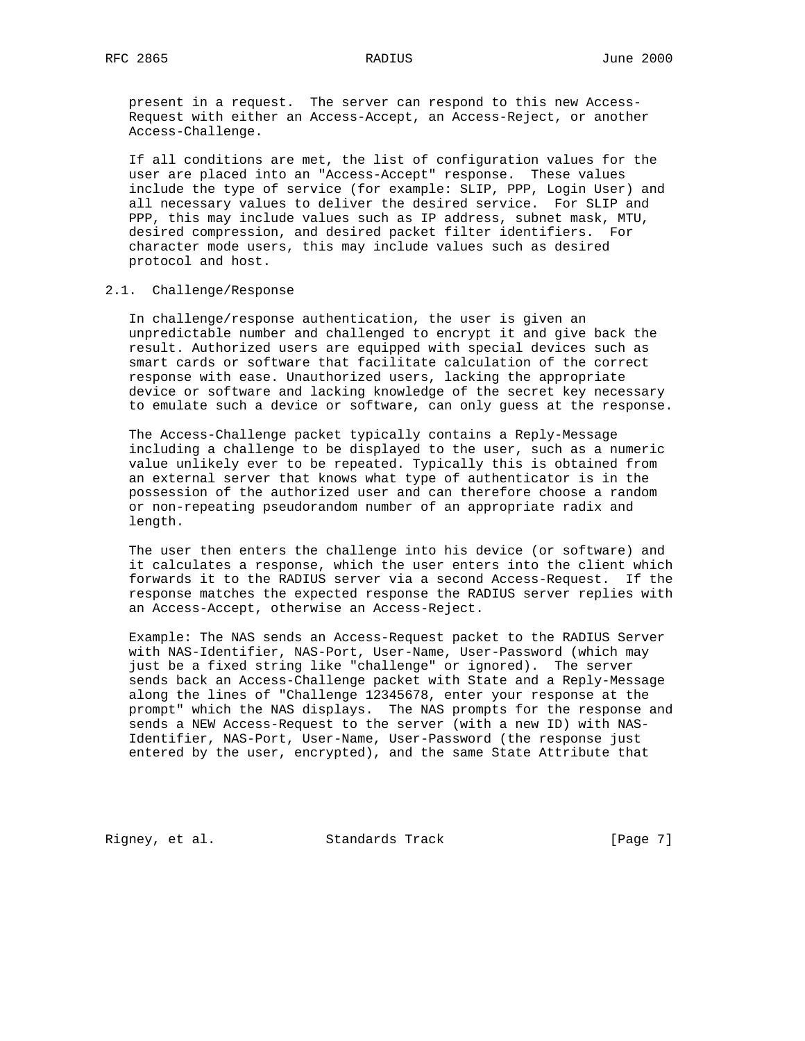present in a request. The server can respond to this new Access-Request with either an Access-Accept, an Access-Reject, or another Access-Challenge.

If all conditions are met, the list of configuration values for the user are placed into an "Access-Accept" response. These values include the type of service (for example: SLIP, PPP, Login User) and all necessary values to deliver the desired service. For SLIP and PPP, this may include values such as IP address, subnet mask, MTU, desired compression, and desired packet filter identifiers. For character mode users, this may include values such as desired protocol and host.

## 2.1. Challenge/Response

In challenge/response authentication, the user is given an unpredictable number and challenged to encrypt it and give back the result. Authorized users are equipped with special devices such as smart cards or software that facilitate calculation of the correct response with ease. Unauthorized users, lacking the appropriate device or software and lacking knowledge of the secret key necessary to emulate such a device or software, can only guess at the response.

The Access-Challenge packet typically contains a Reply-Message including a challenge to be displayed to the user, such as a numeric value unlikely ever to be repeated. Typically this is obtained from an external server that knows what type of authenticator is in the possession of the authorized user and can therefore choose a random or non-repeating pseudorandom number of an appropriate radix and length.

The user then enters the challenge into his device (or software) and it calculates a response, which the user enters into the client which forwards it to the RADIUS server via a second Access-Request. If the response matches the expected response the RADIUS server replies with an Access-Accept, otherwise an Access-Reject.

Example: The NAS sends an Access-Request packet to the RADIUS Server with NAS-Identifier, NAS-Port, User-Name, User-Password (which may just be a fixed string like "challenge" or ignored). The server sends back an Access-Challenge packet with State and a Reply-Message along the lines of "Challenge 12345678, enter your response at the prompt" which the NAS displays. The NAS prompts for the response and sends a NEW Access-Request to the server (with a new ID) with NAS-Identifier, NAS-Port, User-Name, User-Password (the response just entered by the user, encrypted), and the same State Attribute that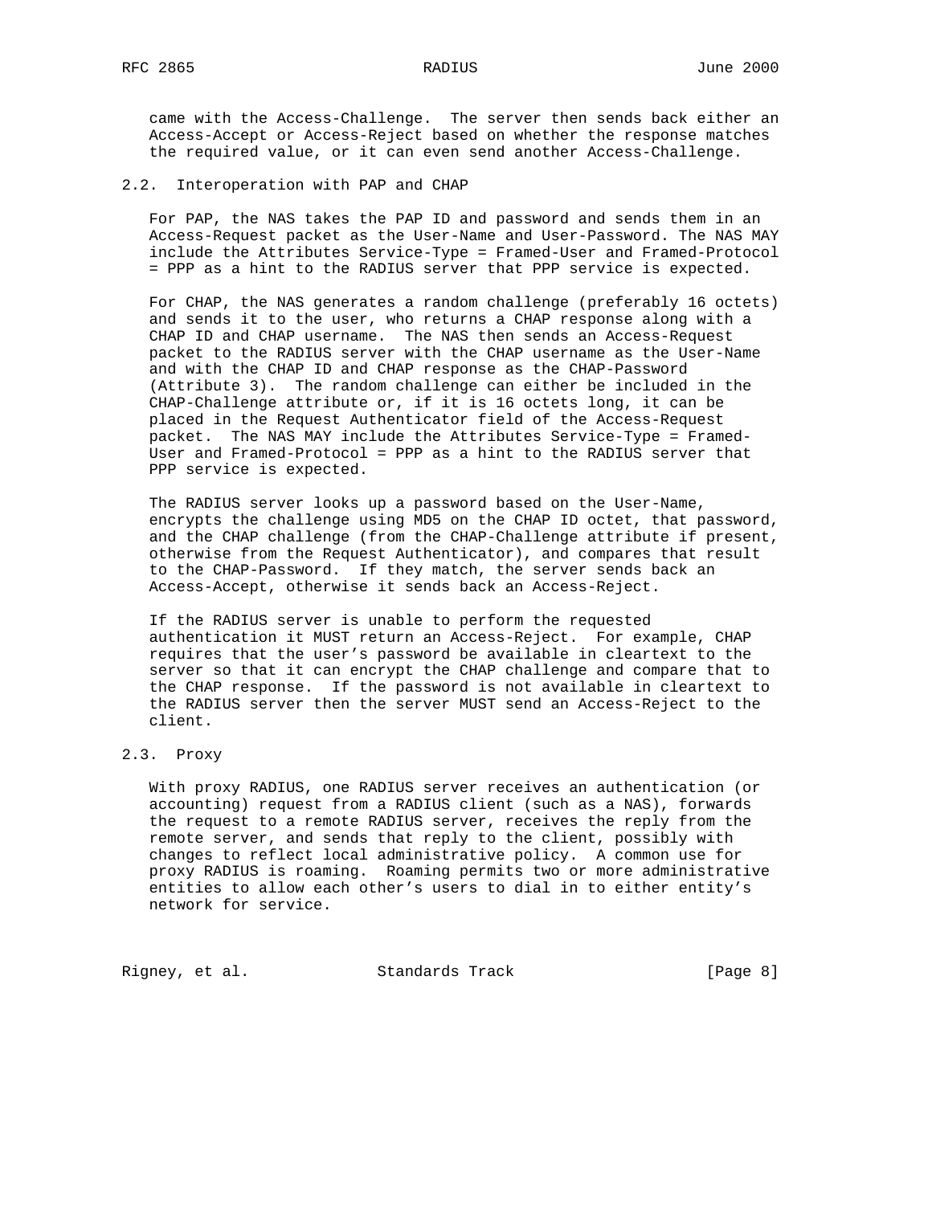came with the Access-Challenge. The server then sends back either an Access-Accept or Access-Reject based on whether the response matches the required value, or it can even send another Access-Challenge.

## 2.2. Interoperation with PAP and CHAP

For PAP, the NAS takes the PAP ID and password and sends them in an Access-Request packet as the User-Name and User-Password. The NAS MAY include the Attributes Service-Type = Framed-User and Framed-Protocol = PPP as a hint to the RADIUS server that PPP service is expected.

For CHAP, the NAS generates a random challenge (preferably 16 octets) and sends it to the user, who returns a CHAP response along with a CHAP ID and CHAP username. The NAS then sends an Access-Request packet to the RADIUS server with the CHAP username as the User-Name and with the CHAP ID and CHAP response as the CHAP-Password (Attribute 3). The random challenge can either be included in the CHAP-Challenge attribute or, if it is 16 octets long, it can be placed in the Request Authenticator field of the Access-Request packet. The NAS MAY include the Attributes Service-Type = Framed-User and Framed-Protocol = PPP as a hint to the RADIUS server that PPP service is expected.

The RADIUS server looks up a password based on the User-Name, encrypts the challenge using MD5 on the CHAP ID octet, that password, and the CHAP challenge (from the CHAP-Challenge attribute if present, otherwise from the Request Authenticator), and compares that result to the CHAP-Password. If they match, the server sends back an Access-Accept, otherwise it sends back an Access-Reject.

If the RADIUS server is unable to perform the requested authentication it MUST return an Access-Reject. For example, CHAP requires that the user's password be available in cleartext to the server so that it can encrypt the CHAP challenge and compare that to the CHAP response. If the password is not available in cleartext to the RADIUS server then the server MUST send an Access-Reject to the client.

## 2.3. Proxy

With proxy RADIUS, one RADIUS server receives an authentication (or accounting) request from a RADIUS client (such as a NAS), forwards the request to a remote RADIUS server, receives the reply from the remote server, and sends that reply to the client, possibly with changes to reflect local administrative policy. A common use for proxy RADIUS is roaming. Roaming permits two or more administrative entities to allow each other's users to dial in to either entity's network for service.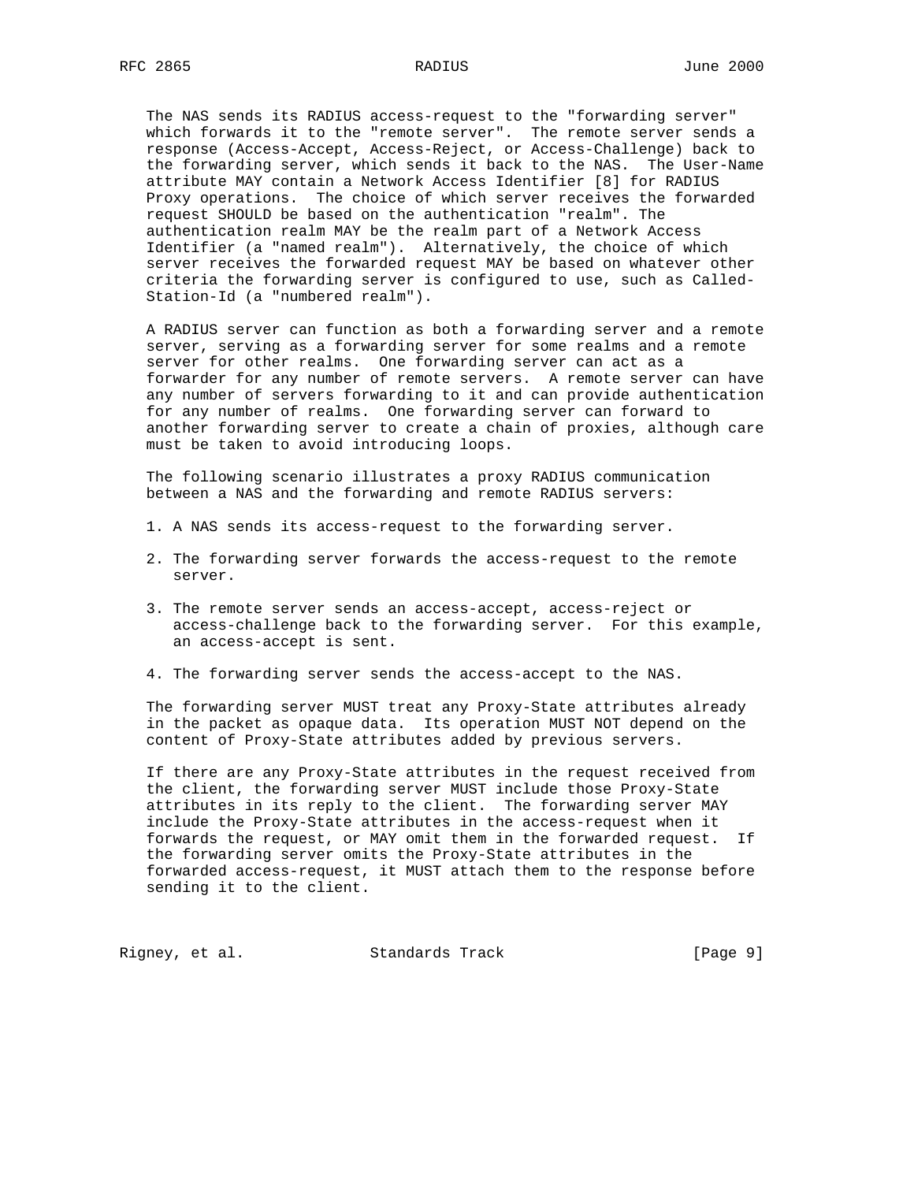The NAS sends its RADIUS access-request to the "forwarding server" which forwards it to the "remote server". The remote server sends a response (Access-Accept, Access-Reject, or Access-Challenge) back to the forwarding server, which sends it back to the NAS. The User-Name attribute MAY contain a Network Access Identifier [8] for RADIUS Proxy operations. The choice of which server receives the forwarded request SHOULD be based on the authentication "realm". The authentication realm MAY be the realm part of a Network Access Identifier (a "named realm"). Alternatively, the choice of which server receives the forwarded request MAY be based on whatever other criteria the forwarding server is configured to use, such as Called-Station-Id (a "numbered realm").

A RADIUS server can function as both a forwarding server and a remote server, serving as a forwarding server for some realms and a remote server for other realms. One forwarding server can act as a forwarder for any number of remote servers. A remote server can have any number of servers forwarding to it and can provide authentication for any number of realms. One forwarding server can forward to another forwarding server to create a chain of proxies, although care must be taken to avoid introducing loops.

The following scenario illustrates a proxy RADIUS communication between a NAS and the forwarding and remote RADIUS servers:

1. A NAS sends its access-request to the forwarding server.

2. The forwarding server forwards the access-request to the remote server.

3. The remote server sends an access-accept, access-reject or access-challenge back to the forwarding server. For this example, an access-accept is sent.

4. The forwarding server sends the access-accept to the NAS.

The forwarding server MUST treat any Proxy-State attributes already in the packet as opaque data. Its operation MUST NOT depend on the content of Proxy-State attributes added by previous servers.

If there are any Proxy-State attributes in the request received from the client, the forwarding server MUST include those Proxy-State attributes in its reply to the client. The forwarding server MAY include the Proxy-State attributes in the access-request when it forwards the request, or MAY omit them in the forwarded request. If the forwarding server omits the Proxy-State attributes in the forwarded access-request, it MUST attach them to the response before sending it to the client.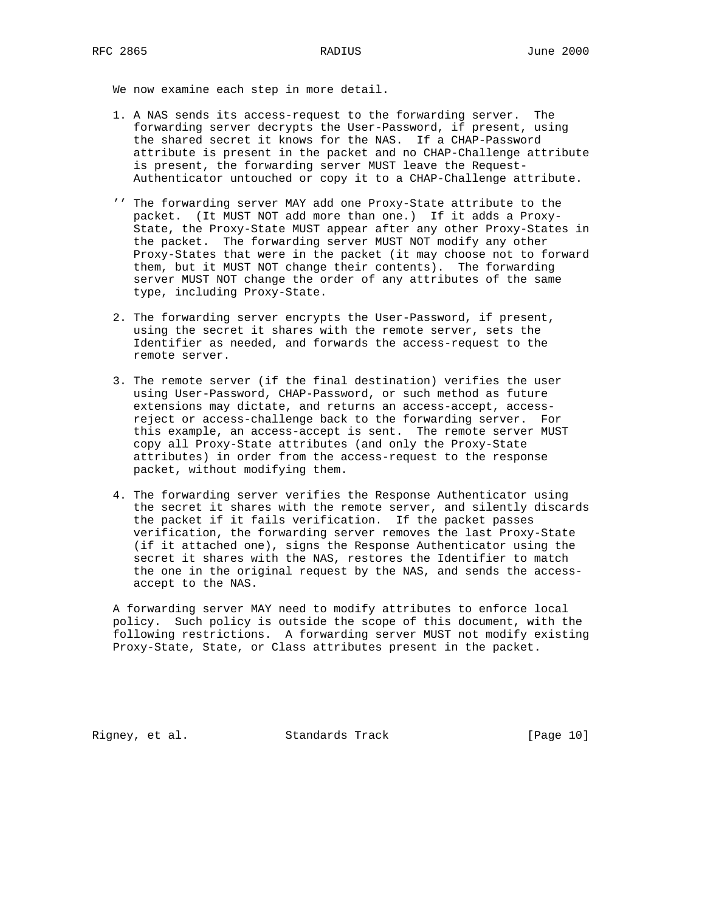We now examine each step in more detail.

1. A NAS sends its access-request to the forwarding server. The forwarding server decrypts the User-Password, if present, using the shared secret it knows for the NAS. If a CHAP-Password attribute is present in the packet and no CHAP-Challenge attribute is present, the forwarding server MUST leave the Request-Authenticator untouched or copy it to a CHAP-Challenge attribute.

'' The forwarding server MAY add one Proxy-State attribute to the packet. (It MUST NOT add more than one.) If it adds a Proxy-State, the Proxy-State MUST appear after any other Proxy-States in the packet. The forwarding server MUST NOT modify any other Proxy-States that were in the packet (it may choose not to forward them, but it MUST NOT change their contents). The forwarding server MUST NOT change the order of any attributes of the same type, including Proxy-State.

2. The forwarding server encrypts the User-Password, if present, using the secret it shares with the remote server, sets the Identifier as needed, and forwards the access-request to the remote server.

3. The remote server (if the final destination) verifies the user using User-Password, CHAP-Password, or such method as future extensions may dictate, and returns an access-accept, access-reject or access-challenge back to the forwarding server. For this example, an access-accept is sent. The remote server MUST copy all Proxy-State attributes (and only the Proxy-State attributes) in order from the access-request to the response packet, without modifying them.

4. The forwarding server verifies the Response Authenticator using the secret it shares with the remote server, and silently discards the packet if it fails verification. If the packet passes verification, the forwarding server removes the last Proxy-State (if it attached one), signs the Response Authenticator using the secret it shares with the NAS, restores the Identifier to match the one in the original request by the NAS, and sends the access-accept to the NAS.

A forwarding server MAY need to modify attributes to enforce local policy. Such policy is outside the scope of this document, with the following restrictions. A forwarding server MUST not modify existing Proxy-State, State, or Class attributes present in the packet.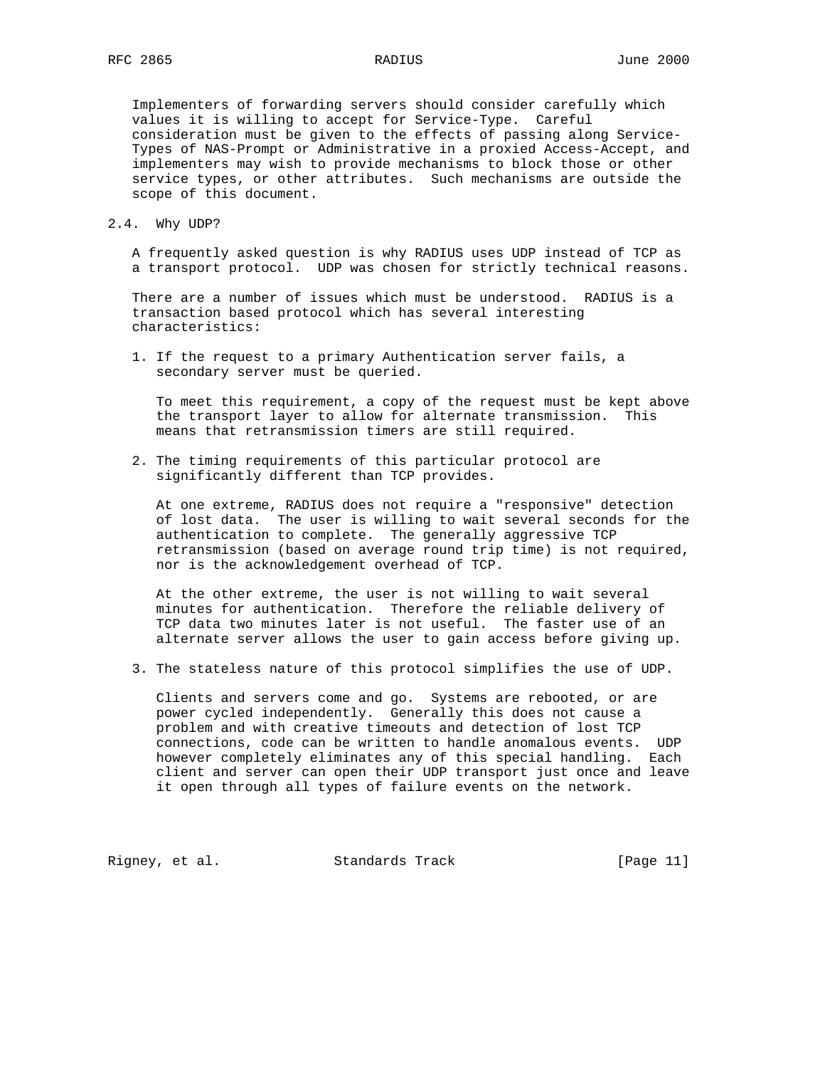Implementers of forwarding servers should consider carefully which values it is willing to accept for Service-Type. Careful consideration must be given to the effects of passing along Service-Types of NAS-Prompt or Administrative in a proxied Access-Accept, and implementers may wish to provide mechanisms to block those or other service types, or other attributes. Such mechanisms are outside the scope of this document.

## 2.4. Why UDP?

A frequently asked question is why RADIUS uses UDP instead of TCP as a transport protocol. UDP was chosen for strictly technical reasons.

There are a number of issues which must be understood. RADIUS is a transaction based protocol which has several interesting characteristics:

1. If the request to a primary Authentication server fails, a secondary server must be queried.

   To meet this requirement, a copy of the request must be kept above the transport layer to allow for alternate transmission. This means that retransmission timers are still required.

2. The timing requirements of this particular protocol are significantly different than TCP provides.

   At one extreme, RADIUS does not require a "responsive" detection of lost data. The user is willing to wait several seconds for the authentication to complete. The generally aggressive TCP retransmission (based on average round trip time) is not required, nor is the acknowledgement overhead of TCP.

   At the other extreme, the user is not willing to wait several minutes for authentication. Therefore the reliable delivery of TCP data two minutes later is not useful. The faster use of an alternate server allows the user to gain access before giving up.

3. The stateless nature of this protocol simplifies the use of UDP.

   Clients and servers come and go. Systems are rebooted, or are power cycled independently. Generally this does not cause a problem and with creative timeouts and detection of lost TCP connections, code can be written to handle anomalous events. UDP however completely eliminates any of this special handling. Each client and server can open their UDP transport just once and leave it open through all types of failure events on the network.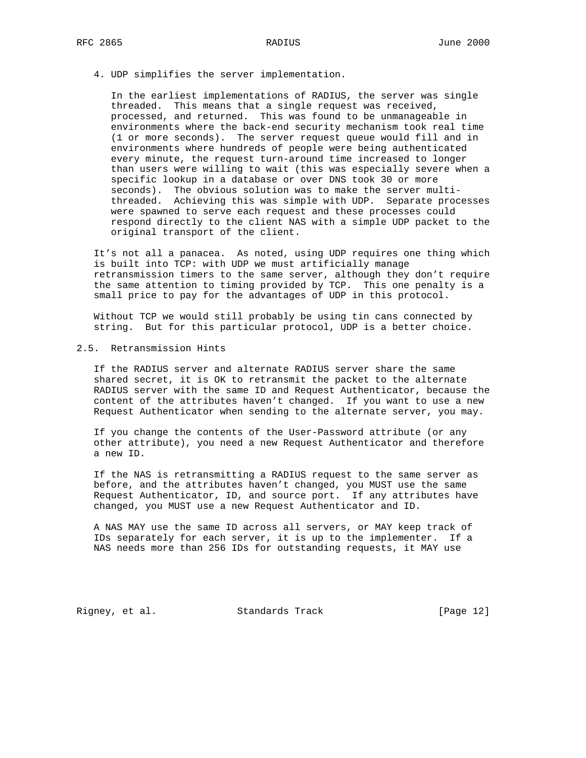4. UDP simplifies the server implementation.

   In the earliest implementations of RADIUS, the server was single threaded. This means that a single request was received, processed, and returned. This was found to be unmanageable in environments where the back-end security mechanism took real time (1 or more seconds). The server request queue would fill and in environments where hundreds of people were being authenticated every minute, the request turn-around time increased to longer than users were willing to wait (this was especially severe when a specific lookup in a database or over DNS took 30 or more seconds). The obvious solution was to make the server multi-threaded. Achieving this was simple with UDP. Separate processes were spawned to serve each request and these processes could respond directly to the client NAS with a simple UDP packet to the original transport of the client.

It’s not all a panacea. As noted, using UDP requires one thing which is built into TCP: with UDP we must artificially manage retransmission timers to the same server, although they don’t require the same attention to timing provided by TCP. This one penalty is a small price to pay for the advantages of UDP in this protocol.

Without TCP we would still probably be using tin cans connected by string. But for this particular protocol, UDP is a better choice.

## 2.5. Retransmission Hints

If the RADIUS server and alternate RADIUS server share the same shared secret, it is OK to retransmit the packet to the alternate RADIUS server with the same ID and Request Authenticator, because the content of the attributes haven’t changed. If you want to use a new Request Authenticator when sending to the alternate server, you may.

If you change the contents of the User-Password attribute (or any other attribute), you need a new Request Authenticator and therefore a new ID.

If the NAS is retransmitting a RADIUS request to the same server as before, and the attributes haven’t changed, you MUST use the same Request Authenticator, ID, and source port. If any attributes have changed, you MUST use a new Request Authenticator and ID.

A NAS MAY use the same ID across all servers, or MAY keep track of IDs separately for each server, it is up to the implementer. If a NAS needs more than 256 IDs for outstanding requests, it MAY use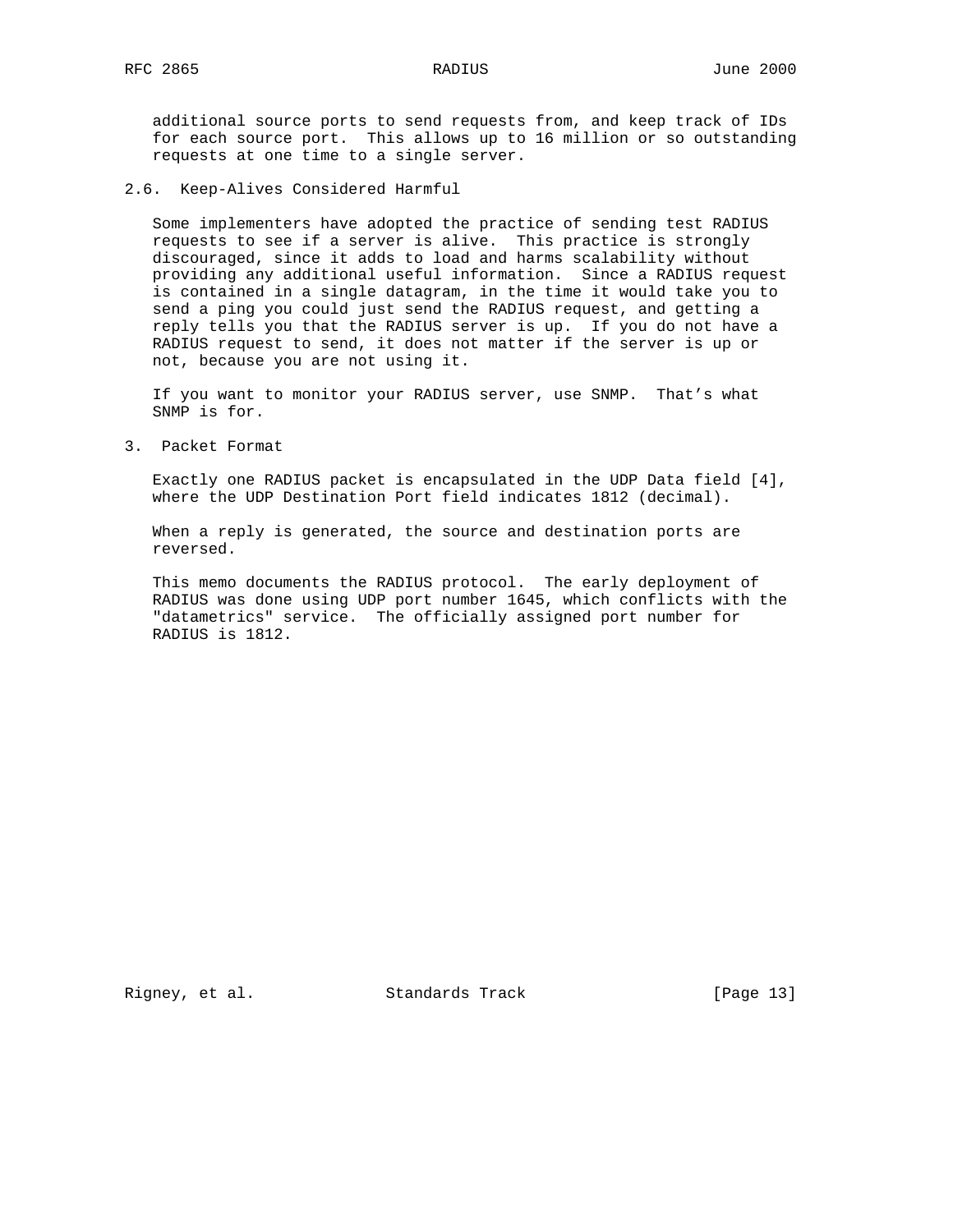additional source ports to send requests from, and keep track of IDs for each source port. This allows up to 16 million or so outstanding requests at one time to a single server.

## 2.6. Keep-Alives Considered Harmful

Some implementers have adopted the practice of sending test RADIUS requests to see if a server is alive. This practice is strongly discouraged, since it adds to load and harms scalability without providing any additional useful information. Since a RADIUS request is contained in a single datagram, in the time it would take you to send a ping you could just send the RADIUS request, and getting a reply tells you that the RADIUS server is up. If you do not have a RADIUS request to send, it does not matter if the server is up or not, because you are not using it.

If you want to monitor your RADIUS server, use SNMP. That's what SNMP is for.

# 3. Packet Format

Exactly one RADIUS packet is encapsulated in the UDP Data field [4], where the UDP Destination Port field indicates 1812 (decimal).

When a reply is generated, the source and destination ports are reversed.

This memo documents the RADIUS protocol. The early deployment of RADIUS was done using UDP port number 1645, which conflicts with the "datametrics" service. The officially assigned port number for RADIUS is 1812.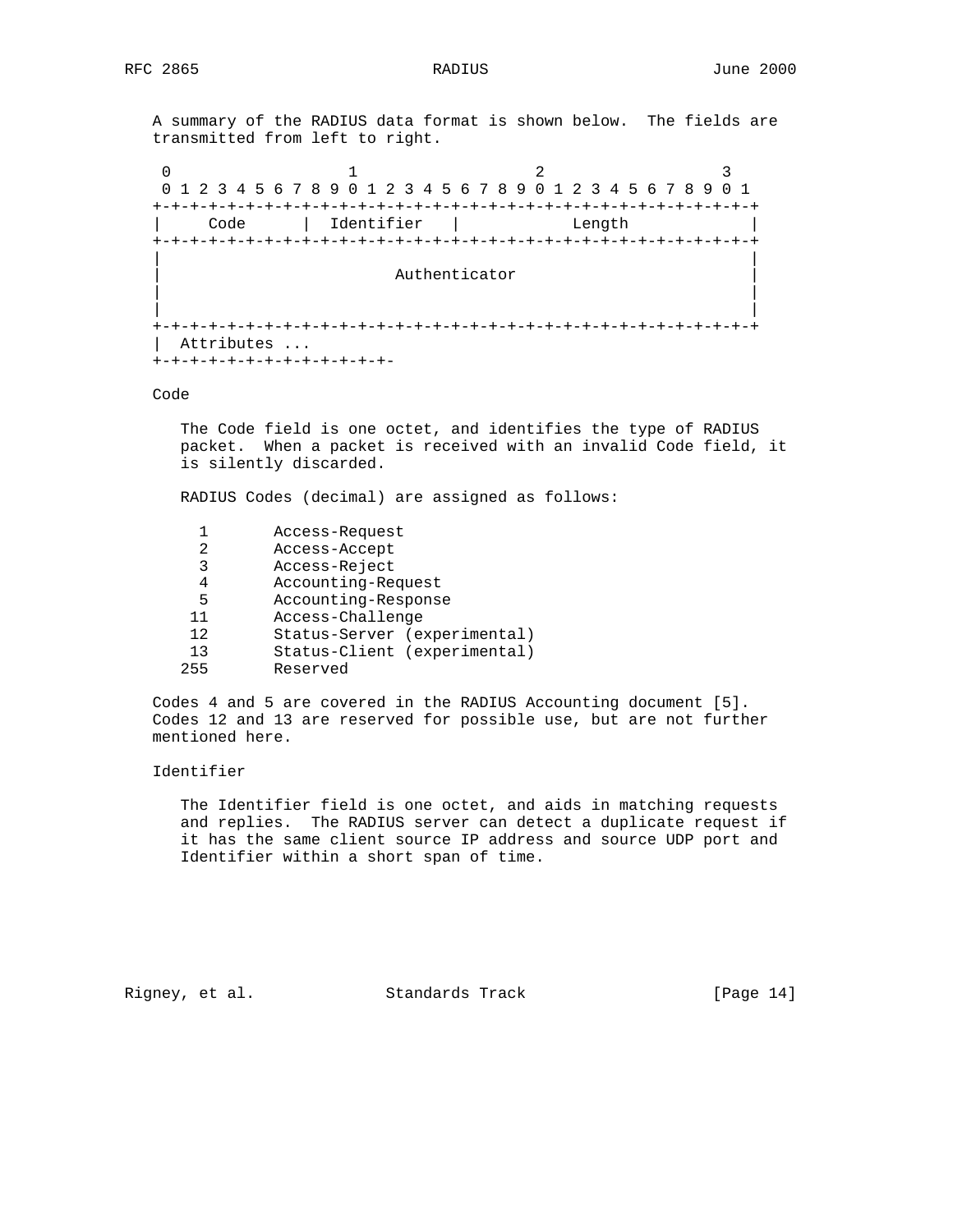A summary of the RADIUS data format is shown below. The fields are transmitted from left to right.

```
 0                   1                   2                   3
 0 1 2 3 4 5 6 7 8 9 0 1 2 3 4 5 6 7 8 9 0 1 2 3 4 5 6 7 8 9 0 1
+-+-+-+-+-+-+-+-+-+-+-+-+-+-+-+-+-+-+-+-+-+-+-+-+-+-+-+-+-+-+-+-+
|     Code      |  Identifier   |            Length             |
+-+-+-+-+-+-+-+-+-+-+-+-+-+-+-+-+-+-+-+-+-+-+-+-+-+-+-+-+-+-+-+-+
|                                                               |
|                         Authenticator                         |
|                                                               |
|                                                               |
+-+-+-+-+-+-+-+-+-+-+-+-+-+-+-+-+-+-+-+-+-+-+-+-+-+-+-+-+-+-+-+-+
|  Attributes ...
+-+-+-+-+-+-+-+-+-+-+-+-+-
```

Code

The Code field is one octet, and identifies the type of RADIUS packet. When a packet is received with an invalid Code field, it is silently discarded.

RADIUS Codes (decimal) are assigned as follows:

```
  1       Access-Request
  2       Access-Accept
  3       Access-Reject
  4       Accounting-Request
  5       Accounting-Response
 11       Access-Challenge
 12       Status-Server (experimental)
 13       Status-Client (experimental)
255       Reserved
```

Codes 4 and 5 are covered in the RADIUS Accounting document [5]. Codes 12 and 13 are reserved for possible use, but are not further mentioned here.

Identifier

The Identifier field is one octet, and aids in matching requests and replies. The RADIUS server can detect a duplicate request if it has the same client source IP address and source UDP port and Identifier within a short span of time.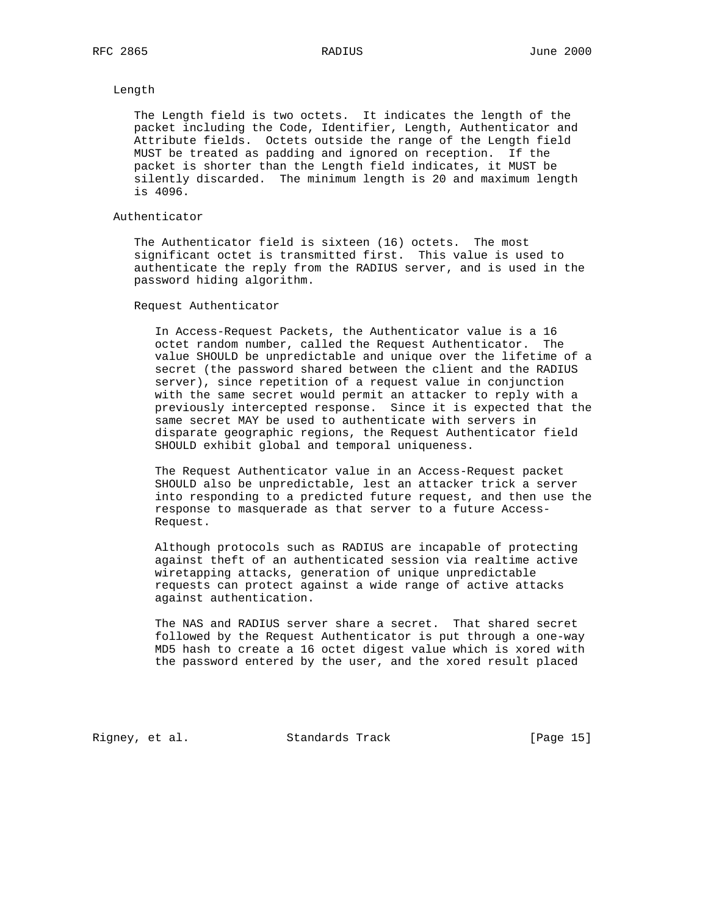Length

The Length field is two octets. It indicates the length of the packet including the Code, Identifier, Length, Authenticator and Attribute fields. Octets outside the range of the Length field MUST be treated as padding and ignored on reception. If the packet is shorter than the Length field indicates, it MUST be silently discarded. The minimum length is 20 and maximum length is 4096.

Authenticator

The Authenticator field is sixteen (16) octets. The most significant octet is transmitted first. This value is used to authenticate the reply from the RADIUS server, and is used in the password hiding algorithm.

Request Authenticator

In Access-Request Packets, the Authenticator value is a 16 octet random number, called the Request Authenticator. The value SHOULD be unpredictable and unique over the lifetime of a secret (the password shared between the client and the RADIUS server), since repetition of a request value in conjunction with the same secret would permit an attacker to reply with a previously intercepted response. Since it is expected that the same secret MAY be used to authenticate with servers in disparate geographic regions, the Request Authenticator field SHOULD exhibit global and temporal uniqueness.

The Request Authenticator value in an Access-Request packet SHOULD also be unpredictable, lest an attacker trick a server into responding to a predicted future request, and then use the response to masquerade as that server to a future Access-Request.

Although protocols such as RADIUS are incapable of protecting against theft of an authenticated session via realtime active wiretapping attacks, generation of unique unpredictable requests can protect against a wide range of active attacks against authentication.

The NAS and RADIUS server share a secret. That shared secret followed by the Request Authenticator is put through a one-way MD5 hash to create a 16 octet digest value which is xored with the password entered by the user, and the xored result placed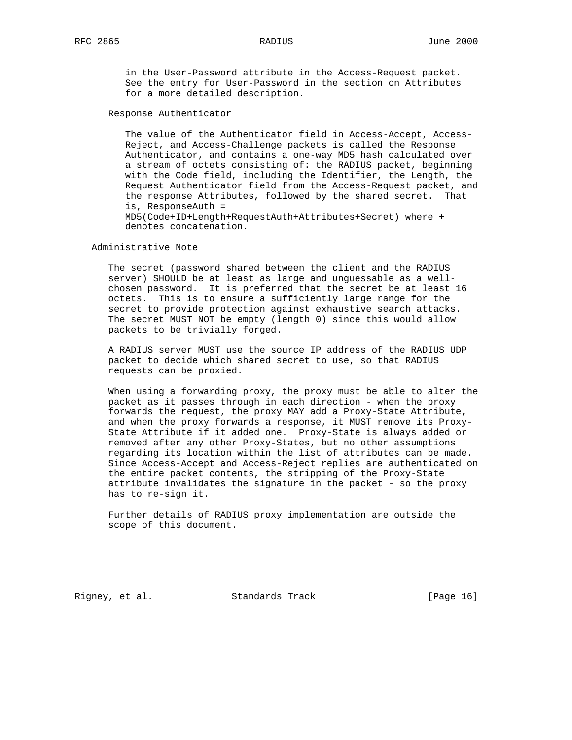in the User-Password attribute in the Access-Request packet. See the entry for User-Password in the section on Attributes for a more detailed description.

### Response Authenticator

The value of the Authenticator field in Access-Accept, Access-Reject, and Access-Challenge packets is called the Response Authenticator, and contains a one-way MD5 hash calculated over a stream of octets consisting of: the RADIUS packet, beginning with the Code field, including the Identifier, the Length, the Request Authenticator field from the Access-Request packet, and the response Attributes, followed by the shared secret. That is, ResponseAuth = MD5(Code+ID+Length+RequestAuth+Attributes+Secret) where + denotes concatenation.

## Administrative Note

The secret (password shared between the client and the RADIUS server) SHOULD be at least as large and unguessable as a well-chosen password. It is preferred that the secret be at least 16 octets. This is to ensure a sufficiently large range for the secret to provide protection against exhaustive search attacks. The secret MUST NOT be empty (length 0) since this would allow packets to be trivially forged.

A RADIUS server MUST use the source IP address of the RADIUS UDP packet to decide which shared secret to use, so that RADIUS requests can be proxied.

When using a forwarding proxy, the proxy must be able to alter the packet as it passes through in each direction - when the proxy forwards the request, the proxy MAY add a Proxy-State Attribute, and when the proxy forwards a response, it MUST remove its Proxy-State Attribute if it added one. Proxy-State is always added or removed after any other Proxy-States, but no other assumptions regarding its location within the list of attributes can be made. Since Access-Accept and Access-Reject replies are authenticated on the entire packet contents, the stripping of the Proxy-State attribute invalidates the signature in the packet - so the proxy has to re-sign it.

Further details of RADIUS proxy implementation are outside the scope of this document.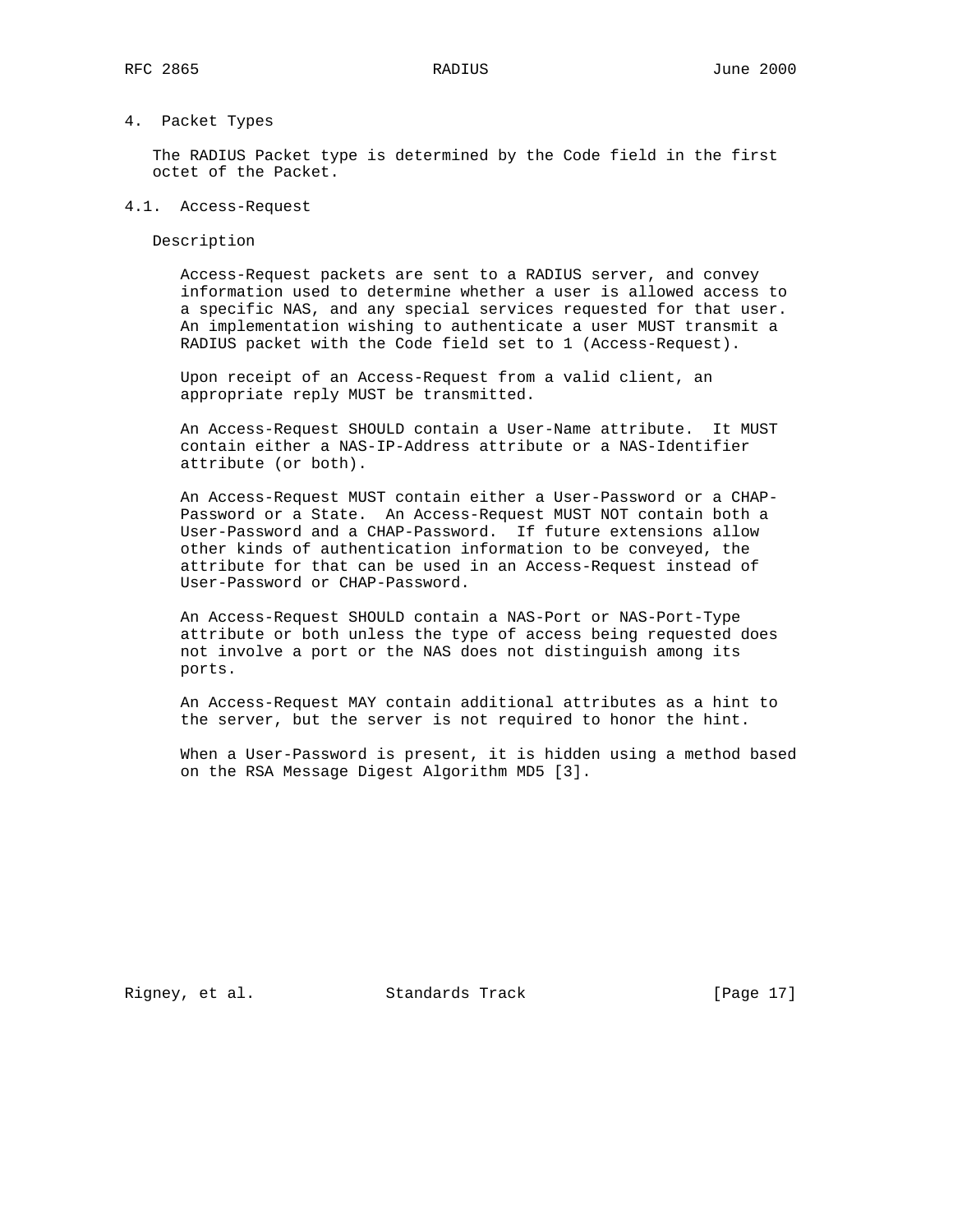## 4. Packet Types

The RADIUS Packet type is determined by the Code field in the first octet of the Packet.

### 4.1. Access-Request

Description

Access-Request packets are sent to a RADIUS server, and convey information used to determine whether a user is allowed access to a specific NAS, and any special services requested for that user. An implementation wishing to authenticate a user MUST transmit a RADIUS packet with the Code field set to 1 (Access-Request).

Upon receipt of an Access-Request from a valid client, an appropriate reply MUST be transmitted.

An Access-Request SHOULD contain a User-Name attribute. It MUST contain either a NAS-IP-Address attribute or a NAS-Identifier attribute (or both).

An Access-Request MUST contain either a User-Password or a CHAP-Password or a State. An Access-Request MUST NOT contain both a User-Password and a CHAP-Password. If future extensions allow other kinds of authentication information to be conveyed, the attribute for that can be used in an Access-Request instead of User-Password or CHAP-Password.

An Access-Request SHOULD contain a NAS-Port or NAS-Port-Type attribute or both unless the type of access being requested does not involve a port or the NAS does not distinguish among its ports.

An Access-Request MAY contain additional attributes as a hint to the server, but the server is not required to honor the hint.

When a User-Password is present, it is hidden using a method based on the RSA Message Digest Algorithm MD5 [3].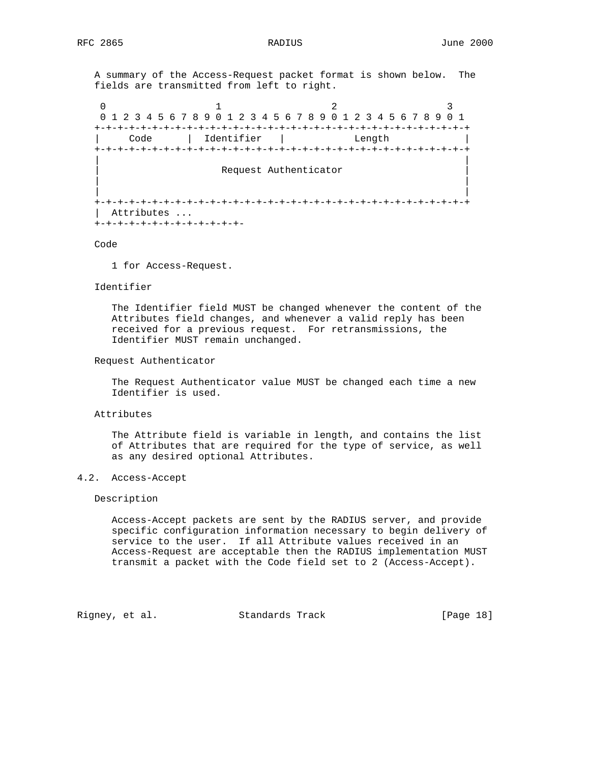A summary of the Access-Request packet format is shown below. The fields are transmitted from left to right.

```
 0                   1                   2                   3
 0 1 2 3 4 5 6 7 8 9 0 1 2 3 4 5 6 7 8 9 0 1 2 3 4 5 6 7 8 9 0 1
+-+-+-+-+-+-+-+-+-+-+-+-+-+-+-+-+-+-+-+-+-+-+-+-+-+-+-+-+-+-+-+-+
|     Code      |  Identifier   |            Length             |
+-+-+-+-+-+-+-+-+-+-+-+-+-+-+-+-+-+-+-+-+-+-+-+-+-+-+-+-+-+-+-+-+
|                                                               |
|                     Request Authenticator                     |
|                                                               |
|                                                               |
+-+-+-+-+-+-+-+-+-+-+-+-+-+-+-+-+-+-+-+-+-+-+-+-+-+-+-+-+-+-+-+-+
|  Attributes ...
+-+-+-+-+-+-+-+-+-+-+-+-+-
```

Code

1 for Access-Request.

Identifier

The Identifier field MUST be changed whenever the content of the Attributes field changes, and whenever a valid reply has been received for a previous request. For retransmissions, the Identifier MUST remain unchanged.

Request Authenticator

The Request Authenticator value MUST be changed each time a new Identifier is used.

Attributes

The Attribute field is variable in length, and contains the list of Attributes that are required for the type of service, as well as any desired optional Attributes.

## 4.2. Access-Accept

Description

Access-Accept packets are sent by the RADIUS server, and provide specific configuration information necessary to begin delivery of service to the user. If all Attribute values received in an Access-Request are acceptable then the RADIUS implementation MUST transmit a packet with the Code field set to 2 (Access-Accept).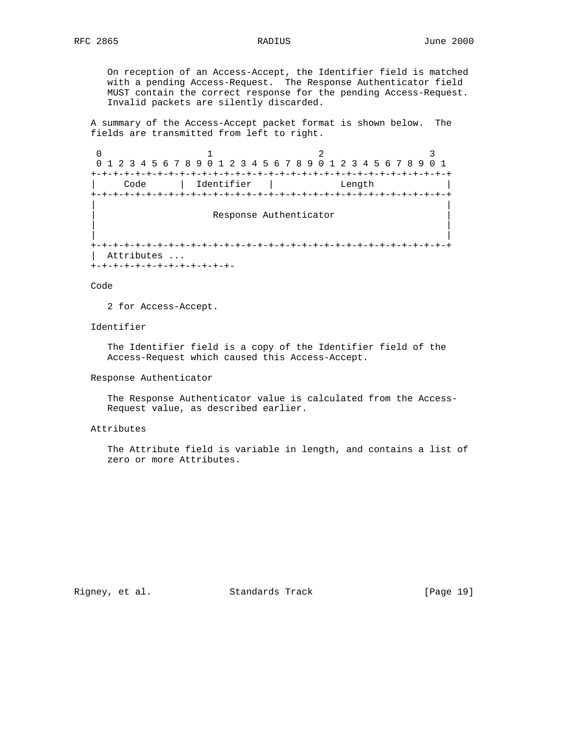On reception of an Access-Accept, the Identifier field is matched with a pending Access-Request. The Response Authenticator field MUST contain the correct response for the pending Access-Request. Invalid packets are silently discarded.

A summary of the Access-Accept packet format is shown below. The fields are transmitted from left to right.

```
 0                   1                   2                   3
 0 1 2 3 4 5 6 7 8 9 0 1 2 3 4 5 6 7 8 9 0 1 2 3 4 5 6 7 8 9 0 1
+-+-+-+-+-+-+-+-+-+-+-+-+-+-+-+-+-+-+-+-+-+-+-+-+-+-+-+-+-+-+-+-+
|     Code      |  Identifier   |            Length             |
+-+-+-+-+-+-+-+-+-+-+-+-+-+-+-+-+-+-+-+-+-+-+-+-+-+-+-+-+-+-+-+-+
|                                                               |
|                     Response Authenticator                    |
|                                                               |
|                                                               |
+-+-+-+-+-+-+-+-+-+-+-+-+-+-+-+-+-+-+-+-+-+-+-+-+-+-+-+-+-+-+-+-+
|  Attributes ...
+-+-+-+-+-+-+-+-+-+-+-+-+-
```

Code

2 for Access-Accept.

Identifier

The Identifier field is a copy of the Identifier field of the Access-Request which caused this Access-Accept.

Response Authenticator

The Response Authenticator value is calculated from the Access-Request value, as described earlier.

Attributes

The Attribute field is variable in length, and contains a list of zero or more Attributes.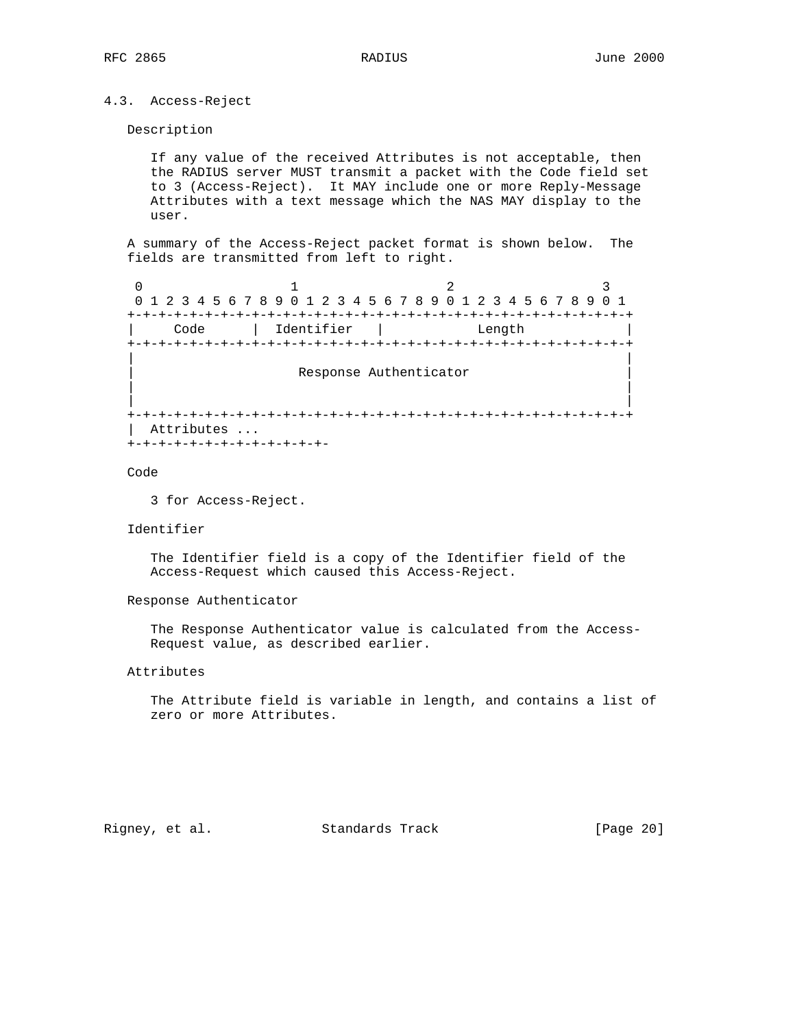### 4.3. Access-Reject

Description

If any value of the received Attributes is not acceptable, then the RADIUS server MUST transmit a packet with the Code field set to 3 (Access-Reject). It MAY include one or more Reply-Message Attributes with a text message which the NAS MAY display to the user.

A summary of the Access-Reject packet format is shown below. The fields are transmitted from left to right.

```
 0                   1                   2                   3
 0 1 2 3 4 5 6 7 8 9 0 1 2 3 4 5 6 7 8 9 0 1 2 3 4 5 6 7 8 9 0 1
+-+-+-+-+-+-+-+-+-+-+-+-+-+-+-+-+-+-+-+-+-+-+-+-+-+-+-+-+-+-+-+-+
|     Code      |  Identifier   |            Length             |
+-+-+-+-+-+-+-+-+-+-+-+-+-+-+-+-+-+-+-+-+-+-+-+-+-+-+-+-+-+-+-+-+
|                                                               |
|                     Response Authenticator                    |
|                                                               |
|                                                               |
+-+-+-+-+-+-+-+-+-+-+-+-+-+-+-+-+-+-+-+-+-+-+-+-+-+-+-+-+-+-+-+-+
|  Attributes ...
+-+-+-+-+-+-+-+-+-+-+-+-+-
```

Code

3 for Access-Reject.

Identifier

The Identifier field is a copy of the Identifier field of the Access-Request which caused this Access-Reject.

Response Authenticator

The Response Authenticator value is calculated from the Access-Request value, as described earlier.

Attributes

The Attribute field is variable in length, and contains a list of zero or more Attributes.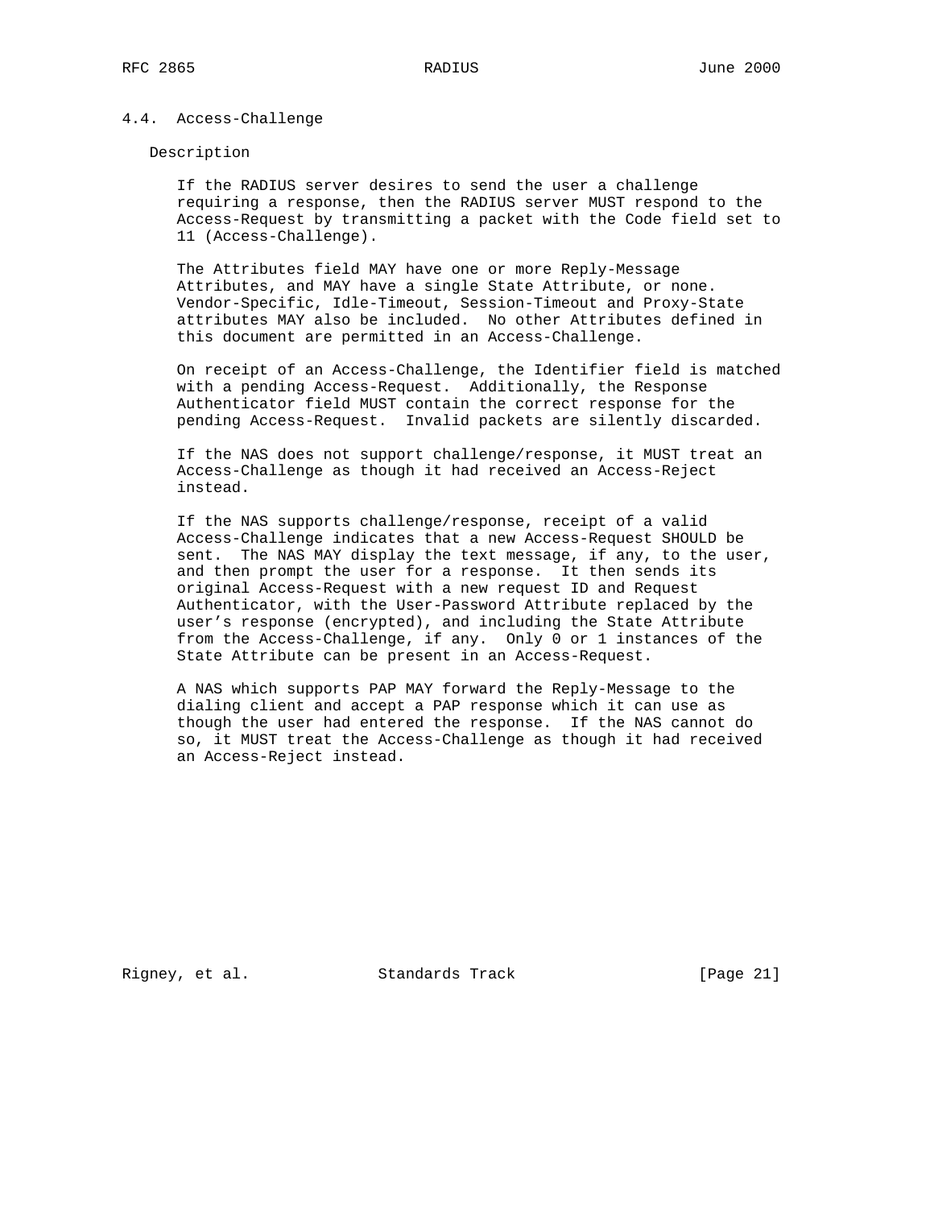### 4.4. Access-Challenge

Description

If the RADIUS server desires to send the user a challenge requiring a response, then the RADIUS server MUST respond to the Access-Request by transmitting a packet with the Code field set to 11 (Access-Challenge).

The Attributes field MAY have one or more Reply-Message Attributes, and MAY have a single State Attribute, or none. Vendor-Specific, Idle-Timeout, Session-Timeout and Proxy-State attributes MAY also be included. No other Attributes defined in this document are permitted in an Access-Challenge.

On receipt of an Access-Challenge, the Identifier field is matched with a pending Access-Request. Additionally, the Response Authenticator field MUST contain the correct response for the pending Access-Request. Invalid packets are silently discarded.

If the NAS does not support challenge/response, it MUST treat an Access-Challenge as though it had received an Access-Reject instead.

If the NAS supports challenge/response, receipt of a valid Access-Challenge indicates that a new Access-Request SHOULD be sent. The NAS MAY display the text message, if any, to the user, and then prompt the user for a response. It then sends its original Access-Request with a new request ID and Request Authenticator, with the User-Password Attribute replaced by the user's response (encrypted), and including the State Attribute from the Access-Challenge, if any. Only 0 or 1 instances of the State Attribute can be present in an Access-Request.

A NAS which supports PAP MAY forward the Reply-Message to the dialing client and accept a PAP response which it can use as though the user had entered the response. If the NAS cannot do so, it MUST treat the Access-Challenge as though it had received an Access-Reject instead.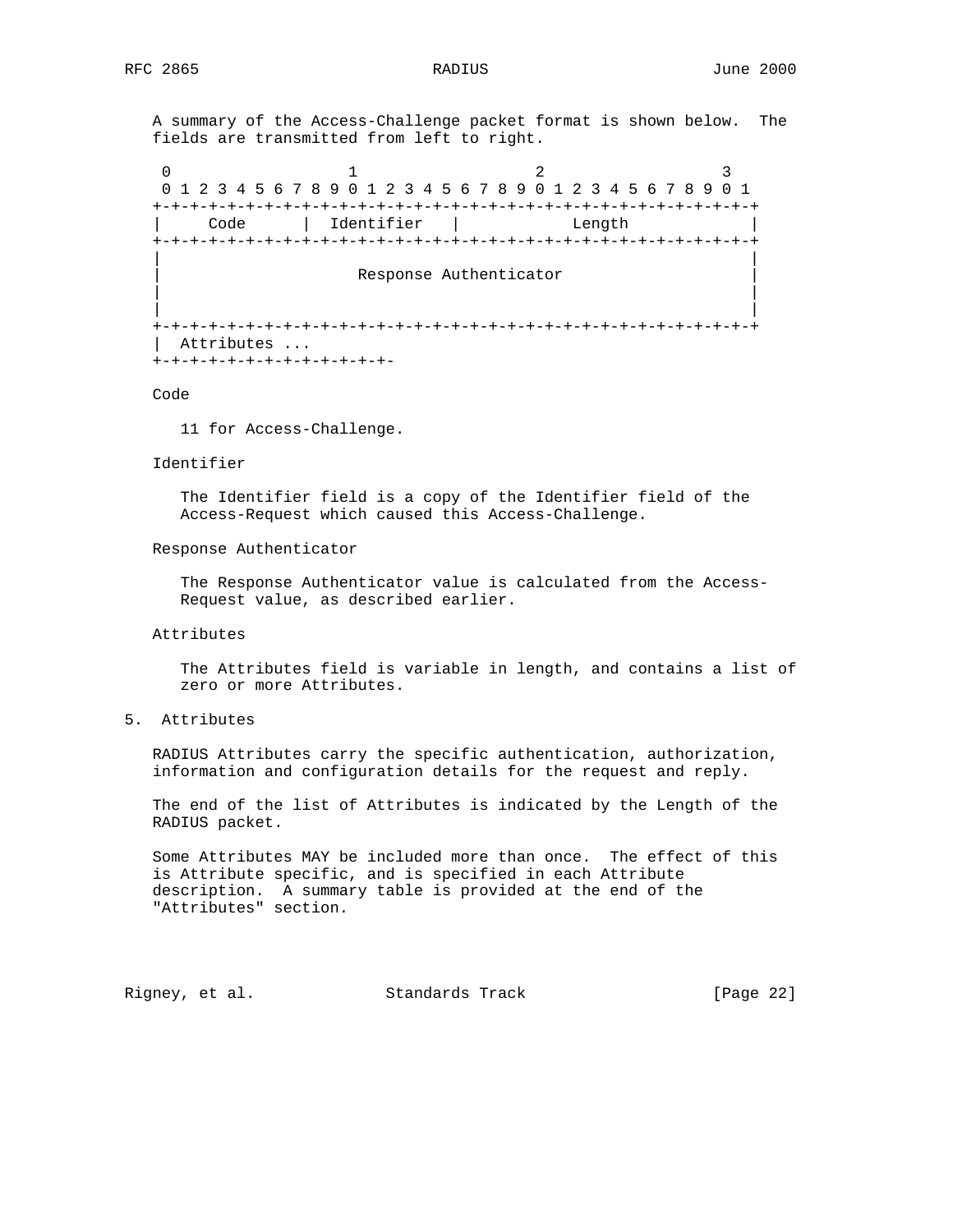A summary of the Access-Challenge packet format is shown below. The fields are transmitted from left to right.

```
 0                   1                   2                   3
 0 1 2 3 4 5 6 7 8 9 0 1 2 3 4 5 6 7 8 9 0 1 2 3 4 5 6 7 8 9 0 1
+-+-+-+-+-+-+-+-+-+-+-+-+-+-+-+-+-+-+-+-+-+-+-+-+-+-+-+-+-+-+-+-+
|     Code      |  Identifier   |            Length             |
+-+-+-+-+-+-+-+-+-+-+-+-+-+-+-+-+-+-+-+-+-+-+-+-+-+-+-+-+-+-+-+-+
|                                                               |
|                     Response Authenticator                    |
|                                                               |
|                                                               |
+-+-+-+-+-+-+-+-+-+-+-+-+-+-+-+-+-+-+-+-+-+-+-+-+-+-+-+-+-+-+-+-+
|  Attributes ...
+-+-+-+-+-+-+-+-+-+-+-+-+-
```

Code

11 for Access-Challenge.

Identifier

The Identifier field is a copy of the Identifier field of the Access-Request which caused this Access-Challenge.

Response Authenticator

The Response Authenticator value is calculated from the Access-Request value, as described earlier.

Attributes

The Attributes field is variable in length, and contains a list of zero or more Attributes.

## 5. Attributes

RADIUS Attributes carry the specific authentication, authorization, information and configuration details for the request and reply.

The end of the list of Attributes is indicated by the Length of the RADIUS packet.

Some Attributes MAY be included more than once. The effect of this is Attribute specific, and is specified in each Attribute description. A summary table is provided at the end of the "Attributes" section.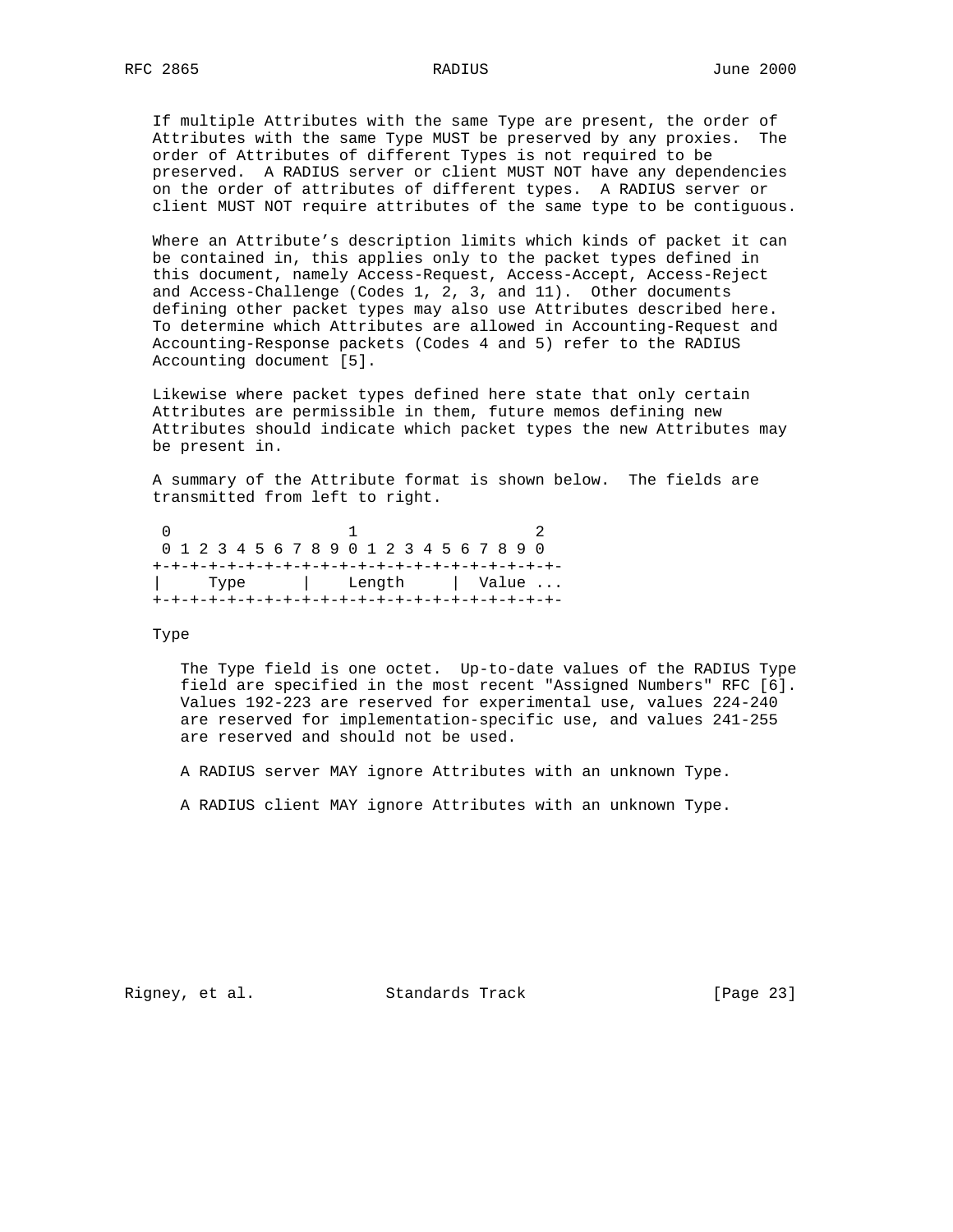If multiple Attributes with the same Type are present, the order of Attributes with the same Type MUST be preserved by any proxies. The order of Attributes of different Types is not required to be preserved. A RADIUS server or client MUST NOT have any dependencies on the order of attributes of different types. A RADIUS server or client MUST NOT require attributes of the same type to be contiguous.

Where an Attribute's description limits which kinds of packet it can be contained in, this applies only to the packet types defined in this document, namely Access-Request, Access-Accept, Access-Reject and Access-Challenge (Codes 1, 2, 3, and 11). Other documents defining other packet types may also use Attributes described here. To determine which Attributes are allowed in Accounting-Request and Accounting-Response packets (Codes 4 and 5) refer to the RADIUS Accounting document [5].

Likewise where packet types defined here state that only certain Attributes are permissible in them, future memos defining new Attributes should indicate which packet types the new Attributes may be present in.

A summary of the Attribute format is shown below. The fields are transmitted from left to right.

```
 0                   1                   2
 0 1 2 3 4 5 6 7 8 9 0 1 2 3 4 5 6 7 8 9 0
+-+-+-+-+-+-+-+-+-+-+-+-+-+-+-+-+-+-+-+-+-+-
|     Type      |    Length     |  Value ...
+-+-+-+-+-+-+-+-+-+-+-+-+-+-+-+-+-+-+-+-+-+-
```

Type

The Type field is one octet. Up-to-date values of the RADIUS Type field are specified in the most recent "Assigned Numbers" RFC [6]. Values 192-223 are reserved for experimental use, values 224-240 are reserved for implementation-specific use, and values 241-255 are reserved and should not be used.

A RADIUS server MAY ignore Attributes with an unknown Type.

A RADIUS client MAY ignore Attributes with an unknown Type.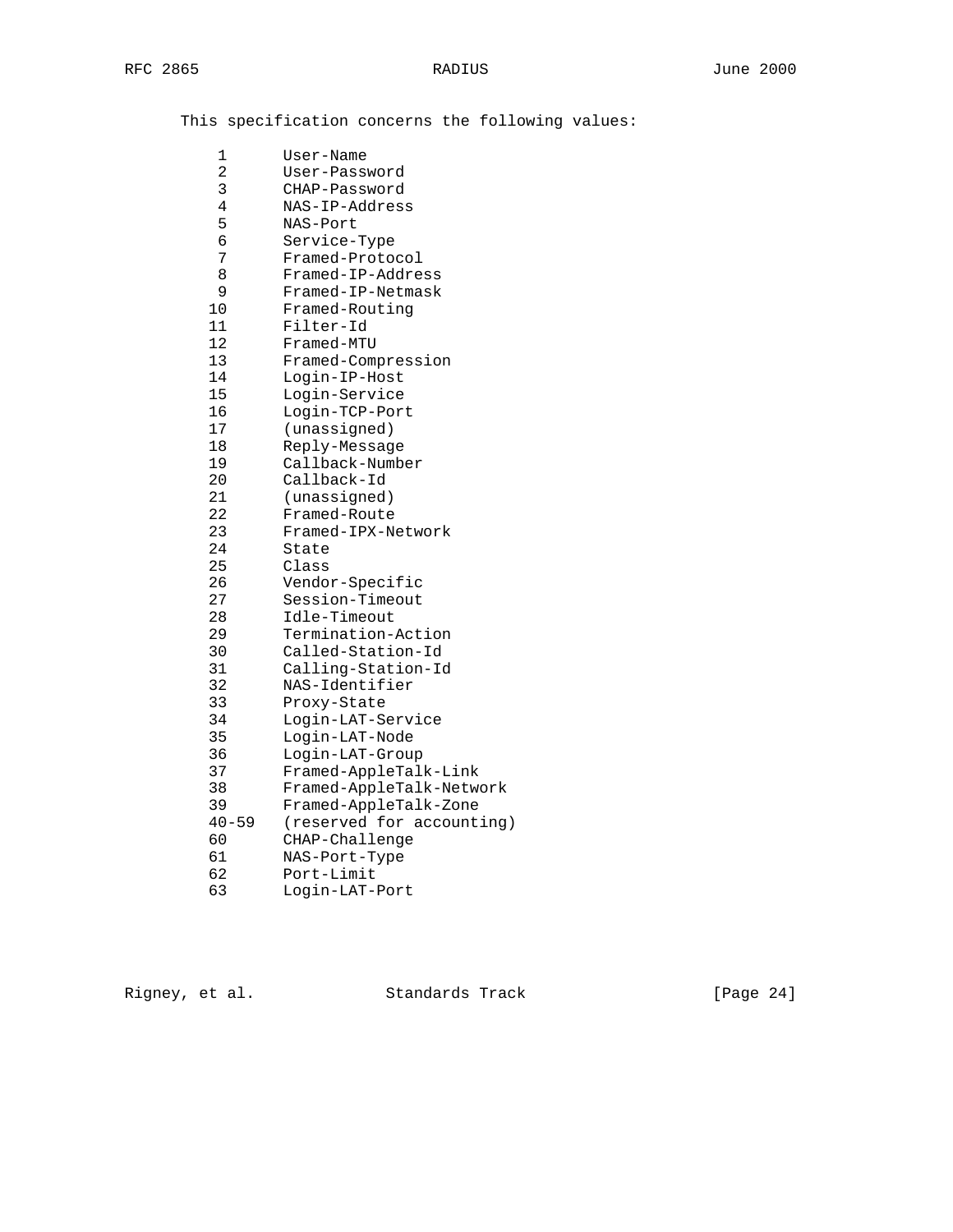This specification concerns the following values:

```
     1      User-Name
     2      User-Password
     3      CHAP-Password
     4      NAS-IP-Address
     5      NAS-Port
     6      Service-Type
     7      Framed-Protocol
     8      Framed-IP-Address
     9      Framed-IP-Netmask
    10      Framed-Routing
    11      Filter-Id
    12      Framed-MTU
    13      Framed-Compression
    14      Login-IP-Host
    15      Login-Service
    16      Login-TCP-Port
    17      (unassigned)
    18      Reply-Message
    19      Callback-Number
    20      Callback-Id
    21      (unassigned)
    22      Framed-Route
    23      Framed-IPX-Network
    24      State
    25      Class
    26      Vendor-Specific
    27      Session-Timeout
    28      Idle-Timeout
    29      Termination-Action
    30      Called-Station-Id
    31      Calling-Station-Id
    32      NAS-Identifier
    33      Proxy-State
    34      Login-LAT-Service
    35      Login-LAT-Node
    36      Login-LAT-Group
    37      Framed-AppleTalk-Link
    38      Framed-AppleTalk-Network
    39      Framed-AppleTalk-Zone
    40-59   (reserved for accounting)
    60      CHAP-Challenge
    61      NAS-Port-Type
    62      Port-Limit
    63      Login-LAT-Port
```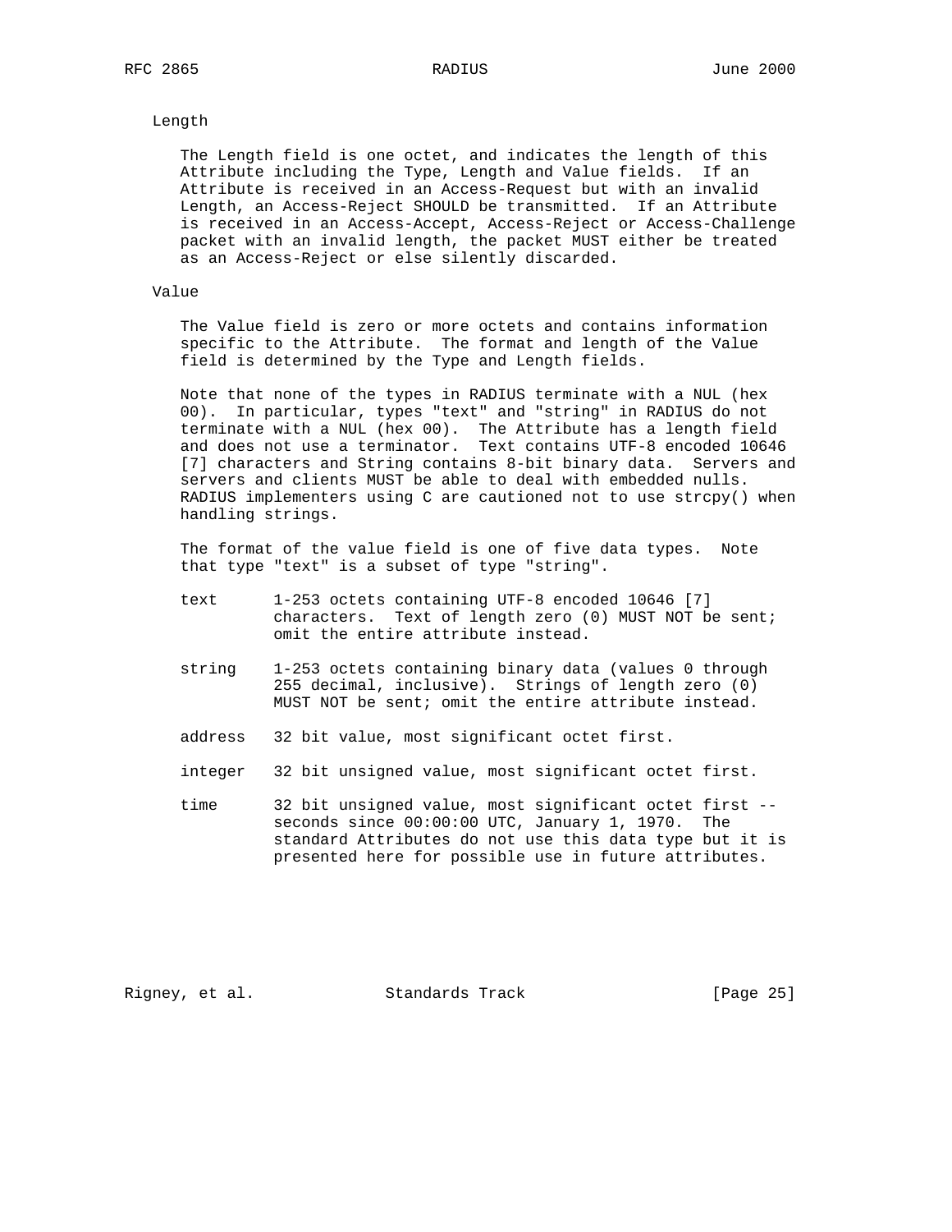Length

The Length field is one octet, and indicates the length of this Attribute including the Type, Length and Value fields. If an Attribute is received in an Access-Request but with an invalid Length, an Access-Reject SHOULD be transmitted. If an Attribute is received in an Access-Accept, Access-Reject or Access-Challenge packet with an invalid length, the packet MUST either be treated as an Access-Reject or else silently discarded.

Value

The Value field is zero or more octets and contains information specific to the Attribute. The format and length of the Value field is determined by the Type and Length fields.

Note that none of the types in RADIUS terminate with a NUL (hex 00). In particular, types "text" and "string" in RADIUS do not terminate with a NUL (hex 00). The Attribute has a length field and does not use a terminator. Text contains UTF-8 encoded 10646 [7] characters and String contains 8-bit binary data. Servers and servers and clients MUST be able to deal with embedded nulls. RADIUS implementers using C are cautioned not to use strcpy() when handling strings.

The format of the value field is one of five data types. Note that type "text" is a subset of type "string".

- **text** — 1-253 octets containing UTF-8 encoded 10646 [7] characters. Text of length zero (0) MUST NOT be sent; omit the entire attribute instead.

- **string** — 1-253 octets containing binary data (values 0 through 255 decimal, inclusive). Strings of length zero (0) MUST NOT be sent; omit the entire attribute instead.

- **address** — 32 bit value, most significant octet first.

- **integer** — 32 bit unsigned value, most significant octet first.

- **time** — 32 bit unsigned value, most significant octet first -- seconds since 00:00:00 UTC, January 1, 1970. The standard Attributes do not use this data type but it is presented here for possible use in future attributes.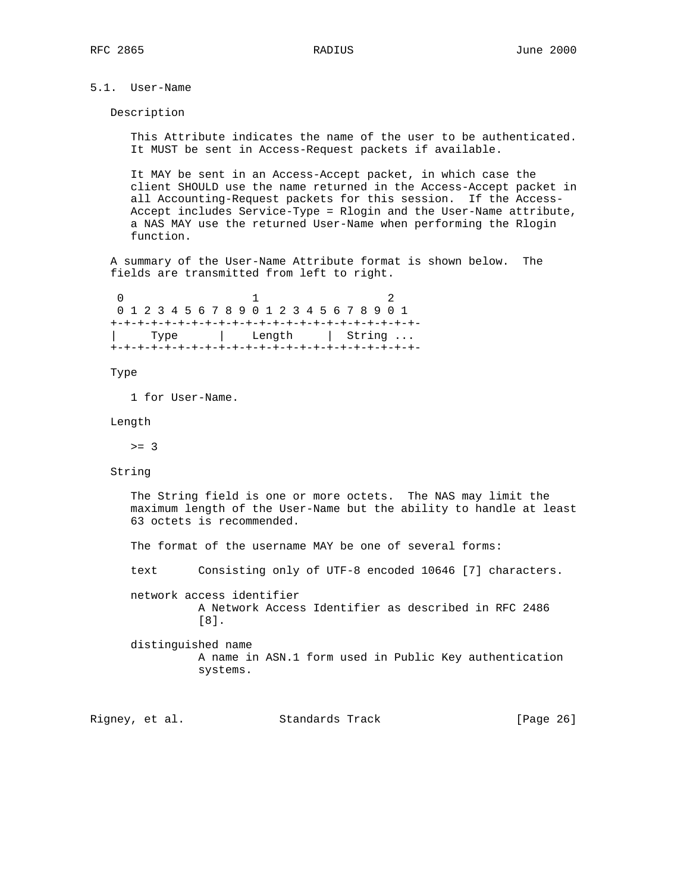## 5.1. User-Name

Description

This Attribute indicates the name of the user to be authenticated. It MUST be sent in Access-Request packets if available.

It MAY be sent in an Access-Accept packet, in which case the client SHOULD use the name returned in the Access-Accept packet in all Accounting-Request packets for this session. If the Access-Accept includes Service-Type = Rlogin and the User-Name attribute, a NAS MAY use the returned User-Name when performing the Rlogin function.

A summary of the User-Name Attribute format is shown below. The fields are transmitted from left to right.

```
 0                   1                   2
 0 1 2 3 4 5 6 7 8 9 0 1 2 3 4 5 6 7 8 9 0 1
+-+-+-+-+-+-+-+-+-+-+-+-+-+-+-+-+-+-+-+-+-+-+-
|     Type      |    Length     |  String ...
+-+-+-+-+-+-+-+-+-+-+-+-+-+-+-+-+-+-+-+-+-+-+-
```

Type

1 for User-Name.

Length

>= 3

String

The String field is one or more octets. The NAS may limit the maximum length of the User-Name but the ability to handle at least 63 octets is recommended.

The format of the username MAY be one of several forms:

text
: Consisting only of UTF-8 encoded 10646 [7] characters.

network access identifier
: A Network Access Identifier as described in RFC 2486 [8].

distinguished name
: A name in ASN.1 form used in Public Key authentication systems.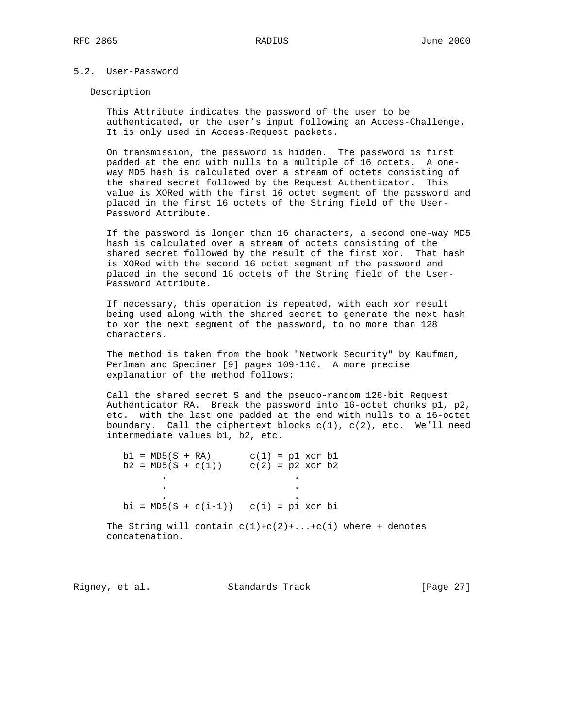## 5.2. User-Password

### Description

This Attribute indicates the password of the user to be authenticated, or the user's input following an Access-Challenge. It is only used in Access-Request packets.

On transmission, the password is hidden. The password is first padded at the end with nulls to a multiple of 16 octets. A one-way MD5 hash is calculated over a stream of octets consisting of the shared secret followed by the Request Authenticator. This value is XORed with the first 16 octet segment of the password and placed in the first 16 octets of the String field of the User-Password Attribute.

If the password is longer than 16 characters, a second one-way MD5 hash is calculated over a stream of octets consisting of the shared secret followed by the result of the first xor. That hash is XORed with the second 16 octet segment of the password and placed in the second 16 octets of the String field of the User-Password Attribute.

If necessary, this operation is repeated, with each xor result being used along with the shared secret to generate the next hash to xor the next segment of the password, to no more than 128 characters.

The method is taken from the book "Network Security" by Kaufman, Perlman and Speciner [9] pages 109-110. A more precise explanation of the method follows:

Call the shared secret S and the pseudo-random 128-bit Request Authenticator RA. Break the password into 16-octet chunks p1, p2, etc. with the last one padded at the end with nulls to a 16-octet boundary. Call the ciphertext blocks c(1), c(2), etc. We'll need intermediate values b1, b2, etc.

```
b1 = MD5(S + RA)       c(1) = p1 xor b1
b2 = MD5(S + c(1))     c(2) = p2 xor b2
       .                       .
       .                       .
       .                       .
bi = MD5(S + c(i-1))   c(i) = pi xor bi
```

The String will contain c(1)+c(2)+...+c(i) where + denotes concatenation.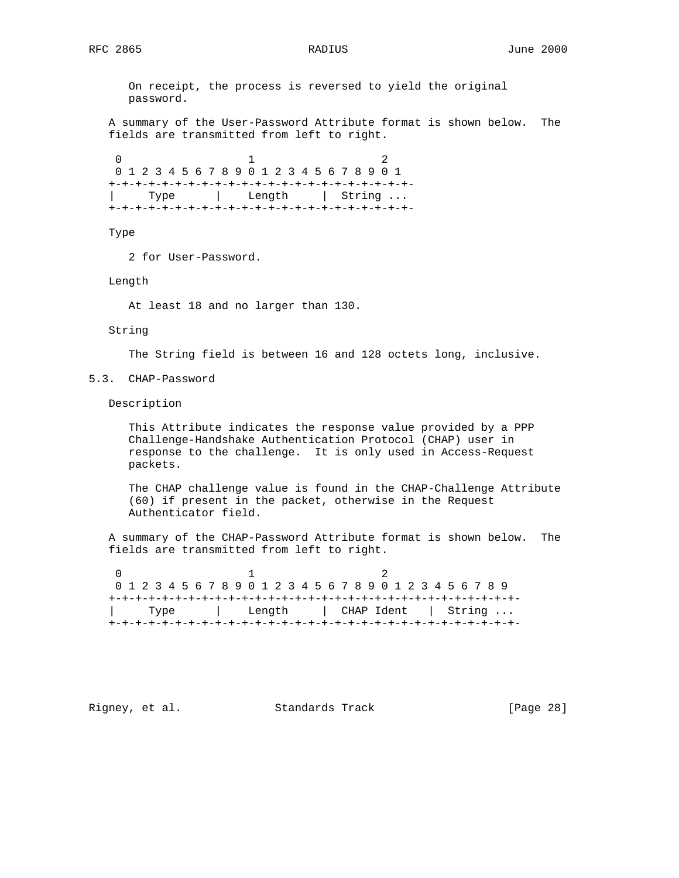On receipt, the process is reversed to yield the original password.

A summary of the User-Password Attribute format is shown below. The fields are transmitted from left to right.

```
 0                   1                   2
 0 1 2 3 4 5 6 7 8 9 0 1 2 3 4 5 6 7 8 9 0 1
+-+-+-+-+-+-+-+-+-+-+-+-+-+-+-+-+-+-+-+-+-+-
|     Type      |    Length     |  String ...
+-+-+-+-+-+-+-+-+-+-+-+-+-+-+-+-+-+-+-+-+-+-
```

Type

2 for User-Password.

Length

At least 18 and no larger than 130.

String

The String field is between 16 and 128 octets long, inclusive.

## 5.3. CHAP-Password

Description

This Attribute indicates the response value provided by a PPP Challenge-Handshake Authentication Protocol (CHAP) user in response to the challenge. It is only used in Access-Request packets.

The CHAP challenge value is found in the CHAP-Challenge Attribute (60) if present in the packet, otherwise in the Request Authenticator field.

A summary of the CHAP-Password Attribute format is shown below. The fields are transmitted from left to right.

```
 0                   1                   2
 0 1 2 3 4 5 6 7 8 9 0 1 2 3 4 5 6 7 8 9 0 1 2 3 4 5 6 7 8 9
+-+-+-+-+-+-+-+-+-+-+-+-+-+-+-+-+-+-+-+-+-+-+-+-+-+-+-+-+-+-+-
|     Type      |    Length     |  CHAP Ident   |  String ...
+-+-+-+-+-+-+-+-+-+-+-+-+-+-+-+-+-+-+-+-+-+-+-+-+-+-+-+-+-+-+-
```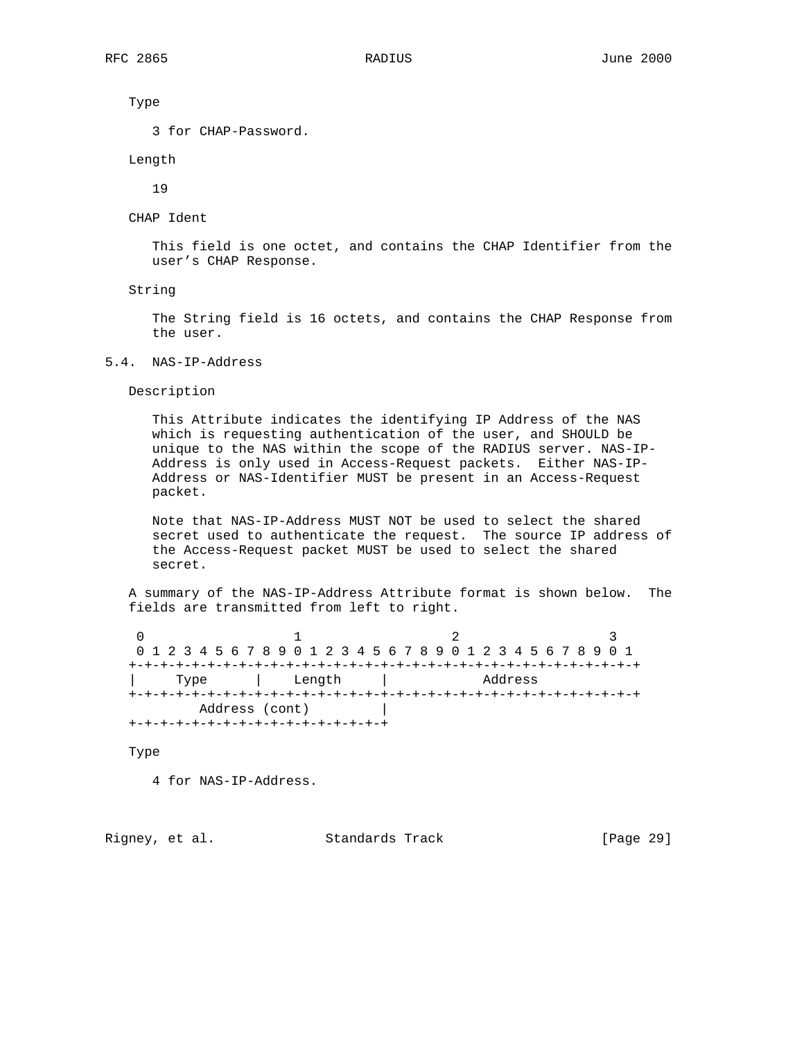Type

3 for CHAP-Password.

Length

19

CHAP Ident

This field is one octet, and contains the CHAP Identifier from the user's CHAP Response.

String

The String field is 16 octets, and contains the CHAP Response from the user.

## 5.4. NAS-IP-Address

Description

This Attribute indicates the identifying IP Address of the NAS which is requesting authentication of the user, and SHOULD be unique to the NAS within the scope of the RADIUS server. NAS-IP-Address is only used in Access-Request packets. Either NAS-IP-Address or NAS-Identifier MUST be present in an Access-Request packet.

Note that NAS-IP-Address MUST NOT be used to select the shared secret used to authenticate the request. The source IP address of the Access-Request packet MUST be used to select the shared secret.

A summary of the NAS-IP-Address Attribute format is shown below. The fields are transmitted from left to right.

```
 0                   1                   2                   3
 0 1 2 3 4 5 6 7 8 9 0 1 2 3 4 5 6 7 8 9 0 1 2 3 4 5 6 7 8 9 0 1
+-+-+-+-+-+-+-+-+-+-+-+-+-+-+-+-+-+-+-+-+-+-+-+-+-+-+-+-+-+-+-+-+
|     Type      |    Length     |            Address
+-+-+-+-+-+-+-+-+-+-+-+-+-+-+-+-+-+-+-+-+-+-+-+-+-+-+-+-+-+-+-+-+
        Address (cont)         |
+-+-+-+-+-+-+-+-+-+-+-+-+-+-+-+-+
```

Type

4 for NAS-IP-Address.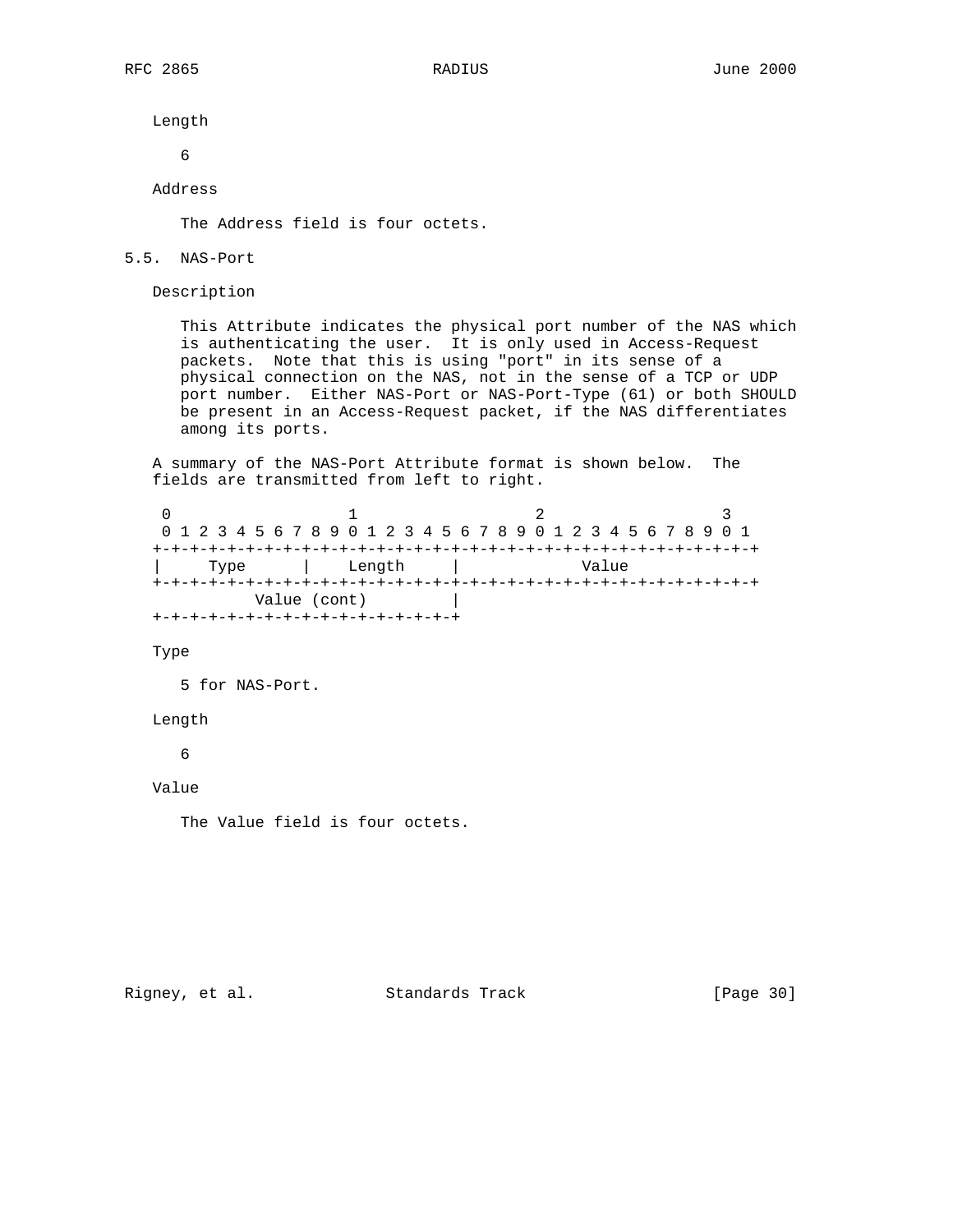Length

6

Address

The Address field is four octets.

### 5.5. NAS-Port

Description

This Attribute indicates the physical port number of the NAS which is authenticating the user. It is only used in Access-Request packets. Note that this is using "port" in its sense of a physical connection on the NAS, not in the sense of a TCP or UDP port number. Either NAS-Port or NAS-Port-Type (61) or both SHOULD be present in an Access-Request packet, if the NAS differentiates among its ports.

A summary of the NAS-Port Attribute format is shown below. The fields are transmitted from left to right.

```
 0                   1                   2                   3
 0 1 2 3 4 5 6 7 8 9 0 1 2 3 4 5 6 7 8 9 0 1 2 3 4 5 6 7 8 9 0 1
+-+-+-+-+-+-+-+-+-+-+-+-+-+-+-+-+-+-+-+-+-+-+-+-+-+-+-+-+-+-+-+-+
|     Type      |    Length     |             Value
+-+-+-+-+-+-+-+-+-+-+-+-+-+-+-+-+-+-+-+-+-+-+-+-+-+-+-+-+-+-+-+-+
          Value (cont)         |
+-+-+-+-+-+-+-+-+-+-+-+-+-+-+-+-+
```

Type

5 for NAS-Port.

Length

6

Value

The Value field is four octets.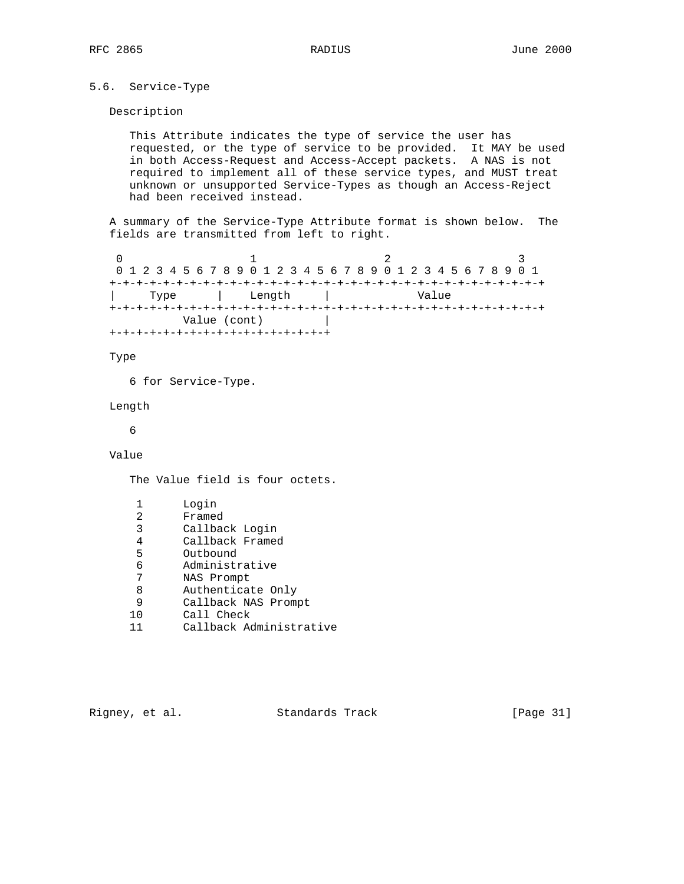## 5.6. Service-Type

Description

This Attribute indicates the type of service the user has requested, or the type of service to be provided. It MAY be used in both Access-Request and Access-Accept packets. A NAS is not required to implement all of these service types, and MUST treat unknown or unsupported Service-Types as though an Access-Reject had been received instead.

A summary of the Service-Type Attribute format is shown below. The fields are transmitted from left to right.

```
 0                   1                   2                   3
 0 1 2 3 4 5 6 7 8 9 0 1 2 3 4 5 6 7 8 9 0 1 2 3 4 5 6 7 8 9 0 1
+-+-+-+-+-+-+-+-+-+-+-+-+-+-+-+-+-+-+-+-+-+-+-+-+-+-+-+-+-+-+-+-+
|     Type      |    Length     |             Value
+-+-+-+-+-+-+-+-+-+-+-+-+-+-+-+-+-+-+-+-+-+-+-+-+-+-+-+-+-+-+-+-+
           Value (cont)         |
+-+-+-+-+-+-+-+-+-+-+-+-+-+-+-+-+
```

Type

6 for Service-Type.

Length

6

Value

The Value field is four octets.

```
 1      Login
 2      Framed
 3      Callback Login
 4      Callback Framed
 5      Outbound
 6      Administrative
 7      NAS Prompt
 8      Authenticate Only
 9      Callback NAS Prompt
10      Call Check
11      Callback Administrative
```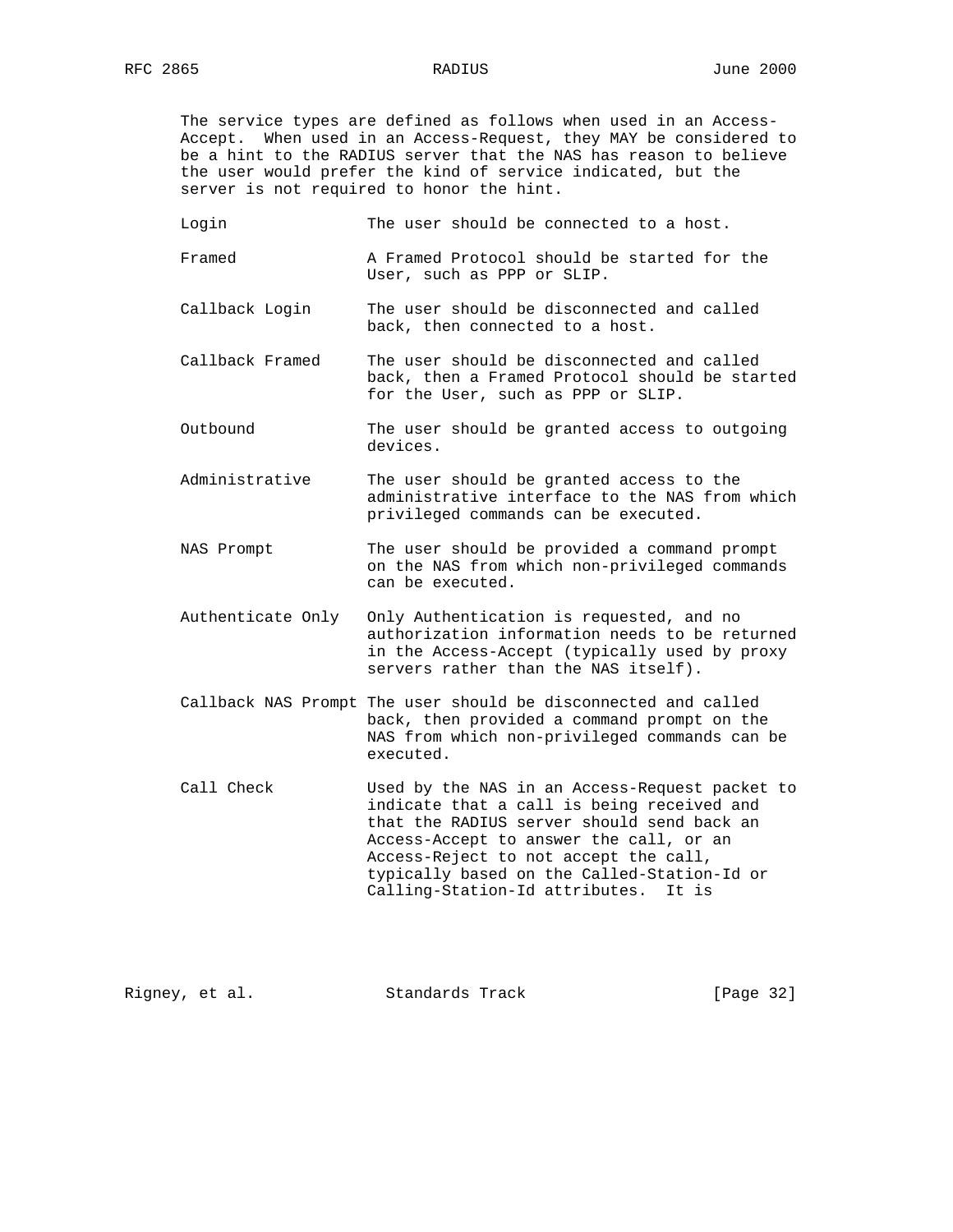The service types are defined as follows when used in an Access-Accept. When used in an Access-Request, they MAY be considered to be a hint to the RADIUS server that the NAS has reason to believe the user would prefer the kind of service indicated, but the server is not required to honor the hint.

Login
: The user should be connected to a host.

Framed
: A Framed Protocol should be started for the User, such as PPP or SLIP.

Callback Login
: The user should be disconnected and called back, then connected to a host.

Callback Framed
: The user should be disconnected and called back, then a Framed Protocol should be started for the User, such as PPP or SLIP.

Outbound
: The user should be granted access to outgoing devices.

Administrative
: The user should be granted access to the administrative interface to the NAS from which privileged commands can be executed.

NAS Prompt
: The user should be provided a command prompt on the NAS from which non-privileged commands can be executed.

Authenticate Only
: Only Authentication is requested, and no authorization information needs to be returned in the Access-Accept (typically used by proxy servers rather than the NAS itself).

Callback NAS Prompt
: The user should be disconnected and called back, then provided a command prompt on the NAS from which non-privileged commands can be executed.

Call Check
: Used by the NAS in an Access-Request packet to indicate that a call is being received and that the RADIUS server should send back an Access-Accept to answer the call, or an Access-Reject to not accept the call, typically based on the Called-Station-Id or Calling-Station-Id attributes. It is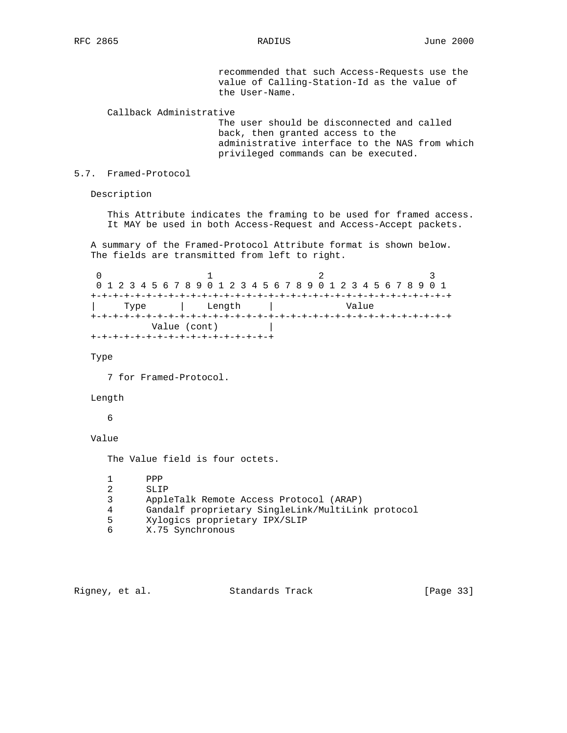recommended that such Access-Requests use the value of Calling-Station-Id as the value of the User-Name.

Callback Administrative
The user should be disconnected and called back, then granted access to the administrative interface to the NAS from which privileged commands can be executed.

## 5.7. Framed-Protocol

Description

This Attribute indicates the framing to be used for framed access. It MAY be used in both Access-Request and Access-Accept packets.

A summary of the Framed-Protocol Attribute format is shown below. The fields are transmitted from left to right.

```
 0                   1                   2                   3
 0 1 2 3 4 5 6 7 8 9 0 1 2 3 4 5 6 7 8 9 0 1 2 3 4 5 6 7 8 9 0 1
+-+-+-+-+-+-+-+-+-+-+-+-+-+-+-+-+-+-+-+-+-+-+-+-+-+-+-+-+-+-+-+-+
|     Type      |    Length     |             Value
+-+-+-+-+-+-+-+-+-+-+-+-+-+-+-+-+-+-+-+-+-+-+-+-+-+-+-+-+-+-+-+-+
          Value (cont)         |
+-+-+-+-+-+-+-+-+-+-+-+-+-+-+-+-+
```

Type

7 for Framed-Protocol.

Length

6

Value

The Value field is four octets.

```
1      PPP
2      SLIP
3      AppleTalk Remote Access Protocol (ARAP)
4      Gandalf proprietary SingleLink/MultiLink protocol
5      Xylogics proprietary IPX/SLIP
6      X.75 Synchronous
```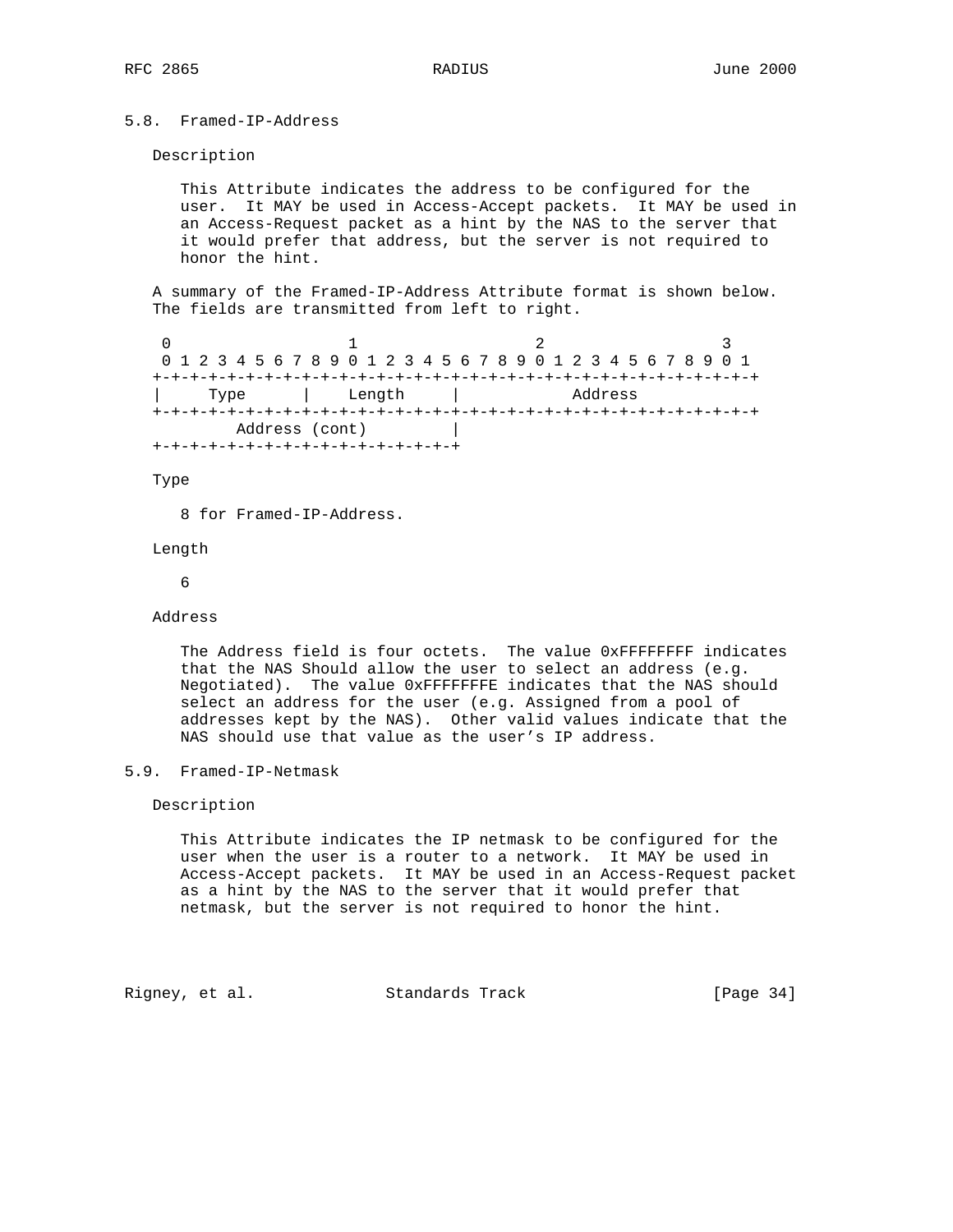## 5.8. Framed-IP-Address

### Description

This Attribute indicates the address to be configured for the user. It MAY be used in Access-Accept packets. It MAY be used in an Access-Request packet as a hint by the NAS to the server that it would prefer that address, but the server is not required to honor the hint.

A summary of the Framed-IP-Address Attribute format is shown below. The fields are transmitted from left to right.

```
 0                   1                   2                   3
 0 1 2 3 4 5 6 7 8 9 0 1 2 3 4 5 6 7 8 9 0 1 2 3 4 5 6 7 8 9 0 1
+-+-+-+-+-+-+-+-+-+-+-+-+-+-+-+-+-+-+-+-+-+-+-+-+-+-+-+-+-+-+-+-+
|     Type      |    Length     |            Address
+-+-+-+-+-+-+-+-+-+-+-+-+-+-+-+-+-+-+-+-+-+-+-+-+-+-+-+-+-+-+-+-+
        Address (cont)         |
+-+-+-+-+-+-+-+-+-+-+-+-+-+-+-+-+
```

Type

8 for Framed-IP-Address.

Length

6

Address

The Address field is four octets. The value 0xFFFFFFFF indicates that the NAS Should allow the user to select an address (e.g. Negotiated). The value 0xFFFFFFFE indicates that the NAS should select an address for the user (e.g. Assigned from a pool of addresses kept by the NAS). Other valid values indicate that the NAS should use that value as the user's IP address.

## 5.9. Framed-IP-Netmask

### Description

This Attribute indicates the IP netmask to be configured for the user when the user is a router to a network. It MAY be used in Access-Accept packets. It MAY be used in an Access-Request packet as a hint by the NAS to the server that it would prefer that netmask, but the server is not required to honor the hint.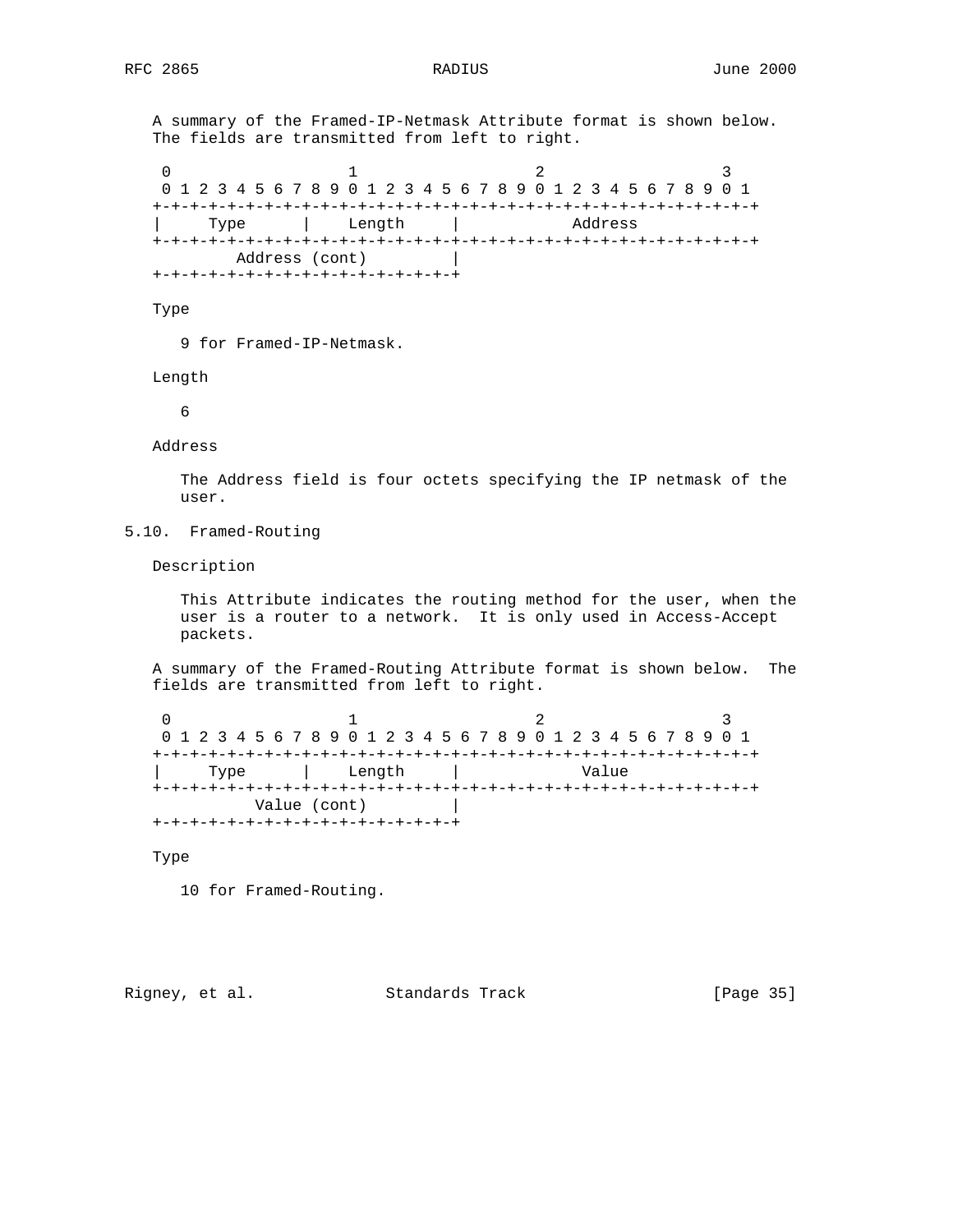A summary of the Framed-IP-Netmask Attribute format is shown below. The fields are transmitted from left to right.

```
 0                   1                   2                   3
 0 1 2 3 4 5 6 7 8 9 0 1 2 3 4 5 6 7 8 9 0 1 2 3 4 5 6 7 8 9 0 1
+-+-+-+-+-+-+-+-+-+-+-+-+-+-+-+-+-+-+-+-+-+-+-+-+-+-+-+-+-+-+-+-+
|     Type      |    Length     |            Address
+-+-+-+-+-+-+-+-+-+-+-+-+-+-+-+-+-+-+-+-+-+-+-+-+-+-+-+-+-+-+-+-+
        Address (cont)         |
+-+-+-+-+-+-+-+-+-+-+-+-+-+-+-+-+
```

Type

9 for Framed-IP-Netmask.

Length

6

Address

The Address field is four octets specifying the IP netmask of the user.

## 5.10. Framed-Routing

Description

This Attribute indicates the routing method for the user, when the user is a router to a network. It is only used in Access-Accept packets.

A summary of the Framed-Routing Attribute format is shown below. The fields are transmitted from left to right.

```
 0                   1                   2                   3
 0 1 2 3 4 5 6 7 8 9 0 1 2 3 4 5 6 7 8 9 0 1 2 3 4 5 6 7 8 9 0 1
+-+-+-+-+-+-+-+-+-+-+-+-+-+-+-+-+-+-+-+-+-+-+-+-+-+-+-+-+-+-+-+-+
|     Type      |    Length     |             Value
+-+-+-+-+-+-+-+-+-+-+-+-+-+-+-+-+-+-+-+-+-+-+-+-+-+-+-+-+-+-+-+-+
          Value (cont)         |
+-+-+-+-+-+-+-+-+-+-+-+-+-+-+-+-+
```

Type

10 for Framed-Routing.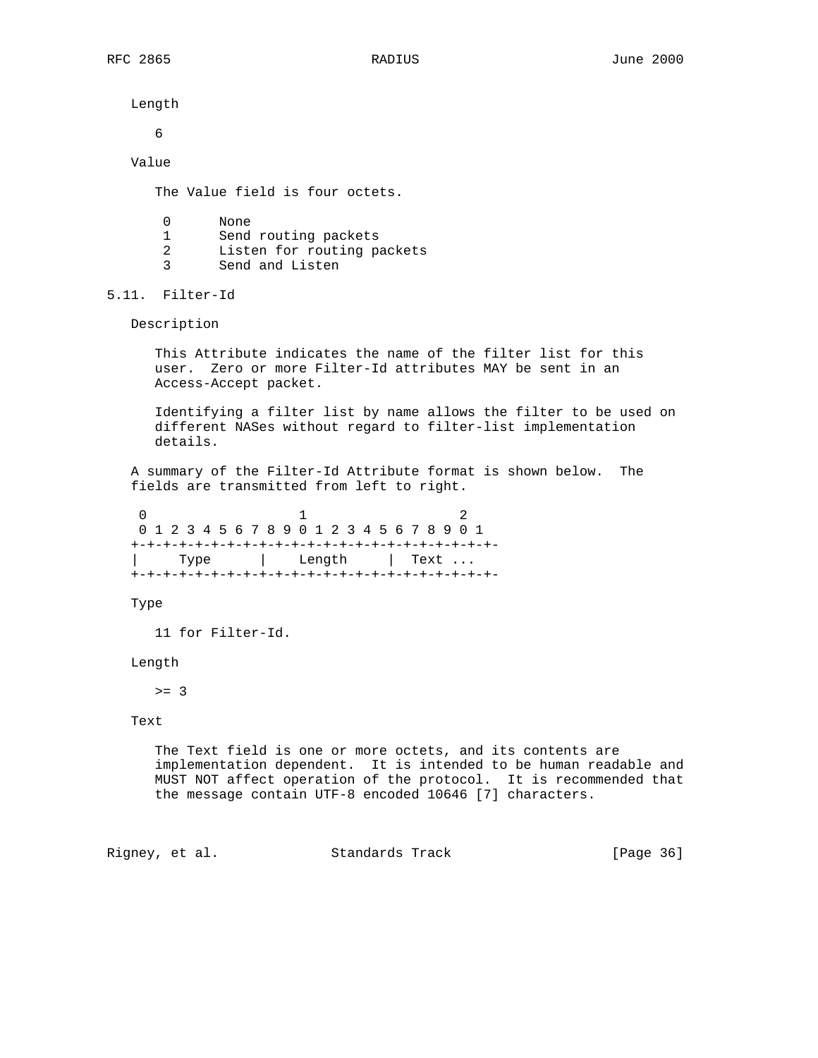Length

6

Value

The Value field is four octets.

```
 0      None
 1      Send routing packets
 2      Listen for routing packets
 3      Send and Listen
```

## 5.11. Filter-Id

Description

This Attribute indicates the name of the filter list for this user. Zero or more Filter-Id attributes MAY be sent in an Access-Accept packet.

Identifying a filter list by name allows the filter to be used on different NASes without regard to filter-list implementation details.

A summary of the Filter-Id Attribute format is shown below. The fields are transmitted from left to right.

```
 0                   1                   2
 0 1 2 3 4 5 6 7 8 9 0 1 2 3 4 5 6 7 8 9 0 1
+-+-+-+-+-+-+-+-+-+-+-+-+-+-+-+-+-+-+-+-+-+-+-
|     Type      |    Length     |  Text ...
+-+-+-+-+-+-+-+-+-+-+-+-+-+-+-+-+-+-+-+-+-+-+-
```

Type

11 for Filter-Id.

Length

>= 3

Text

The Text field is one or more octets, and its contents are implementation dependent. It is intended to be human readable and MUST NOT affect operation of the protocol. It is recommended that the message contain UTF-8 encoded 10646 [7] characters.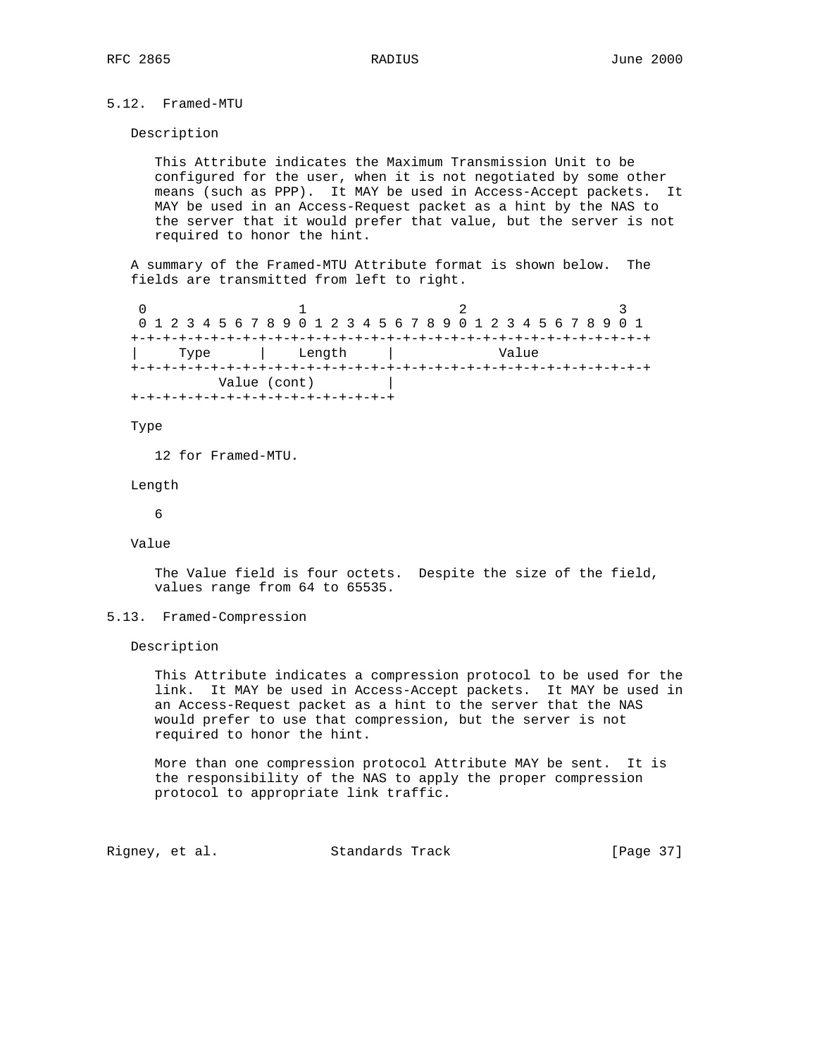## 5.12. Framed-MTU

Description

This Attribute indicates the Maximum Transmission Unit to be configured for the user, when it is not negotiated by some other means (such as PPP). It MAY be used in Access-Accept packets. It MAY be used in an Access-Request packet as a hint by the NAS to the server that it would prefer that value, but the server is not required to honor the hint.

A summary of the Framed-MTU Attribute format is shown below. The fields are transmitted from left to right.

```
 0                   1                   2                   3
 0 1 2 3 4 5 6 7 8 9 0 1 2 3 4 5 6 7 8 9 0 1 2 3 4 5 6 7 8 9 0 1
+-+-+-+-+-+-+-+-+-+-+-+-+-+-+-+-+-+-+-+-+-+-+-+-+-+-+-+-+-+-+-+-+
|     Type      |    Length     |             Value
+-+-+-+-+-+-+-+-+-+-+-+-+-+-+-+-+-+-+-+-+-+-+-+-+-+-+-+-+-+-+-+-+
          Value (cont)         |
+-+-+-+-+-+-+-+-+-+-+-+-+-+-+-+-+
```

Type

12 for Framed-MTU.

Length

6

Value

The Value field is four octets. Despite the size of the field, values range from 64 to 65535.

## 5.13. Framed-Compression

Description

This Attribute indicates a compression protocol to be used for the link. It MAY be used in Access-Accept packets. It MAY be used in an Access-Request packet as a hint to the server that the NAS would prefer to use that compression, but the server is not required to honor the hint.

More than one compression protocol Attribute MAY be sent. It is the responsibility of the NAS to apply the proper compression protocol to appropriate link traffic.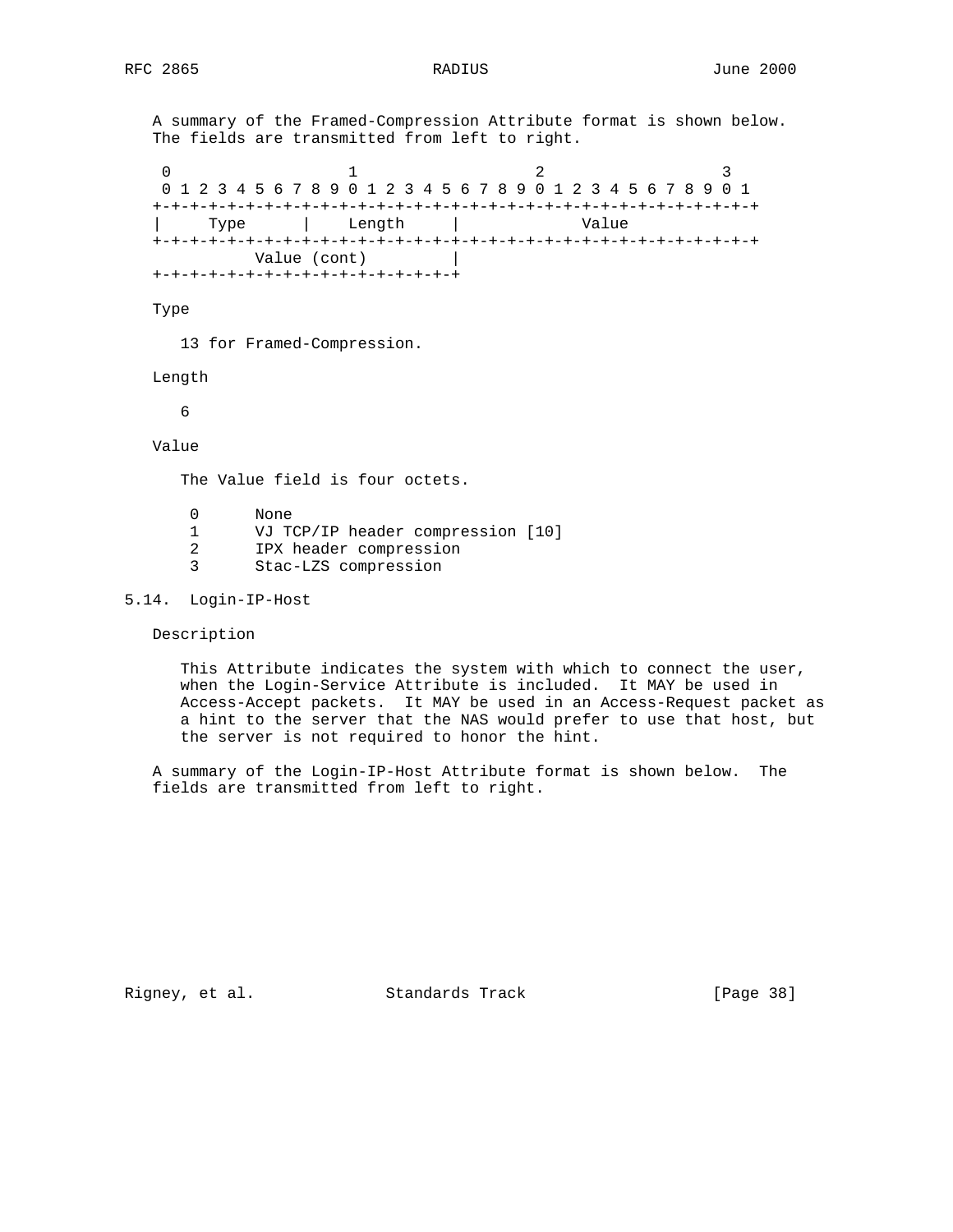A summary of the Framed-Compression Attribute format is shown below. The fields are transmitted from left to right.

```
 0                   1                   2                   3
 0 1 2 3 4 5 6 7 8 9 0 1 2 3 4 5 6 7 8 9 0 1 2 3 4 5 6 7 8 9 0 1
+-+-+-+-+-+-+-+-+-+-+-+-+-+-+-+-+-+-+-+-+-+-+-+-+-+-+-+-+-+-+-+-+
|     Type      |    Length     |             Value
+-+-+-+-+-+-+-+-+-+-+-+-+-+-+-+-+-+-+-+-+-+-+-+-+-+-+-+-+-+-+-+-+
          Value (cont)         |
+-+-+-+-+-+-+-+-+-+-+-+-+-+-+-+-+
```

Type

13 for Framed-Compression.

Length

6

Value

The Value field is four octets.

```
0      None
1      VJ TCP/IP header compression [10]
2      IPX header compression
3      Stac-LZS compression
```

## 5.14. Login-IP-Host

Description

This Attribute indicates the system with which to connect the user, when the Login-Service Attribute is included. It MAY be used in Access-Accept packets. It MAY be used in an Access-Request packet as a hint to the server that the NAS would prefer to use that host, but the server is not required to honor the hint.

A summary of the Login-IP-Host Attribute format is shown below. The fields are transmitted from left to right.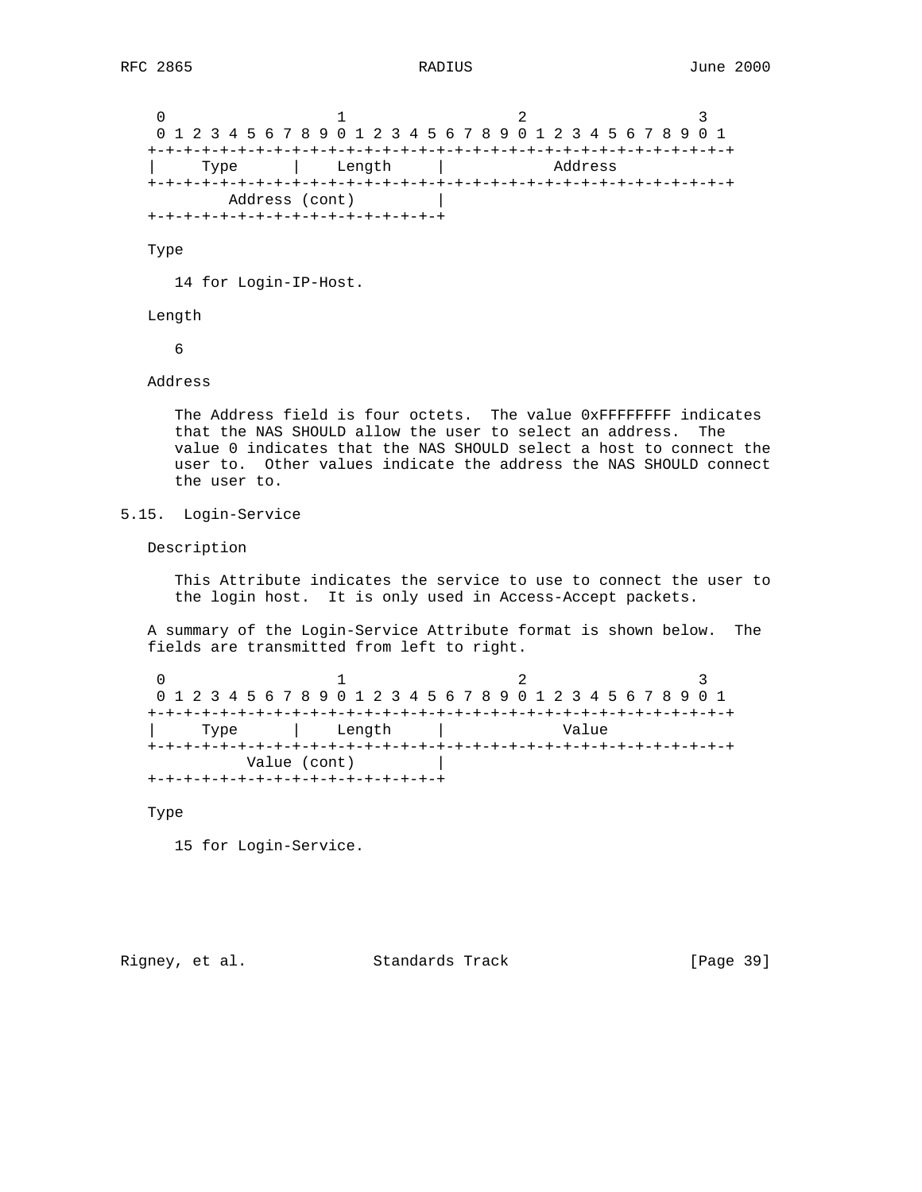```
 0                   1                   2                   3
 0 1 2 3 4 5 6 7 8 9 0 1 2 3 4 5 6 7 8 9 0 1 2 3 4 5 6 7 8 9 0 1
+-+-+-+-+-+-+-+-+-+-+-+-+-+-+-+-+-+-+-+-+-+-+-+-+-+-+-+-+-+-+-+-+
|     Type      |    Length     |            Address
+-+-+-+-+-+-+-+-+-+-+-+-+-+-+-+-+-+-+-+-+-+-+-+-+-+-+-+-+-+-+-+-+
        Address (cont)         |
+-+-+-+-+-+-+-+-+-+-+-+-+-+-+-+-+
```

Type

14 for Login-IP-Host.

Length

6

Address

The Address field is four octets. The value 0xFFFFFFFF indicates that the NAS SHOULD allow the user to select an address. The value 0 indicates that the NAS SHOULD select a host to connect the user to. Other values indicate the address the NAS SHOULD connect the user to.

## 5.15. Login-Service

Description

This Attribute indicates the service to use to connect the user to the login host. It is only used in Access-Accept packets.

A summary of the Login-Service Attribute format is shown below. The fields are transmitted from left to right.

```
 0                   1                   2                   3
 0 1 2 3 4 5 6 7 8 9 0 1 2 3 4 5 6 7 8 9 0 1 2 3 4 5 6 7 8 9 0 1
+-+-+-+-+-+-+-+-+-+-+-+-+-+-+-+-+-+-+-+-+-+-+-+-+-+-+-+-+-+-+-+-+
|     Type      |    Length     |             Value
+-+-+-+-+-+-+-+-+-+-+-+-+-+-+-+-+-+-+-+-+-+-+-+-+-+-+-+-+-+-+-+-+
          Value (cont)         |
+-+-+-+-+-+-+-+-+-+-+-+-+-+-+-+-+
```

Type

15 for Login-Service.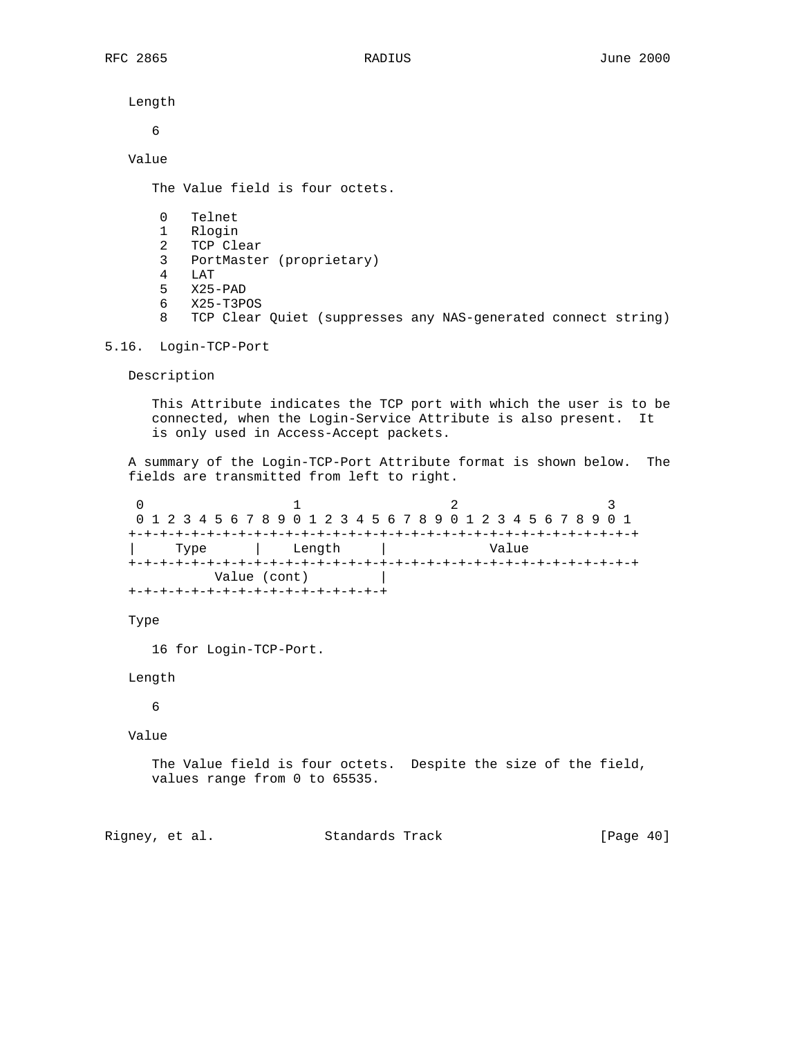Length

6

Value

The Value field is four octets.

```
 0   Telnet
 1   Rlogin
 2   TCP Clear
 3   PortMaster (proprietary)
 4   LAT
 5   X25-PAD
 6   X25-T3POS
 8   TCP Clear Quiet (suppresses any NAS-generated connect string)
```

## 5.16. Login-TCP-Port

Description

This Attribute indicates the TCP port with which the user is to be connected, when the Login-Service Attribute is also present. It is only used in Access-Accept packets.

A summary of the Login-TCP-Port Attribute format is shown below. The fields are transmitted from left to right.

```
 0                   1                   2                   3
 0 1 2 3 4 5 6 7 8 9 0 1 2 3 4 5 6 7 8 9 0 1 2 3 4 5 6 7 8 9 0 1
+-+-+-+-+-+-+-+-+-+-+-+-+-+-+-+-+-+-+-+-+-+-+-+-+-+-+-+-+-+-+-+-+
|     Type      |    Length     |             Value
+-+-+-+-+-+-+-+-+-+-+-+-+-+-+-+-+-+-+-+-+-+-+-+-+-+-+-+-+-+-+-+-+
          Value (cont)         |
+-+-+-+-+-+-+-+-+-+-+-+-+-+-+-+-+
```

Type

16 for Login-TCP-Port.

Length

6

Value

The Value field is four octets. Despite the size of the field, values range from 0 to 65535.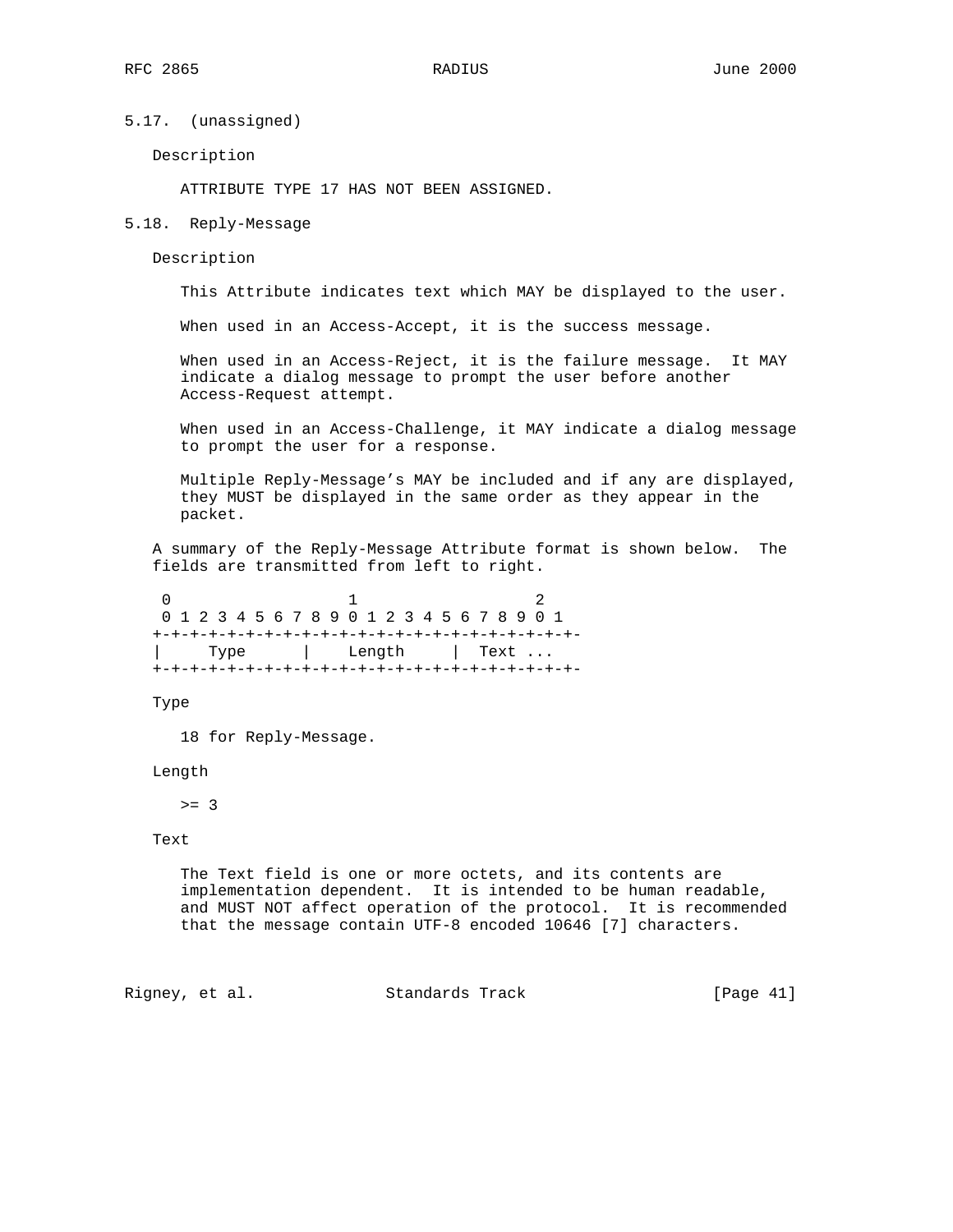## 5.17. (unassigned)

Description

ATTRIBUTE TYPE 17 HAS NOT BEEN ASSIGNED.

## 5.18. Reply-Message

Description

This Attribute indicates text which MAY be displayed to the user.

When used in an Access-Accept, it is the success message.

When used in an Access-Reject, it is the failure message. It MAY indicate a dialog message to prompt the user before another Access-Request attempt.

When used in an Access-Challenge, it MAY indicate a dialog message to prompt the user for a response.

Multiple Reply-Message's MAY be included and if any are displayed, they MUST be displayed in the same order as they appear in the packet.

A summary of the Reply-Message Attribute format is shown below. The fields are transmitted from left to right.

```
 0                   1                   2
 0 1 2 3 4 5 6 7 8 9 0 1 2 3 4 5 6 7 8 9 0 1
+-+-+-+-+-+-+-+-+-+-+-+-+-+-+-+-+-+-+-+-+-+-
|     Type      |    Length     |  Text ...
+-+-+-+-+-+-+-+-+-+-+-+-+-+-+-+-+-+-+-+-+-+-
```

Type

18 for Reply-Message.

Length

>= 3

Text

The Text field is one or more octets, and its contents are implementation dependent. It is intended to be human readable, and MUST NOT affect operation of the protocol. It is recommended that the message contain UTF-8 encoded 10646 [7] characters.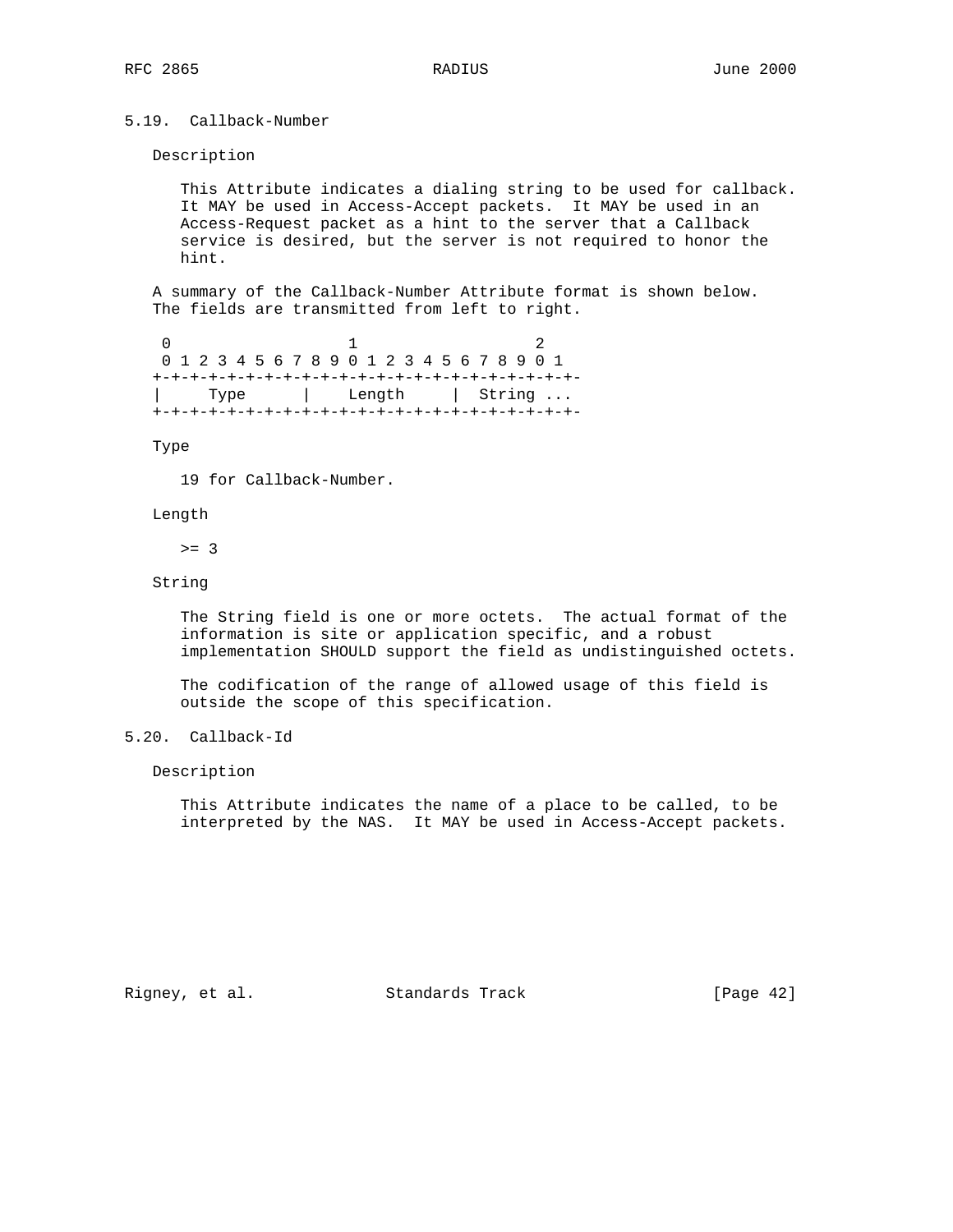## 5.19. Callback-Number

Description

This Attribute indicates a dialing string to be used for callback. It MAY be used in Access-Accept packets. It MAY be used in an Access-Request packet as a hint to the server that a Callback service is desired, but the server is not required to honor the hint.

A summary of the Callback-Number Attribute format is shown below. The fields are transmitted from left to right.

```
 0                   1                   2
 0 1 2 3 4 5 6 7 8 9 0 1 2 3 4 5 6 7 8 9 0 1
+-+-+-+-+-+-+-+-+-+-+-+-+-+-+-+-+-+-+-+-+-+-
|     Type      |    Length     |  String ...
+-+-+-+-+-+-+-+-+-+-+-+-+-+-+-+-+-+-+-+-+-+-
```

Type

19 for Callback-Number.

Length

>= 3

String

The String field is one or more octets. The actual format of the information is site or application specific, and a robust implementation SHOULD support the field as undistinguished octets.

The codification of the range of allowed usage of this field is outside the scope of this specification.

## 5.20. Callback-Id

Description

This Attribute indicates the name of a place to be called, to be interpreted by the NAS. It MAY be used in Access-Accept packets.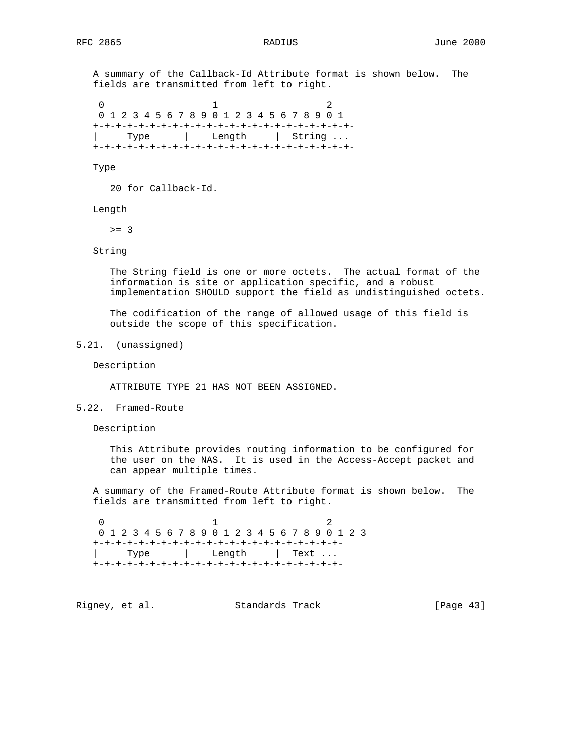A summary of the Callback-Id Attribute format is shown below. The fields are transmitted from left to right.

```
 0                   1                   2
 0 1 2 3 4 5 6 7 8 9 0 1 2 3 4 5 6 7 8 9 0 1
+-+-+-+-+-+-+-+-+-+-+-+-+-+-+-+-+-+-+-+-+-+-
|     Type      |    Length     |  String ...
+-+-+-+-+-+-+-+-+-+-+-+-+-+-+-+-+-+-+-+-+-+-
```

Type

20 for Callback-Id.

Length

>= 3

String

The String field is one or more octets. The actual format of the information is site or application specific, and a robust implementation SHOULD support the field as undistinguished octets.

The codification of the range of allowed usage of this field is outside the scope of this specification.

## 5.21. (unassigned)

Description

ATTRIBUTE TYPE 21 HAS NOT BEEN ASSIGNED.

## 5.22. Framed-Route

Description

This Attribute provides routing information to be configured for the user on the NAS. It is used in the Access-Accept packet and can appear multiple times.

A summary of the Framed-Route Attribute format is shown below. The fields are transmitted from left to right.

```
 0                   1                   2
 0 1 2 3 4 5 6 7 8 9 0 1 2 3 4 5 6 7 8 9 0 1 2 3
+-+-+-+-+-+-+-+-+-+-+-+-+-+-+-+-+-+-+-+-+-+-+-+-
|     Type      |    Length     |  Text ...
+-+-+-+-+-+-+-+-+-+-+-+-+-+-+-+-+-+-+-+-+-+-+-+-
```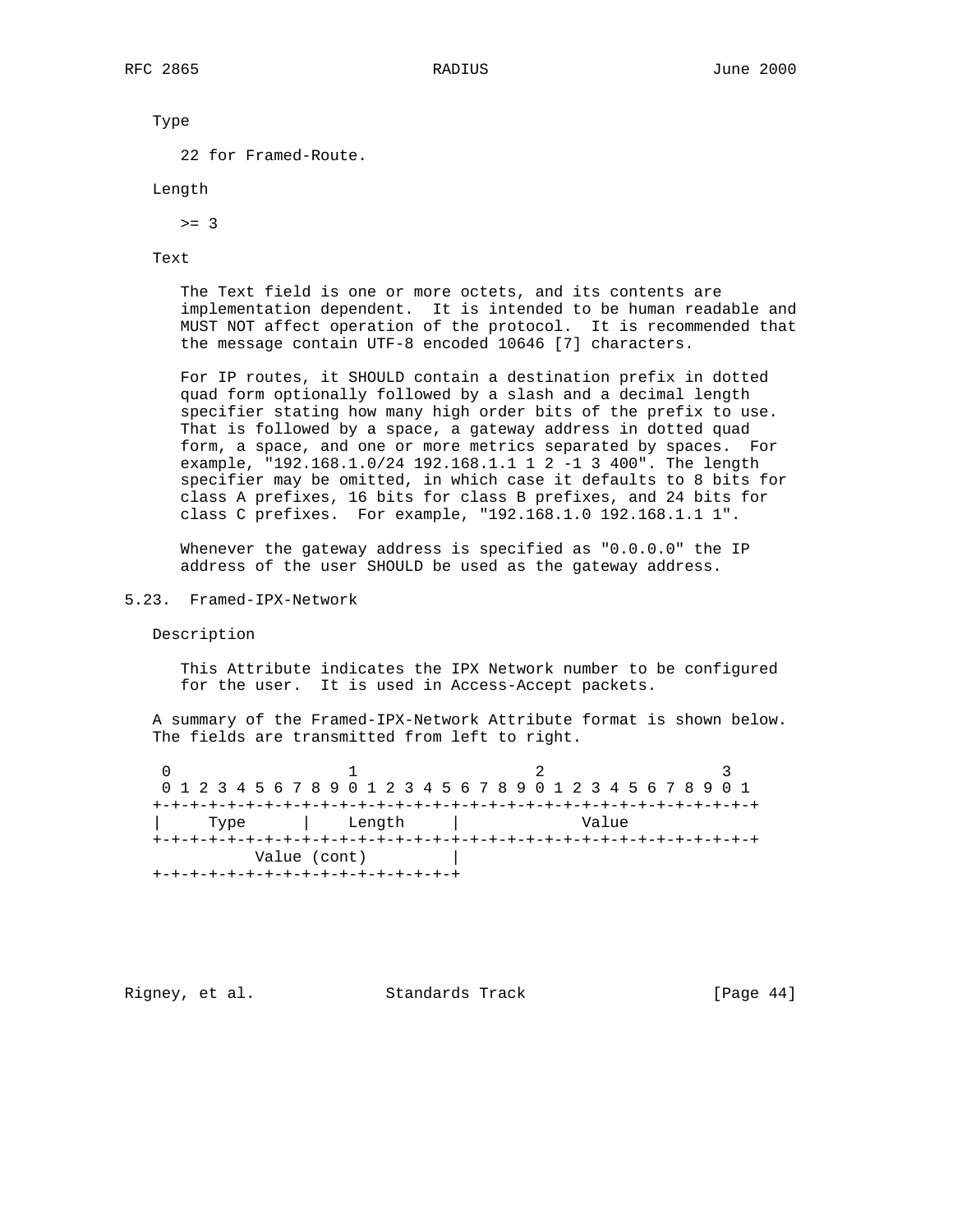Type

22 for Framed-Route.

Length

>= 3

Text

The Text field is one or more octets, and its contents are implementation dependent. It is intended to be human readable and MUST NOT affect operation of the protocol. It is recommended that the message contain UTF-8 encoded 10646 [7] characters.

For IP routes, it SHOULD contain a destination prefix in dotted quad form optionally followed by a slash and a decimal length specifier stating how many high order bits of the prefix to use. That is followed by a space, a gateway address in dotted quad form, a space, and one or more metrics separated by spaces. For example, "192.168.1.0/24 192.168.1.1 1 2 -1 3 400". The length specifier may be omitted, in which case it defaults to 8 bits for class A prefixes, 16 bits for class B prefixes, and 24 bits for class C prefixes. For example, "192.168.1.0 192.168.1.1 1".

Whenever the gateway address is specified as "0.0.0.0" the IP address of the user SHOULD be used as the gateway address.

## 5.23. Framed-IPX-Network

Description

This Attribute indicates the IPX Network number to be configured for the user. It is used in Access-Accept packets.

A summary of the Framed-IPX-Network Attribute format is shown below. The fields are transmitted from left to right.

```
 0                   1                   2                   3
 0 1 2 3 4 5 6 7 8 9 0 1 2 3 4 5 6 7 8 9 0 1 2 3 4 5 6 7 8 9 0 1
+-+-+-+-+-+-+-+-+-+-+-+-+-+-+-+-+-+-+-+-+-+-+-+-+-+-+-+-+-+-+-+-+
|     Type      |    Length     |             Value
+-+-+-+-+-+-+-+-+-+-+-+-+-+-+-+-+-+-+-+-+-+-+-+-+-+-+-+-+-+-+-+-+
          Value (cont)         |
+-+-+-+-+-+-+-+-+-+-+-+-+-+-+-+-+
```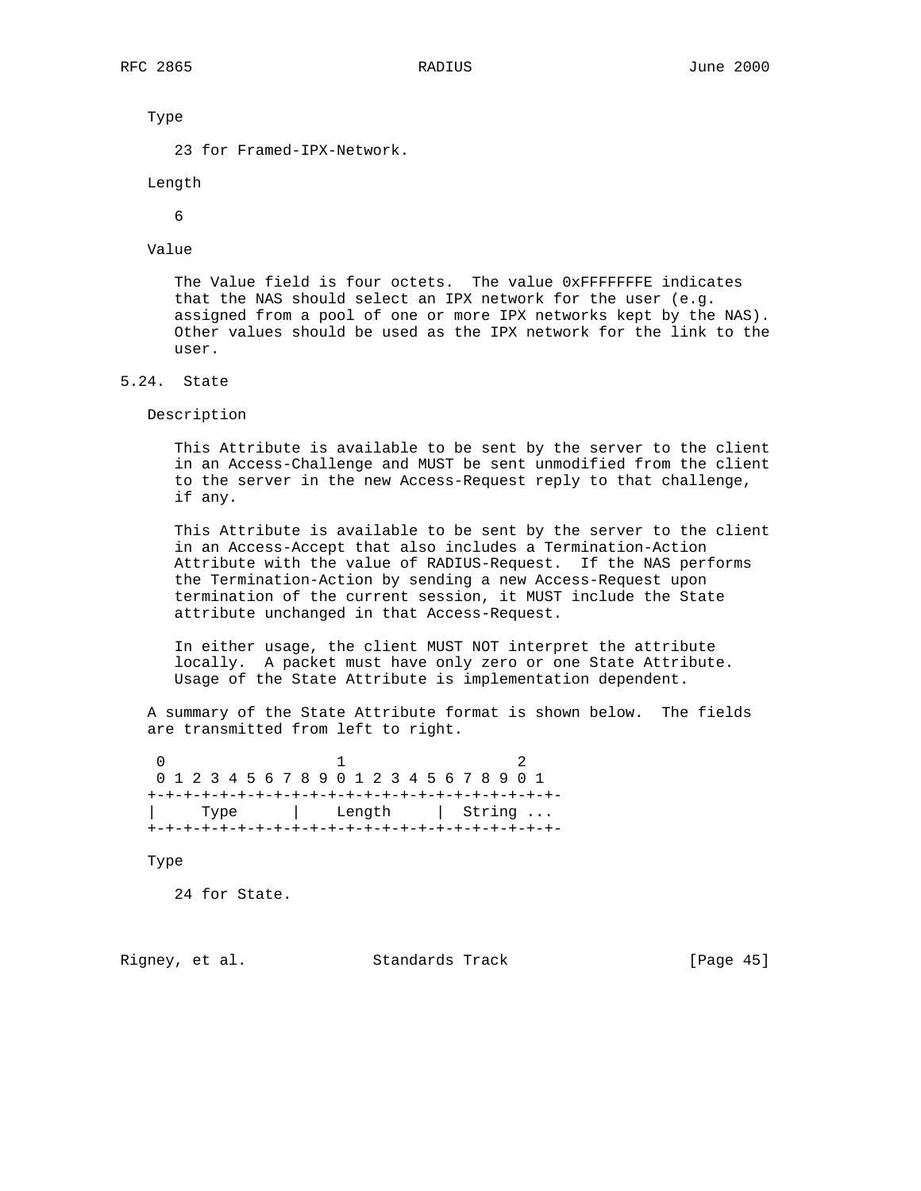Type

23 for Framed-IPX-Network.

Length

6

Value

The Value field is four octets. The value 0xFFFFFFFE indicates that the NAS should select an IPX network for the user (e.g. assigned from a pool of one or more IPX networks kept by the NAS). Other values should be used as the IPX network for the link to the user.

## 5.24. State

Description

This Attribute is available to be sent by the server to the client in an Access-Challenge and MUST be sent unmodified from the client to the server in the new Access-Request reply to that challenge, if any.

This Attribute is available to be sent by the server to the client in an Access-Accept that also includes a Termination-Action Attribute with the value of RADIUS-Request. If the NAS performs the Termination-Action by sending a new Access-Request upon termination of the current session, it MUST include the State attribute unchanged in that Access-Request.

In either usage, the client MUST NOT interpret the attribute locally. A packet must have only zero or one State Attribute. Usage of the State Attribute is implementation dependent.

A summary of the State Attribute format is shown below. The fields are transmitted from left to right.

```
 0                   1                   2
 0 1 2 3 4 5 6 7 8 9 0 1 2 3 4 5 6 7 8 9 0 1
+-+-+-+-+-+-+-+-+-+-+-+-+-+-+-+-+-+-+-+-+-+-+-
|     Type      |    Length     |  String ...
+-+-+-+-+-+-+-+-+-+-+-+-+-+-+-+-+-+-+-+-+-+-+-
```

Type

24 for State.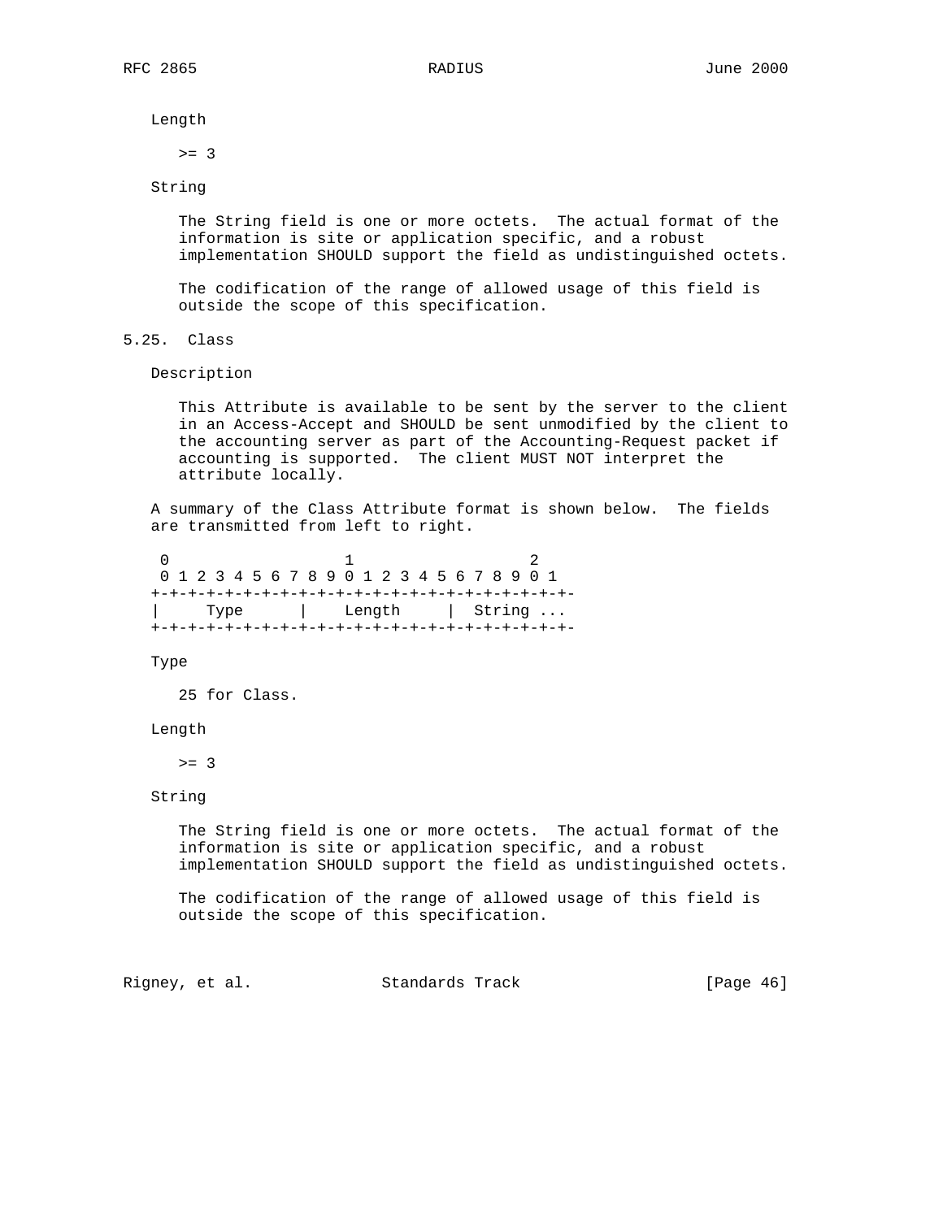Length

>= 3

String

The String field is one or more octets. The actual format of the information is site or application specific, and a robust implementation SHOULD support the field as undistinguished octets.

The codification of the range of allowed usage of this field is outside the scope of this specification.

### 5.25. Class

Description

This Attribute is available to be sent by the server to the client in an Access-Accept and SHOULD be sent unmodified by the client to the accounting server as part of the Accounting-Request packet if accounting is supported. The client MUST NOT interpret the attribute locally.

A summary of the Class Attribute format is shown below. The fields are transmitted from left to right.

```
 0                   1                   2
 0 1 2 3 4 5 6 7 8 9 0 1 2 3 4 5 6 7 8 9 0 1
+-+-+-+-+-+-+-+-+-+-+-+-+-+-+-+-+-+-+-+-+-+-+-
|     Type      |    Length     |  String ...
+-+-+-+-+-+-+-+-+-+-+-+-+-+-+-+-+-+-+-+-+-+-+-
```

Type

25 for Class.

Length

>= 3

String

The String field is one or more octets. The actual format of the information is site or application specific, and a robust implementation SHOULD support the field as undistinguished octets.

The codification of the range of allowed usage of this field is outside the scope of this specification.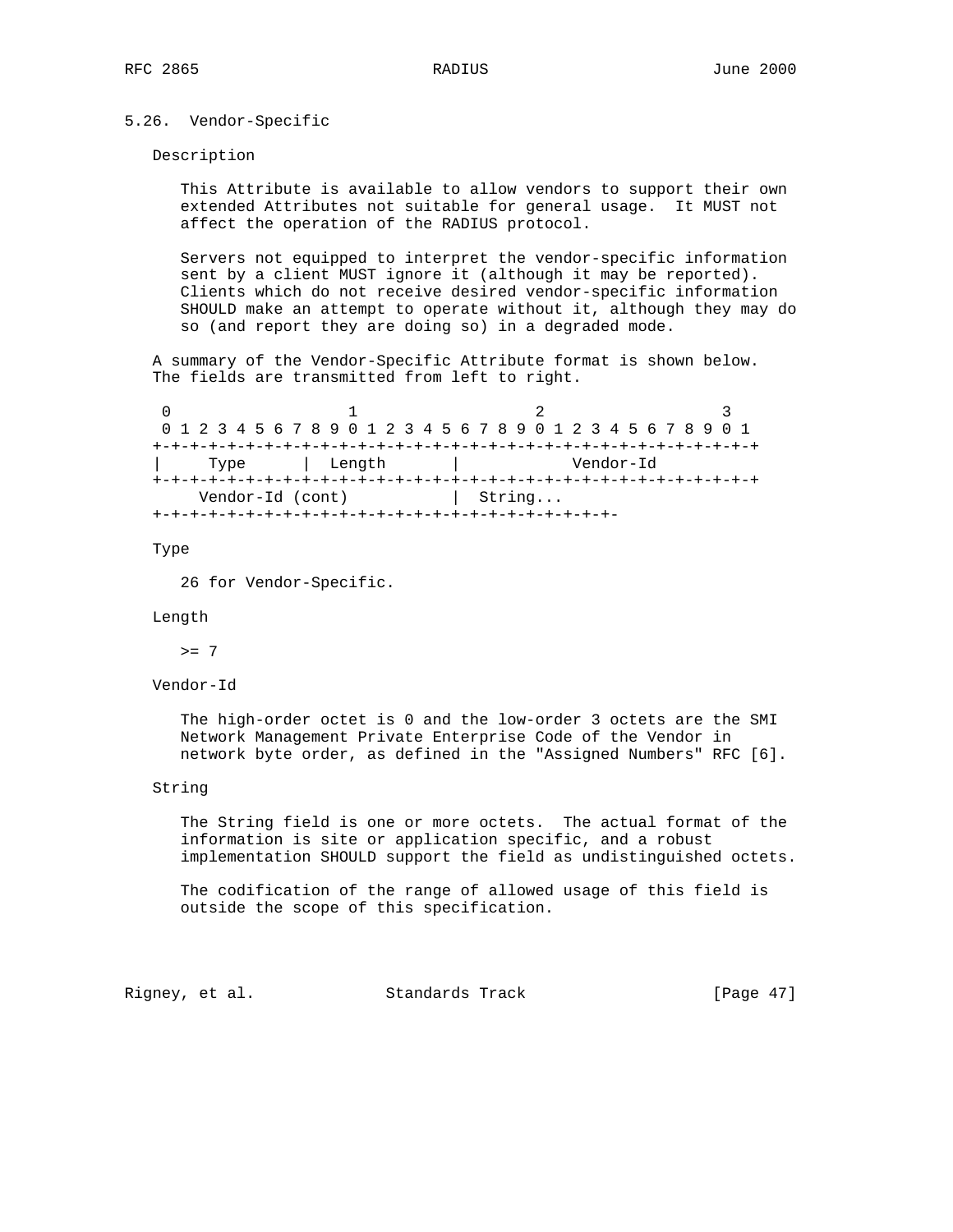### 5.26. Vendor-Specific

Description

This Attribute is available to allow vendors to support their own extended Attributes not suitable for general usage. It MUST not affect the operation of the RADIUS protocol.

Servers not equipped to interpret the vendor-specific information sent by a client MUST ignore it (although it may be reported). Clients which do not receive desired vendor-specific information SHOULD make an attempt to operate without it, although they may do so (and report they are doing so) in a degraded mode.

A summary of the Vendor-Specific Attribute format is shown below. The fields are transmitted from left to right.

```
 0                   1                   2                   3
 0 1 2 3 4 5 6 7 8 9 0 1 2 3 4 5 6 7 8 9 0 1 2 3 4 5 6 7 8 9 0 1
+-+-+-+-+-+-+-+-+-+-+-+-+-+-+-+-+-+-+-+-+-+-+-+-+-+-+-+-+-+-+-+-+
|     Type      |  Length       |            Vendor-Id
+-+-+-+-+-+-+-+-+-+-+-+-+-+-+-+-+-+-+-+-+-+-+-+-+-+-+-+-+-+-+-+-+
     Vendor-Id (cont)           |  String...
+-+-+-+-+-+-+-+-+-+-+-+-+-+-+-+-+-+-+-+-+-+-+-+-+-
```

Type

26 for Vendor-Specific.

Length

>= 7

Vendor-Id

The high-order octet is 0 and the low-order 3 octets are the SMI Network Management Private Enterprise Code of the Vendor in network byte order, as defined in the "Assigned Numbers" RFC [6].

String

The String field is one or more octets. The actual format of the information is site or application specific, and a robust implementation SHOULD support the field as undistinguished octets.

The codification of the range of allowed usage of this field is outside the scope of this specification.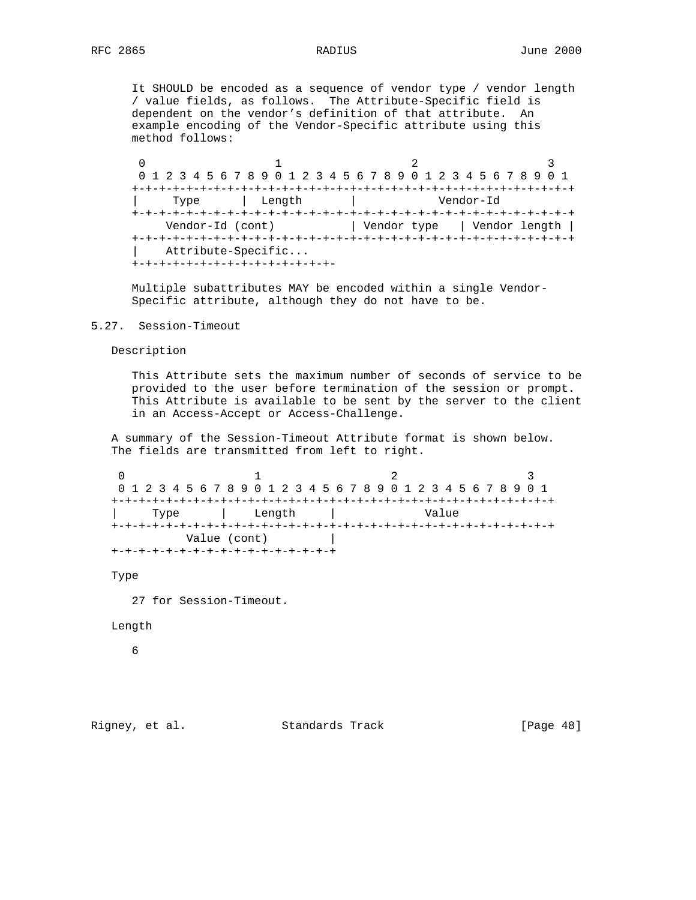It SHOULD be encoded as a sequence of vendor type / vendor length / value fields, as follows. The Attribute-Specific field is dependent on the vendor's definition of that attribute. An example encoding of the Vendor-Specific attribute using this method follows:

```
 0                   1                   2                   3
 0 1 2 3 4 5 6 7 8 9 0 1 2 3 4 5 6 7 8 9 0 1 2 3 4 5 6 7 8 9 0 1
+-+-+-+-+-+-+-+-+-+-+-+-+-+-+-+-+-+-+-+-+-+-+-+-+-+-+-+-+-+-+-+-+
|     Type      |  Length       |            Vendor-Id
+-+-+-+-+-+-+-+-+-+-+-+-+-+-+-+-+-+-+-+-+-+-+-+-+-+-+-+-+-+-+-+-+
     Vendor-Id (cont)           | Vendor type   | Vendor length |
+-+-+-+-+-+-+-+-+-+-+-+-+-+-+-+-+-+-+-+-+-+-+-+-+-+-+-+-+-+-+-+-+
|    Attribute-Specific...
+-+-+-+-+-+-+-+-+-+-+-+-+-+-+-+-
```

Multiple subattributes MAY be encoded within a single Vendor-Specific attribute, although they do not have to be.

## 5.27. Session-Timeout

Description

This Attribute sets the maximum number of seconds of service to be provided to the user before termination of the session or prompt. This Attribute is available to be sent by the server to the client in an Access-Accept or Access-Challenge.

A summary of the Session-Timeout Attribute format is shown below. The fields are transmitted from left to right.

```
 0                   1                   2                   3
 0 1 2 3 4 5 6 7 8 9 0 1 2 3 4 5 6 7 8 9 0 1 2 3 4 5 6 7 8 9 0 1
+-+-+-+-+-+-+-+-+-+-+-+-+-+-+-+-+-+-+-+-+-+-+-+-+-+-+-+-+-+-+-+-+
|     Type      |    Length     |             Value
+-+-+-+-+-+-+-+-+-+-+-+-+-+-+-+-+-+-+-+-+-+-+-+-+-+-+-+-+-+-+-+-+
           Value (cont)         |
+-+-+-+-+-+-+-+-+-+-+-+-+-+-+-+-+
```

Type

27 for Session-Timeout.

Length

6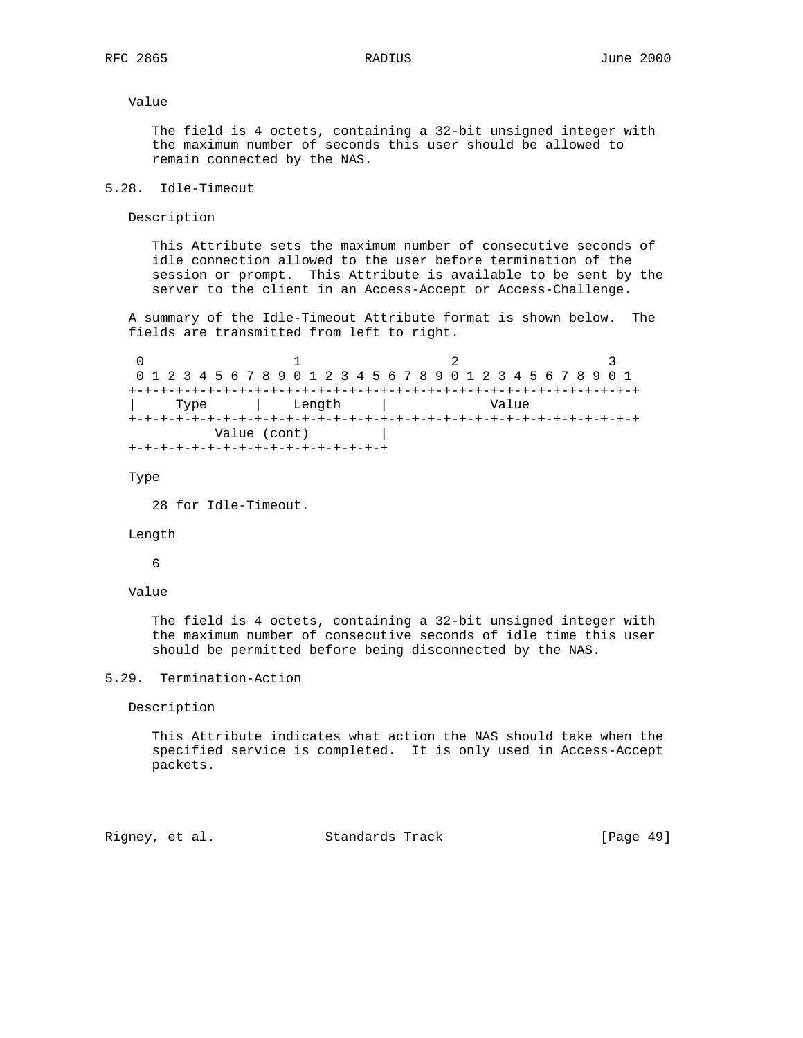Value

The field is 4 octets, containing a 32-bit unsigned integer with the maximum number of seconds this user should be allowed to remain connected by the NAS.

## 5.28. Idle-Timeout

Description

This Attribute sets the maximum number of consecutive seconds of idle connection allowed to the user before termination of the session or prompt. This Attribute is available to be sent by the server to the client in an Access-Accept or Access-Challenge.

A summary of the Idle-Timeout Attribute format is shown below. The fields are transmitted from left to right.

```
 0                   1                   2                   3
 0 1 2 3 4 5 6 7 8 9 0 1 2 3 4 5 6 7 8 9 0 1 2 3 4 5 6 7 8 9 0 1
+-+-+-+-+-+-+-+-+-+-+-+-+-+-+-+-+-+-+-+-+-+-+-+-+-+-+-+-+-+-+-+-+
|     Type      |    Length     |             Value
+-+-+-+-+-+-+-+-+-+-+-+-+-+-+-+-+-+-+-+-+-+-+-+-+-+-+-+-+-+-+-+-+
          Value (cont)         |
+-+-+-+-+-+-+-+-+-+-+-+-+-+-+-+-+
```

Type

28 for Idle-Timeout.

Length

6

Value

The field is 4 octets, containing a 32-bit unsigned integer with the maximum number of consecutive seconds of idle time this user should be permitted before being disconnected by the NAS.

## 5.29. Termination-Action

Description

This Attribute indicates what action the NAS should take when the specified service is completed. It is only used in Access-Accept packets.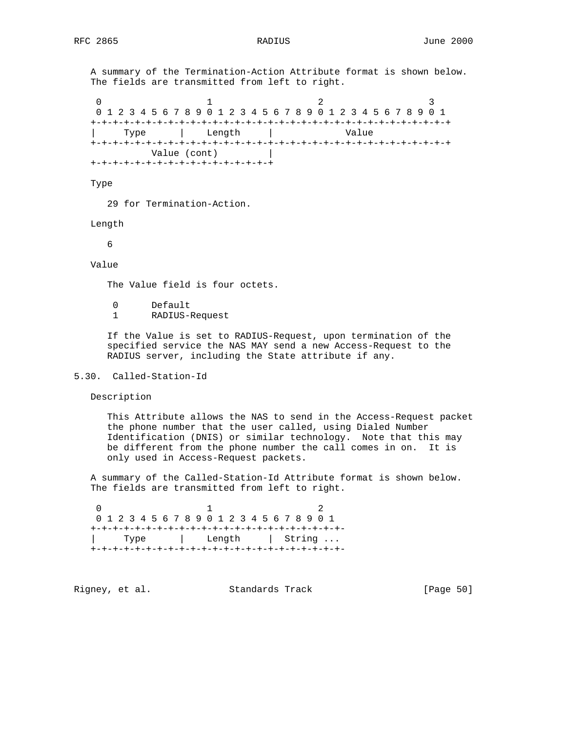A summary of the Termination-Action Attribute format is shown below. The fields are transmitted from left to right.

```
 0                   1                   2                   3
 0 1 2 3 4 5 6 7 8 9 0 1 2 3 4 5 6 7 8 9 0 1 2 3 4 5 6 7 8 9 0 1
+-+-+-+-+-+-+-+-+-+-+-+-+-+-+-+-+-+-+-+-+-+-+-+-+-+-+-+-+-+-+-+-+
|     Type      |    Length     |             Value
+-+-+-+-+-+-+-+-+-+-+-+-+-+-+-+-+-+-+-+-+-+-+-+-+-+-+-+-+-+-+-+-+
          Value (cont)         |
+-+-+-+-+-+-+-+-+-+-+-+-+-+-+-+-+
```

Type

29 for Termination-Action.

Length

6

Value

The Value field is four octets.

```
 0      Default
 1      RADIUS-Request
```

If the Value is set to RADIUS-Request, upon termination of the specified service the NAS MAY send a new Access-Request to the RADIUS server, including the State attribute if any.

## 5.30. Called-Station-Id

Description

This Attribute allows the NAS to send in the Access-Request packet the phone number that the user called, using Dialed Number Identification (DNIS) or similar technology. Note that this may be different from the phone number the call comes in on. It is only used in Access-Request packets.

A summary of the Called-Station-Id Attribute format is shown below. The fields are transmitted from left to right.

```
 0                   1                   2
 0 1 2 3 4 5 6 7 8 9 0 1 2 3 4 5 6 7 8 9 0 1
+-+-+-+-+-+-+-+-+-+-+-+-+-+-+-+-+-+-+-+-+-+-
|     Type      |    Length     |  String ...
+-+-+-+-+-+-+-+-+-+-+-+-+-+-+-+-+-+-+-+-+-+-
```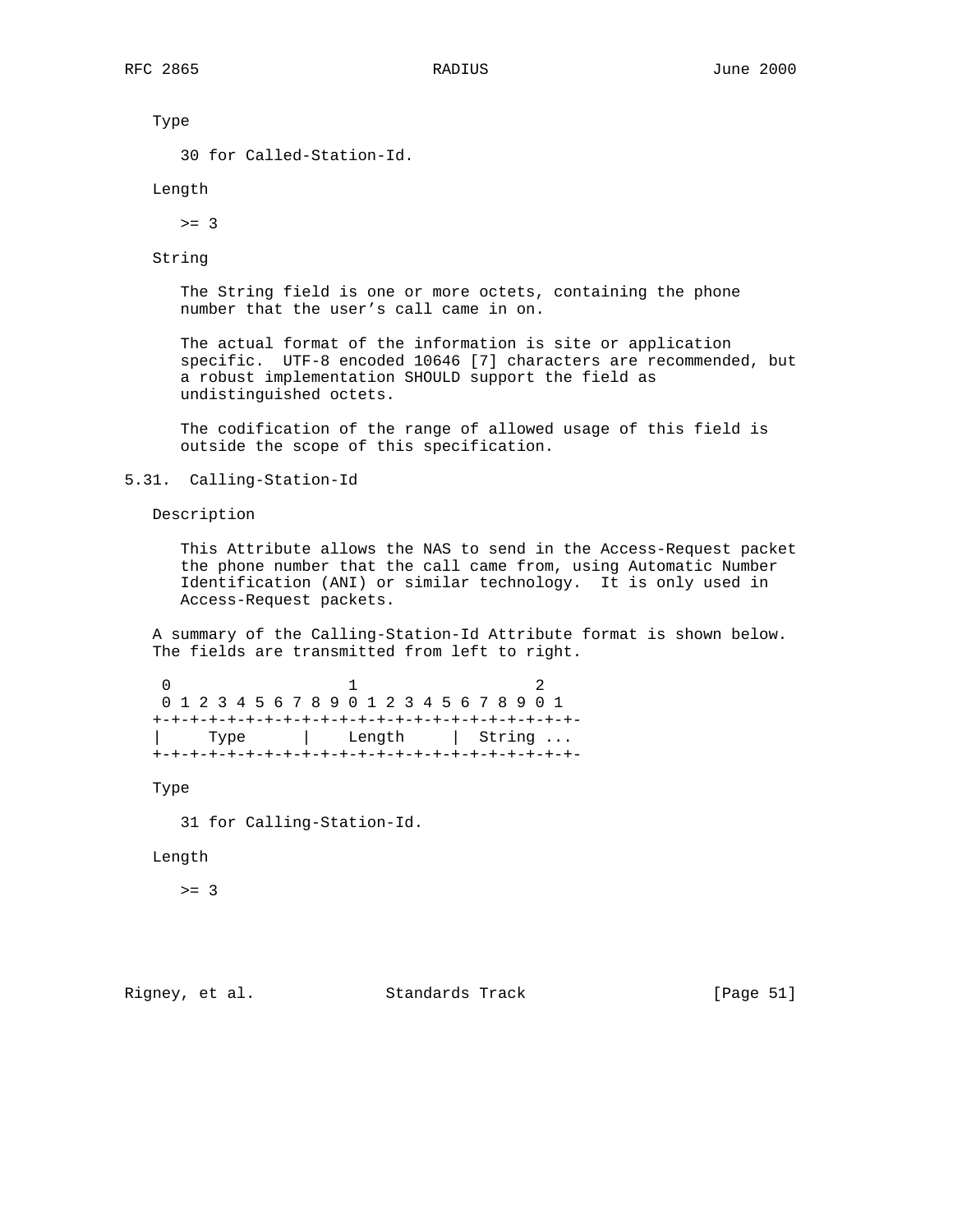Type

30 for Called-Station-Id.

Length

>= 3

String

The String field is one or more octets, containing the phone number that the user's call came in on.

The actual format of the information is site or application specific. UTF-8 encoded 10646 [7] characters are recommended, but a robust implementation SHOULD support the field as undistinguished octets.

The codification of the range of allowed usage of this field is outside the scope of this specification.

## 5.31. Calling-Station-Id

Description

This Attribute allows the NAS to send in the Access-Request packet the phone number that the call came from, using Automatic Number Identification (ANI) or similar technology. It is only used in Access-Request packets.

A summary of the Calling-Station-Id Attribute format is shown below. The fields are transmitted from left to right.

```
 0                   1                   2
 0 1 2 3 4 5 6 7 8 9 0 1 2 3 4 5 6 7 8 9 0 1
+-+-+-+-+-+-+-+-+-+-+-+-+-+-+-+-+-+-+-+-+-+-+-
|     Type      |    Length     |  String ...
+-+-+-+-+-+-+-+-+-+-+-+-+-+-+-+-+-+-+-+-+-+-+-
```

Type

31 for Calling-Station-Id.

Length

>= 3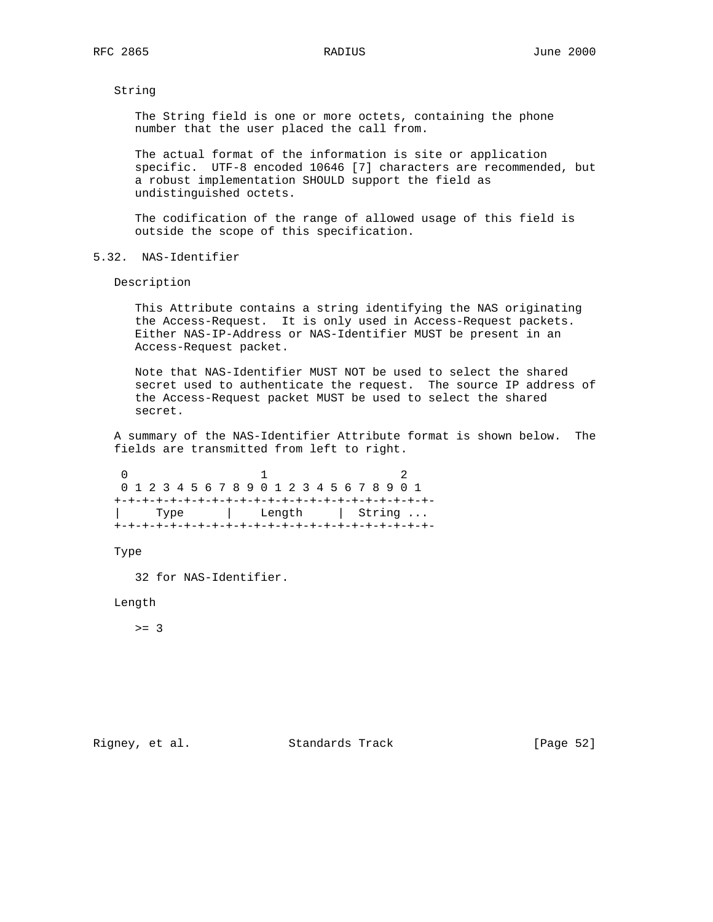String

The String field is one or more octets, containing the phone number that the user placed the call from.

The actual format of the information is site or application specific. UTF-8 encoded 10646 [7] characters are recommended, but a robust implementation SHOULD support the field as undistinguished octets.

The codification of the range of allowed usage of this field is outside the scope of this specification.

## 5.32. NAS-Identifier

Description

This Attribute contains a string identifying the NAS originating the Access-Request. It is only used in Access-Request packets. Either NAS-IP-Address or NAS-Identifier MUST be present in an Access-Request packet.

Note that NAS-Identifier MUST NOT be used to select the shared secret used to authenticate the request. The source IP address of the Access-Request packet MUST be used to select the shared secret.

A summary of the NAS-Identifier Attribute format is shown below. The fields are transmitted from left to right.

```
 0                   1                   2
 0 1 2 3 4 5 6 7 8 9 0 1 2 3 4 5 6 7 8 9 0 1
+-+-+-+-+-+-+-+-+-+-+-+-+-+-+-+-+-+-+-+-+-+-+-
|     Type      |    Length     |  String ...
+-+-+-+-+-+-+-+-+-+-+-+-+-+-+-+-+-+-+-+-+-+-+-
```

Type

32 for NAS-Identifier.

Length

>= 3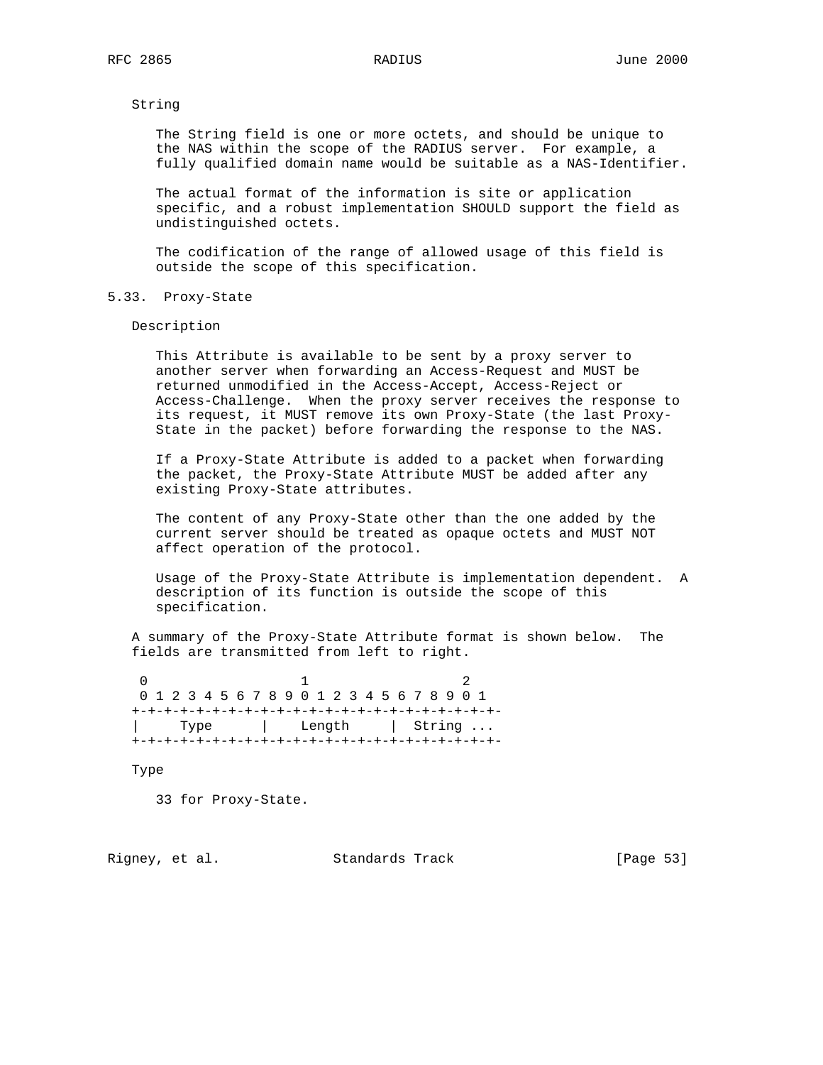String

The String field is one or more octets, and should be unique to the NAS within the scope of the RADIUS server. For example, a fully qualified domain name would be suitable as a NAS-Identifier.

The actual format of the information is site or application specific, and a robust implementation SHOULD support the field as undistinguished octets.

The codification of the range of allowed usage of this field is outside the scope of this specification.

## 5.33. Proxy-State

Description

This Attribute is available to be sent by a proxy server to another server when forwarding an Access-Request and MUST be returned unmodified in the Access-Accept, Access-Reject or Access-Challenge. When the proxy server receives the response to its request, it MUST remove its own Proxy-State (the last Proxy-State in the packet) before forwarding the response to the NAS.

If a Proxy-State Attribute is added to a packet when forwarding the packet, the Proxy-State Attribute MUST be added after any existing Proxy-State attributes.

The content of any Proxy-State other than the one added by the current server should be treated as opaque octets and MUST NOT affect operation of the protocol.

Usage of the Proxy-State Attribute is implementation dependent. A description of its function is outside the scope of this specification.

A summary of the Proxy-State Attribute format is shown below. The fields are transmitted from left to right.

```
 0                   1                   2
 0 1 2 3 4 5 6 7 8 9 0 1 2 3 4 5 6 7 8 9 0 1
+-+-+-+-+-+-+-+-+-+-+-+-+-+-+-+-+-+-+-+-+-+-
|     Type      |    Length     |  String ...
+-+-+-+-+-+-+-+-+-+-+-+-+-+-+-+-+-+-+-+-+-+-
```

Type

33 for Proxy-State.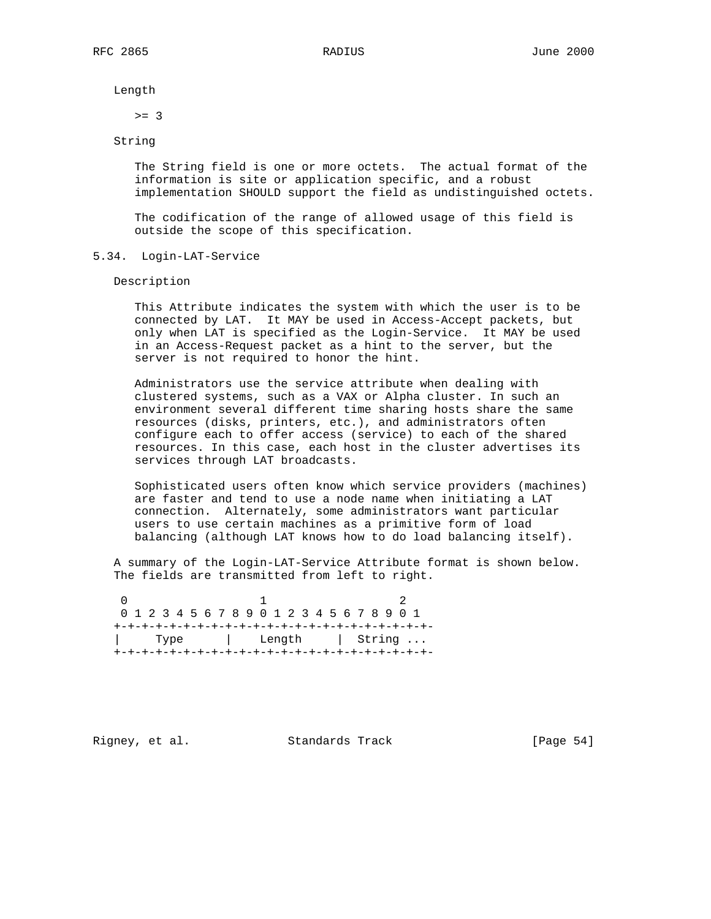Length

\>= 3

String

The String field is one or more octets. The actual format of the information is site or application specific, and a robust implementation SHOULD support the field as undistinguished octets.

The codification of the range of allowed usage of this field is outside the scope of this specification.

## 5.34. Login-LAT-Service

Description

This Attribute indicates the system with which the user is to be connected by LAT. It MAY be used in Access-Accept packets, but only when LAT is specified as the Login-Service. It MAY be used in an Access-Request packet as a hint to the server, but the server is not required to honor the hint.

Administrators use the service attribute when dealing with clustered systems, such as a VAX or Alpha cluster. In such an environment several different time sharing hosts share the same resources (disks, printers, etc.), and administrators often configure each to offer access (service) to each of the shared resources. In this case, each host in the cluster advertises its services through LAT broadcasts.

Sophisticated users often know which service providers (machines) are faster and tend to use a node name when initiating a LAT connection. Alternately, some administrators want particular users to use certain machines as a primitive form of load balancing (although LAT knows how to do load balancing itself).

A summary of the Login-LAT-Service Attribute format is shown below. The fields are transmitted from left to right.

```
 0                   1                   2
 0 1 2 3 4 5 6 7 8 9 0 1 2 3 4 5 6 7 8 9 0 1
+-+-+-+-+-+-+-+-+-+-+-+-+-+-+-+-+-+-+-+-+-+-
|     Type      |    Length     |  String ...
+-+-+-+-+-+-+-+-+-+-+-+-+-+-+-+-+-+-+-+-+-+-
```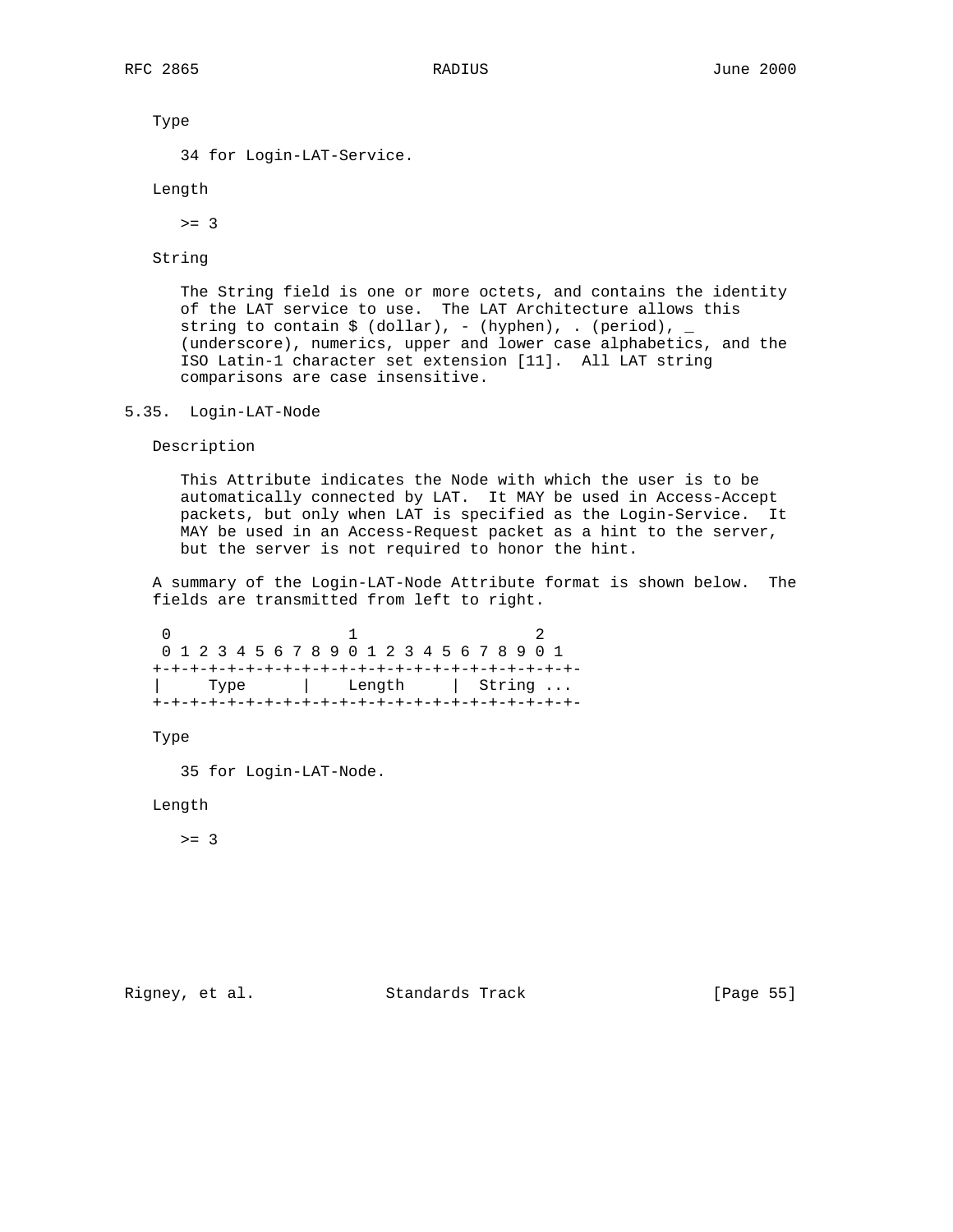Type

34 for Login-LAT-Service.

Length

>= 3

String

The String field is one or more octets, and contains the identity of the LAT service to use. The LAT Architecture allows this string to contain $ (dollar), - (hyphen), . (period), _ (underscore), numerics, upper and lower case alphabetics, and the ISO Latin-1 character set extension [11]. All LAT string comparisons are case insensitive.

## 5.35. Login-LAT-Node

Description

This Attribute indicates the Node with which the user is to be automatically connected by LAT. It MAY be used in Access-Accept packets, but only when LAT is specified as the Login-Service. It MAY be used in an Access-Request packet as a hint to the server, but the server is not required to honor the hint.

A summary of the Login-LAT-Node Attribute format is shown below. The fields are transmitted from left to right.

```
 0                   1                   2
 0 1 2 3 4 5 6 7 8 9 0 1 2 3 4 5 6 7 8 9 0 1
+-+-+-+-+-+-+-+-+-+-+-+-+-+-+-+-+-+-+-+-+-+-+-
|     Type      |    Length     |  String ...
+-+-+-+-+-+-+-+-+-+-+-+-+-+-+-+-+-+-+-+-+-+-+-
```

Type

35 for Login-LAT-Node.

Length

>= 3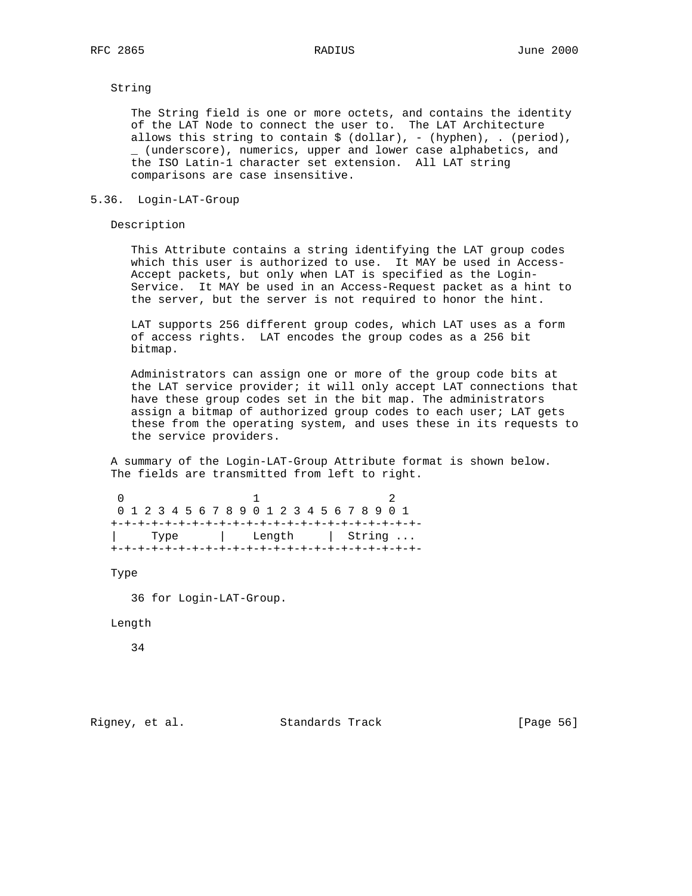String

The String field is one or more octets, and contains the identity of the LAT Node to connect the user to. The LAT Architecture allows this string to contain $ (dollar), - (hyphen), . (period), _ (underscore), numerics, upper and lower case alphabetics, and the ISO Latin-1 character set extension. All LAT string comparisons are case insensitive.

### 5.36. Login-LAT-Group

Description

This Attribute contains a string identifying the LAT group codes which this user is authorized to use. It MAY be used in Access-Accept packets, but only when LAT is specified as the Login-Service. It MAY be used in an Access-Request packet as a hint to the server, but the server is not required to honor the hint.

LAT supports 256 different group codes, which LAT uses as a form of access rights. LAT encodes the group codes as a 256 bit bitmap.

Administrators can assign one or more of the group code bits at the LAT service provider; it will only accept LAT connections that have these group codes set in the bit map. The administrators assign a bitmap of authorized group codes to each user; LAT gets these from the operating system, and uses these in its requests to the service providers.

A summary of the Login-LAT-Group Attribute format is shown below. The fields are transmitted from left to right.

```
 0                   1                   2
 0 1 2 3 4 5 6 7 8 9 0 1 2 3 4 5 6 7 8 9 0 1
+-+-+-+-+-+-+-+-+-+-+-+-+-+-+-+-+-+-+-+-+-+-+-
|     Type      |    Length     |  String ...
+-+-+-+-+-+-+-+-+-+-+-+-+-+-+-+-+-+-+-+-+-+-+-
```

Type

36 for Login-LAT-Group.

Length

34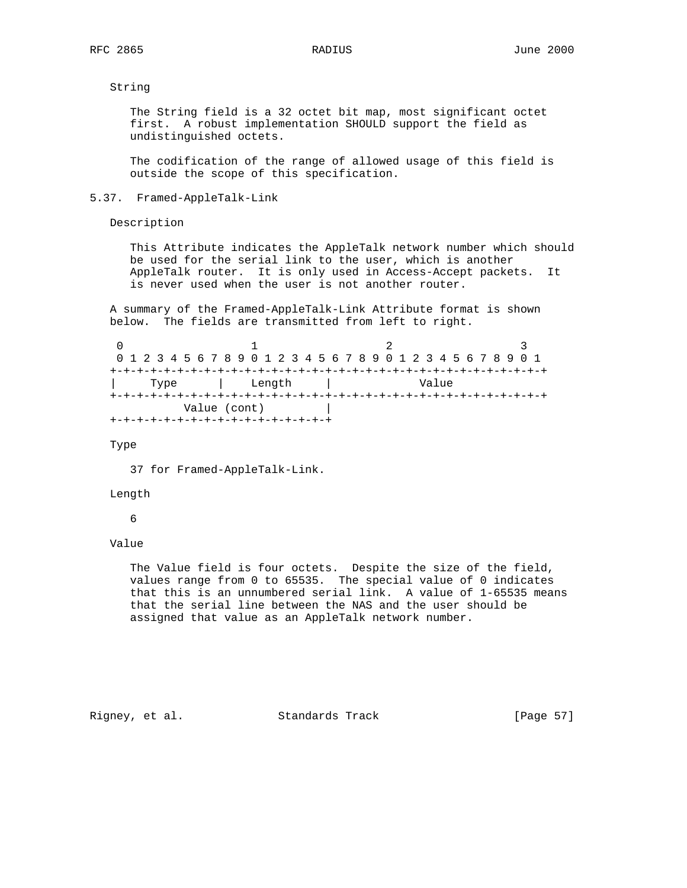String

The String field is a 32 octet bit map, most significant octet first. A robust implementation SHOULD support the field as undistinguished octets.

The codification of the range of allowed usage of this field is outside the scope of this specification.

## 5.37. Framed-AppleTalk-Link

Description

This Attribute indicates the AppleTalk network number which should be used for the serial link to the user, which is another AppleTalk router. It is only used in Access-Accept packets. It is never used when the user is not another router.

A summary of the Framed-AppleTalk-Link Attribute format is shown below. The fields are transmitted from left to right.

```
 0                   1                   2                   3
 0 1 2 3 4 5 6 7 8 9 0 1 2 3 4 5 6 7 8 9 0 1 2 3 4 5 6 7 8 9 0 1
+-+-+-+-+-+-+-+-+-+-+-+-+-+-+-+-+-+-+-+-+-+-+-+-+-+-+-+-+-+-+-+-+
|     Type      |    Length     |             Value
+-+-+-+-+-+-+-+-+-+-+-+-+-+-+-+-+-+-+-+-+-+-+-+-+-+-+-+-+-+-+-+-+
          Value (cont)         |
+-+-+-+-+-+-+-+-+-+-+-+-+-+-+-+-+
```

Type

37 for Framed-AppleTalk-Link.

Length

6

Value

The Value field is four octets. Despite the size of the field, values range from 0 to 65535. The special value of 0 indicates that this is an unnumbered serial link. A value of 1-65535 means that the serial line between the NAS and the user should be assigned that value as an AppleTalk network number.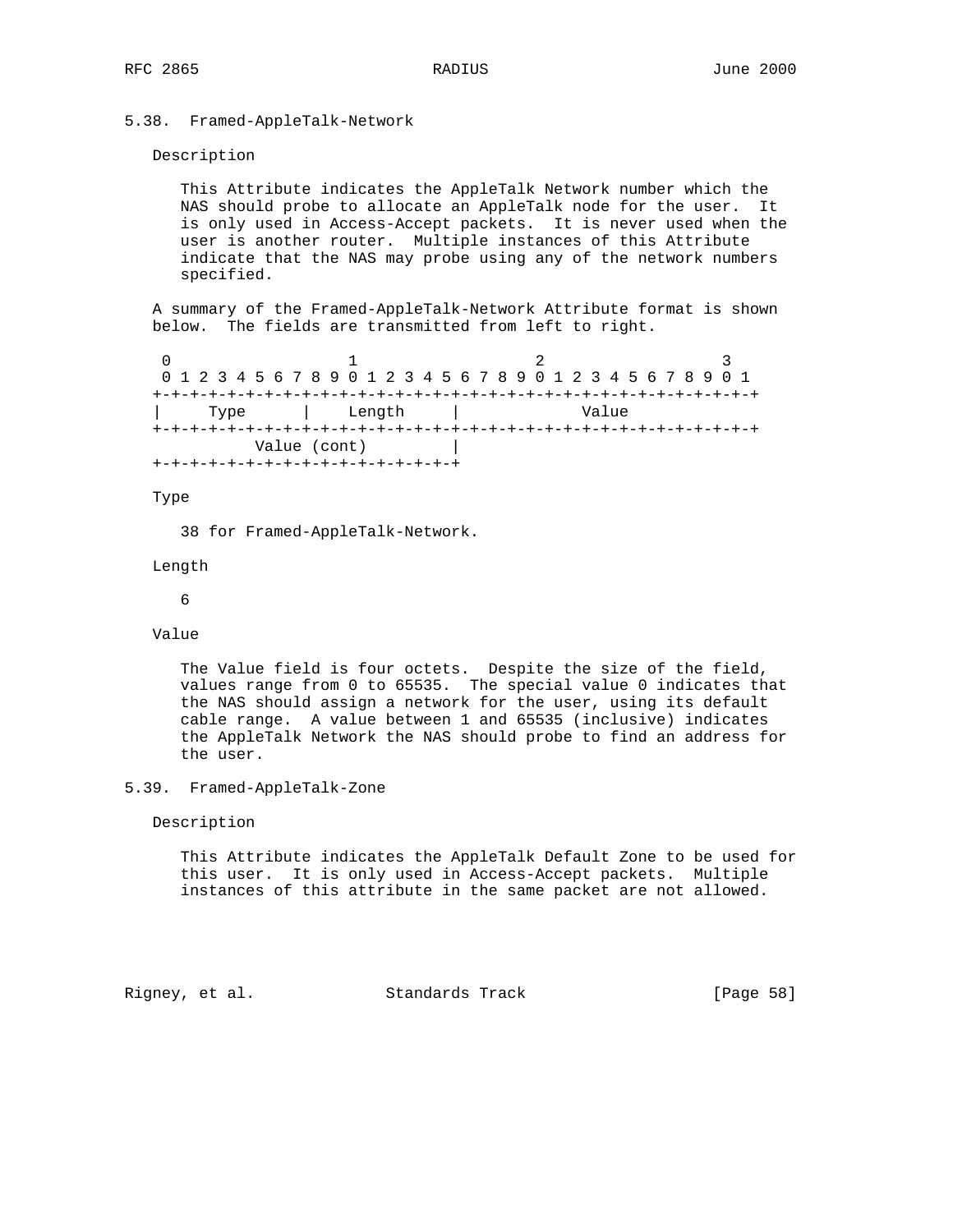## 5.38. Framed-AppleTalk-Network

Description

This Attribute indicates the AppleTalk Network number which the NAS should probe to allocate an AppleTalk node for the user. It is only used in Access-Accept packets. It is never used when the user is another router. Multiple instances of this Attribute indicate that the NAS may probe using any of the network numbers specified.

A summary of the Framed-AppleTalk-Network Attribute format is shown below. The fields are transmitted from left to right.

```
 0                   1                   2                   3
 0 1 2 3 4 5 6 7 8 9 0 1 2 3 4 5 6 7 8 9 0 1 2 3 4 5 6 7 8 9 0 1
+-+-+-+-+-+-+-+-+-+-+-+-+-+-+-+-+-+-+-+-+-+-+-+-+-+-+-+-+-+-+-+-+
|     Type      |    Length     |             Value
+-+-+-+-+-+-+-+-+-+-+-+-+-+-+-+-+-+-+-+-+-+-+-+-+-+-+-+-+-+-+-+-+
          Value (cont)         |
+-+-+-+-+-+-+-+-+-+-+-+-+-+-+-+-+
```

Type

38 for Framed-AppleTalk-Network.

Length

6

Value

The Value field is four octets. Despite the size of the field, values range from 0 to 65535. The special value 0 indicates that the NAS should assign a network for the user, using its default cable range. A value between 1 and 65535 (inclusive) indicates the AppleTalk Network the NAS should probe to find an address for the user.

## 5.39. Framed-AppleTalk-Zone

Description

This Attribute indicates the AppleTalk Default Zone to be used for this user. It is only used in Access-Accept packets. Multiple instances of this attribute in the same packet are not allowed.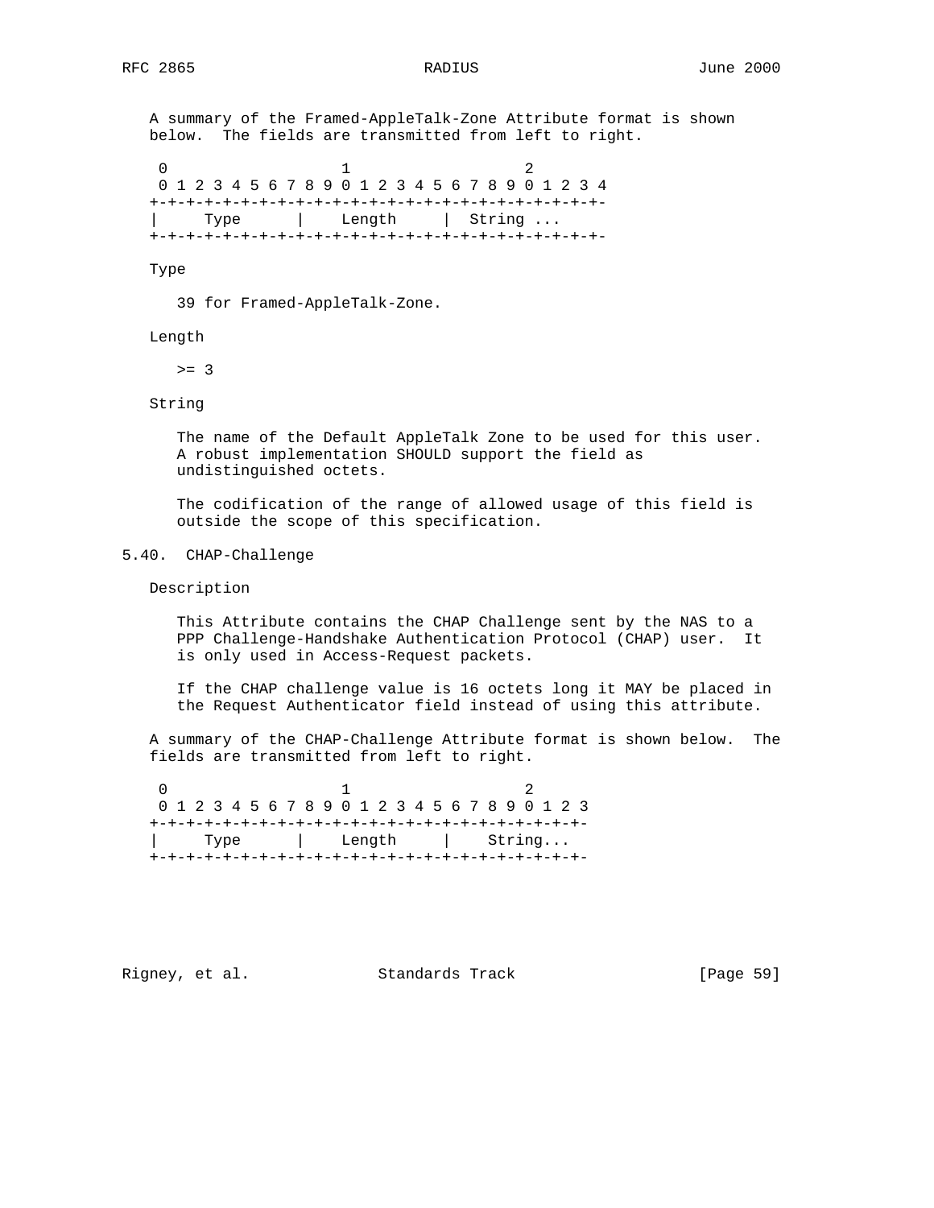A summary of the Framed-AppleTalk-Zone Attribute format is shown below. The fields are transmitted from left to right.

```
 0                   1                   2
 0 1 2 3 4 5 6 7 8 9 0 1 2 3 4 5 6 7 8 9 0 1 2 3 4
+-+-+-+-+-+-+-+-+-+-+-+-+-+-+-+-+-+-+-+-+-+-+-+-+-
|     Type      |    Length     |  String ...
+-+-+-+-+-+-+-+-+-+-+-+-+-+-+-+-+-+-+-+-+-+-+-+-+-
```

Type

39 for Framed-AppleTalk-Zone.

Length

>= 3

String

The name of the Default AppleTalk Zone to be used for this user. A robust implementation SHOULD support the field as undistinguished octets.

The codification of the range of allowed usage of this field is outside the scope of this specification.

## 5.40. CHAP-Challenge

Description

This Attribute contains the CHAP Challenge sent by the NAS to a PPP Challenge-Handshake Authentication Protocol (CHAP) user. It is only used in Access-Request packets.

If the CHAP challenge value is 16 octets long it MAY be placed in the Request Authenticator field instead of using this attribute.

A summary of the CHAP-Challenge Attribute format is shown below. The fields are transmitted from left to right.

```
 0                   1                   2
 0 1 2 3 4 5 6 7 8 9 0 1 2 3 4 5 6 7 8 9 0 1 2 3
+-+-+-+-+-+-+-+-+-+-+-+-+-+-+-+-+-+-+-+-+-+-+-+-+-
|     Type      |    Length     |    String...
+-+-+-+-+-+-+-+-+-+-+-+-+-+-+-+-+-+-+-+-+-+-+-+-+-
```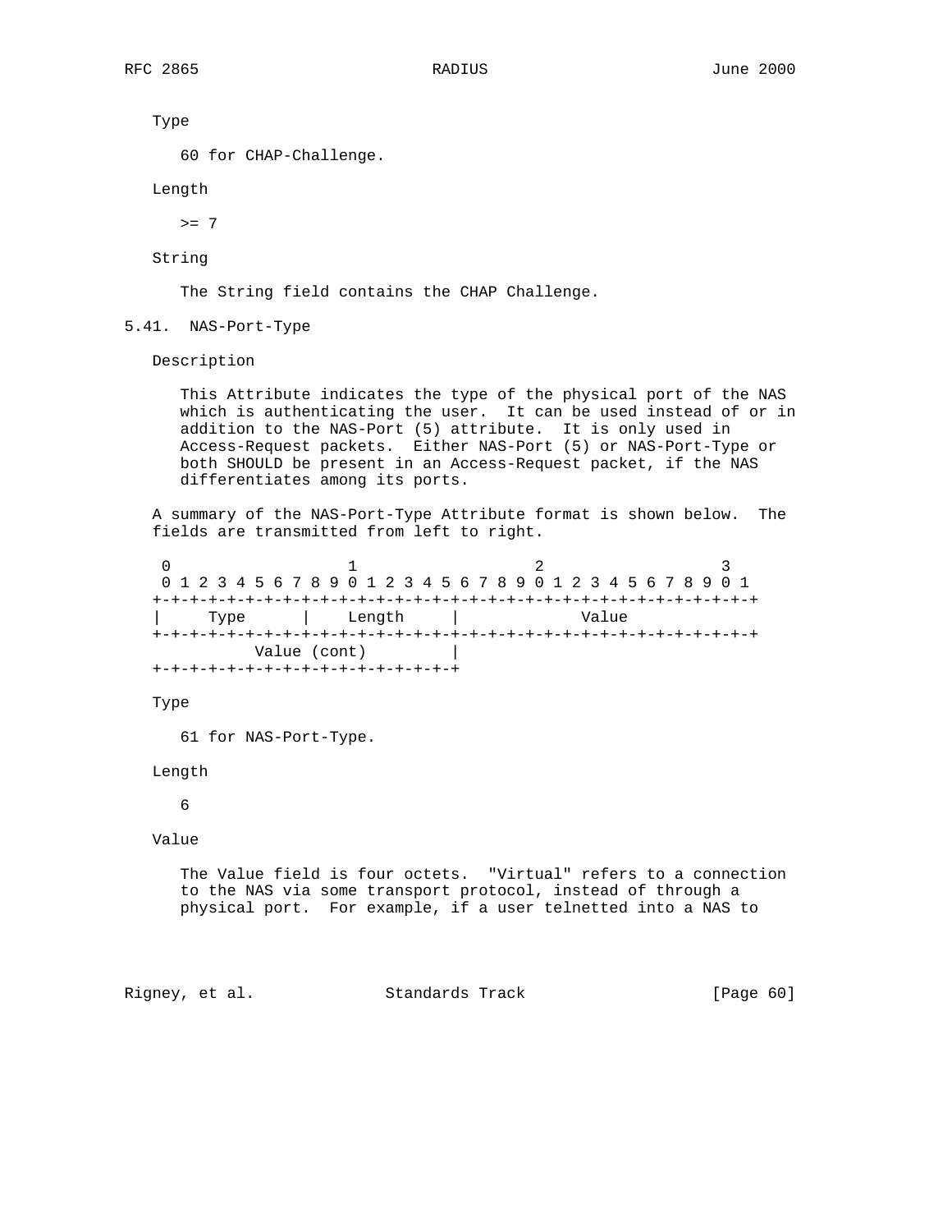Type

60 for CHAP-Challenge.

Length

>= 7

String

The String field contains the CHAP Challenge.

### 5.41. NAS-Port-Type

Description

This Attribute indicates the type of the physical port of the NAS which is authenticating the user. It can be used instead of or in addition to the NAS-Port (5) attribute. It is only used in Access-Request packets. Either NAS-Port (5) or NAS-Port-Type or both SHOULD be present in an Access-Request packet, if the NAS differentiates among its ports.

A summary of the NAS-Port-Type Attribute format is shown below. The fields are transmitted from left to right.

```
 0                   1                   2                   3
 0 1 2 3 4 5 6 7 8 9 0 1 2 3 4 5 6 7 8 9 0 1 2 3 4 5 6 7 8 9 0 1
+-+-+-+-+-+-+-+-+-+-+-+-+-+-+-+-+-+-+-+-+-+-+-+-+-+-+-+-+-+-+-+-+
|     Type      |    Length     |             Value
+-+-+-+-+-+-+-+-+-+-+-+-+-+-+-+-+-+-+-+-+-+-+-+-+-+-+-+-+-+-+-+-+
          Value (cont)          |
+-+-+-+-+-+-+-+-+-+-+-+-+-+-+-+-+
```

Type

61 for NAS-Port-Type.

Length

6

Value

The Value field is four octets. "Virtual" refers to a connection to the NAS via some transport protocol, instead of through a physical port. For example, if a user telnetted into a NAS to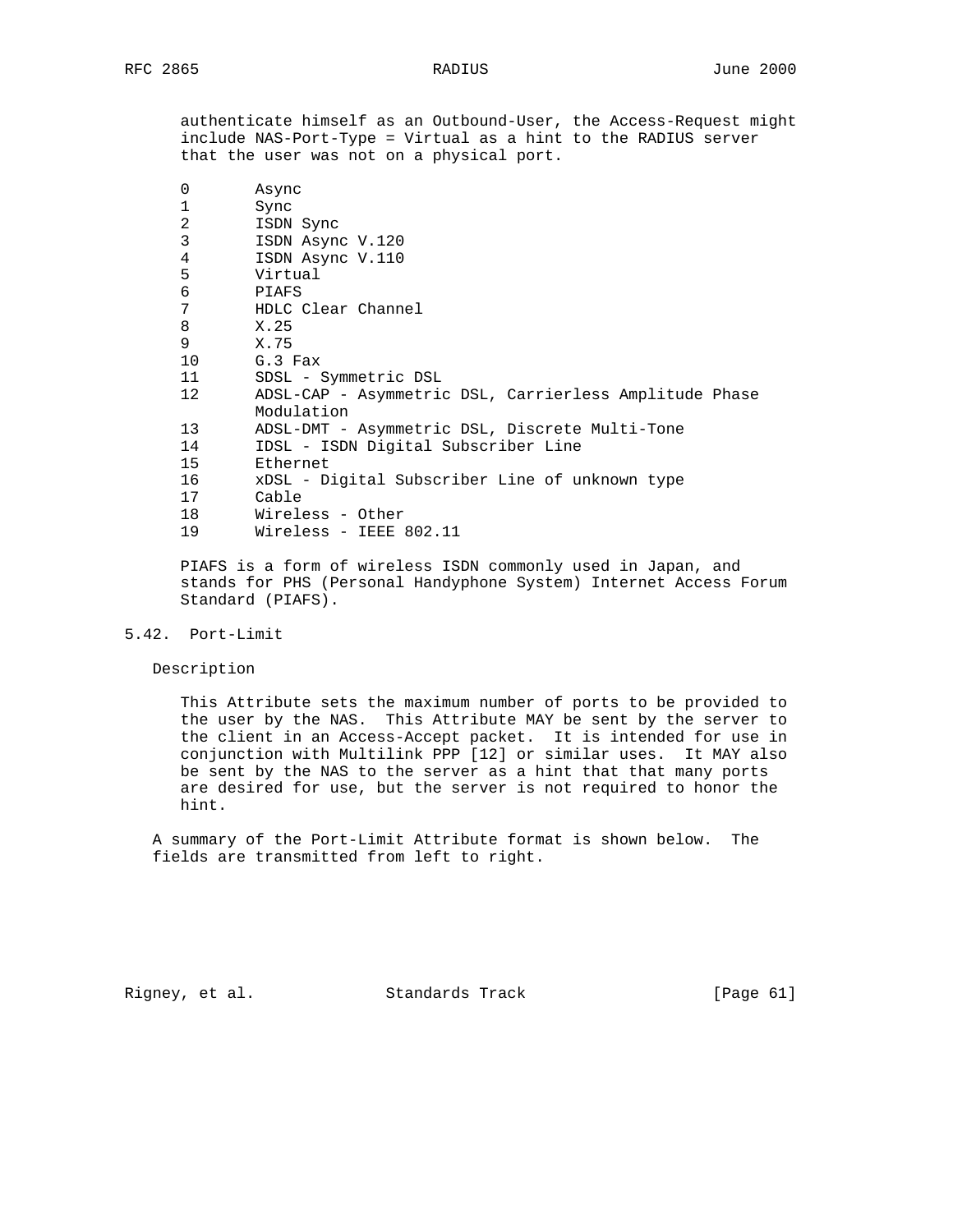authenticate himself as an Outbound-User, the Access-Request might include NAS-Port-Type = Virtual as a hint to the RADIUS server that the user was not on a physical port.

| Value | Type |
|---|---|
| 0 | Async |
| 1 | Sync |
| 2 | ISDN Sync |
| 3 | ISDN Async V.120 |
| 4 | ISDN Async V.110 |
| 5 | Virtual |
| 6 | PIAFS |
| 7 | HDLC Clear Channel |
| 8 | X.25 |
| 9 | X.75 |
| 10 | G.3 Fax |
| 11 | SDSL - Symmetric DSL |
| 12 | ADSL-CAP - Asymmetric DSL, Carrierless Amplitude Phase Modulation |
| 13 | ADSL-DMT - Asymmetric DSL, Discrete Multi-Tone |
| 14 | IDSL - ISDN Digital Subscriber Line |
| 15 | Ethernet |
| 16 | xDSL - Digital Subscriber Line of unknown type |
| 17 | Cable |
| 18 | Wireless - Other |
| 19 | Wireless - IEEE 802.11 |

PIAFS is a form of wireless ISDN commonly used in Japan, and stands for PHS (Personal Handyphone System) Internet Access Forum Standard (PIAFS).

## 5.42. Port-Limit

Description

This Attribute sets the maximum number of ports to be provided to the user by the NAS. This Attribute MAY be sent by the server to the client in an Access-Accept packet. It is intended for use in conjunction with Multilink PPP [12] or similar uses. It MAY also be sent by the NAS to the server as a hint that that many ports are desired for use, but the server is not required to honor the hint.

A summary of the Port-Limit Attribute format is shown below. The fields are transmitted from left to right.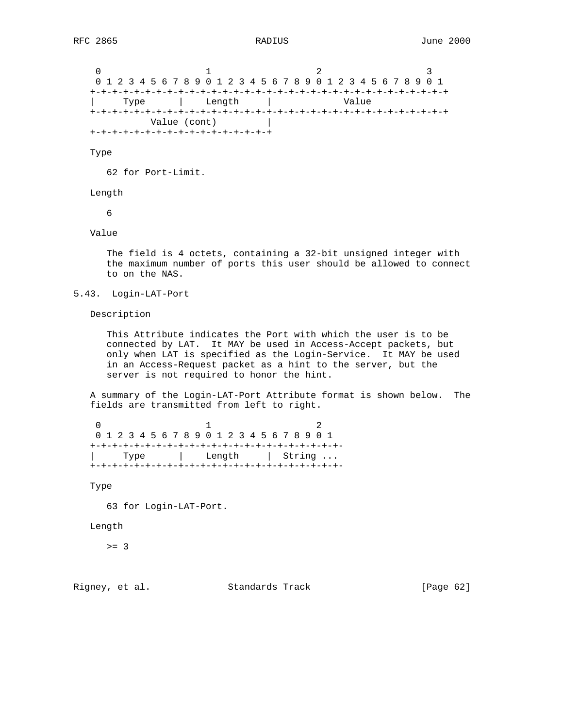```
    0                   1                   2                   3
    0 1 2 3 4 5 6 7 8 9 0 1 2 3 4 5 6 7 8 9 0 1 2 3 4 5 6 7 8 9 0 1
   +-+-+-+-+-+-+-+-+-+-+-+-+-+-+-+-+-+-+-+-+-+-+-+-+-+-+-+-+-+-+-+-+
   |     Type      |    Length     |             Value
   +-+-+-+-+-+-+-+-+-+-+-+-+-+-+-+-+-+-+-+-+-+-+-+-+-+-+-+-+-+-+-+-+
              Value (cont)         |
   +-+-+-+-+-+-+-+-+-+-+-+-+-+-+-+-+
```

Type

62 for Port-Limit.

Length

6

Value

The field is 4 octets, containing a 32-bit unsigned integer with the maximum number of ports this user should be allowed to connect to on the NAS.

## 5.43. Login-LAT-Port

Description

This Attribute indicates the Port with which the user is to be connected by LAT. It MAY be used in Access-Accept packets, but only when LAT is specified as the Login-Service. It MAY be used in an Access-Request packet as a hint to the server, but the server is not required to honor the hint.

A summary of the Login-LAT-Port Attribute format is shown below. The fields are transmitted from left to right.

```
    0                   1                   2
    0 1 2 3 4 5 6 7 8 9 0 1 2 3 4 5 6 7 8 9 0 1
   +-+-+-+-+-+-+-+-+-+-+-+-+-+-+-+-+-+-+-+-+-+-+-
   |     Type      |    Length     |  String ...
   +-+-+-+-+-+-+-+-+-+-+-+-+-+-+-+-+-+-+-+-+-+-+-
```

Type

63 for Login-LAT-Port.

Length

>= 3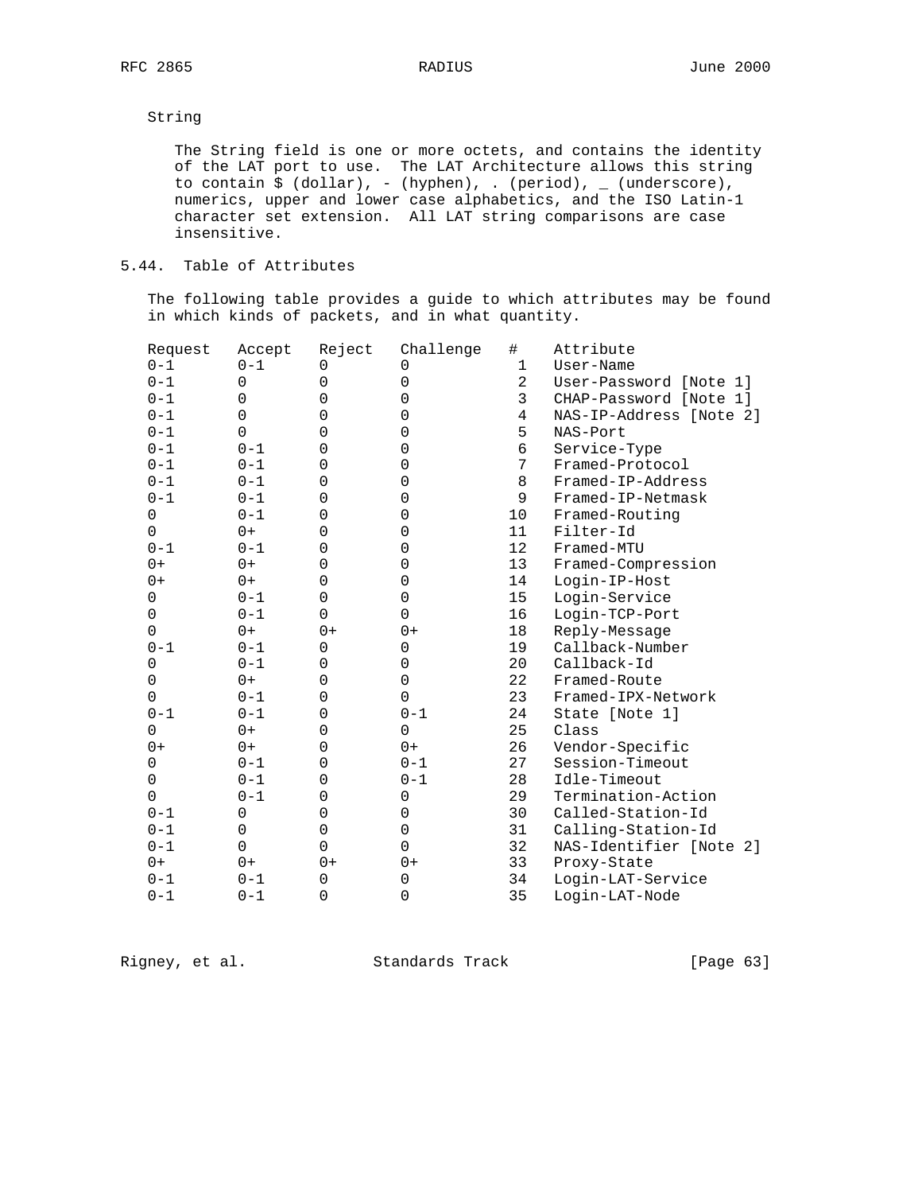String

The String field is one or more octets, and contains the identity of the LAT port to use. The LAT Architecture allows this string to contain $ (dollar), - (hyphen), . (period), _ (underscore), numerics, upper and lower case alphabetics, and the ISO Latin-1 character set extension. All LAT string comparisons are case insensitive.

## 5.44. Table of Attributes

The following table provides a guide to which attributes may be found in which kinds of packets, and in what quantity.

| Request | Accept | Reject | Challenge | # | Attribute |
|---|---|---|---|---|---|
| 0-1 | 0-1 | 0 | 0 | 1 | User-Name |
| 0-1 | 0 | 0 | 0 | 2 | User-Password [Note 1] |
| 0-1 | 0 | 0 | 0 | 3 | CHAP-Password [Note 1] |
| 0-1 | 0 | 0 | 0 | 4 | NAS-IP-Address [Note 2] |
| 0-1 | 0 | 0 | 0 | 5 | NAS-Port |
| 0-1 | 0-1 | 0 | 0 | 6 | Service-Type |
| 0-1 | 0-1 | 0 | 0 | 7 | Framed-Protocol |
| 0-1 | 0-1 | 0 | 0 | 8 | Framed-IP-Address |
| 0-1 | 0-1 | 0 | 0 | 9 | Framed-IP-Netmask |
| 0 | 0-1 | 0 | 0 | 10 | Framed-Routing |
| 0 | 0+ | 0 | 0 | 11 | Filter-Id |
| 0-1 | 0-1 | 0 | 0 | 12 | Framed-MTU |
| 0+ | 0+ | 0 | 0 | 13 | Framed-Compression |
| 0+ | 0+ | 0 | 0 | 14 | Login-IP-Host |
| 0 | 0-1 | 0 | 0 | 15 | Login-Service |
| 0 | 0-1 | 0 | 0 | 16 | Login-TCP-Port |
| 0 | 0+ | 0+ | 0+ | 18 | Reply-Message |
| 0-1 | 0-1 | 0 | 0 | 19 | Callback-Number |
| 0 | 0-1 | 0 | 0 | 20 | Callback-Id |
| 0 | 0+ | 0 | 0 | 22 | Framed-Route |
| 0 | 0-1 | 0 | 0 | 23 | Framed-IPX-Network |
| 0-1 | 0-1 | 0 | 0-1 | 24 | State [Note 1] |
| 0 | 0+ | 0 | 0 | 25 | Class |
| 0+ | 0+ | 0 | 0+ | 26 | Vendor-Specific |
| 0 | 0-1 | 0 | 0-1 | 27 | Session-Timeout |
| 0 | 0-1 | 0 | 0-1 | 28 | Idle-Timeout |
| 0 | 0-1 | 0 | 0 | 29 | Termination-Action |
| 0-1 | 0 | 0 | 0 | 30 | Called-Station-Id |
| 0-1 | 0 | 0 | 0 | 31 | Calling-Station-Id |
| 0-1 | 0 | 0 | 0 | 32 | NAS-Identifier [Note 2] |
| 0+ | 0+ | 0+ | 0+ | 33 | Proxy-State |
| 0-1 | 0-1 | 0 | 0 | 34 | Login-LAT-Service |
| 0-1 | 0-1 | 0 | 0 | 35 | Login-LAT-Node |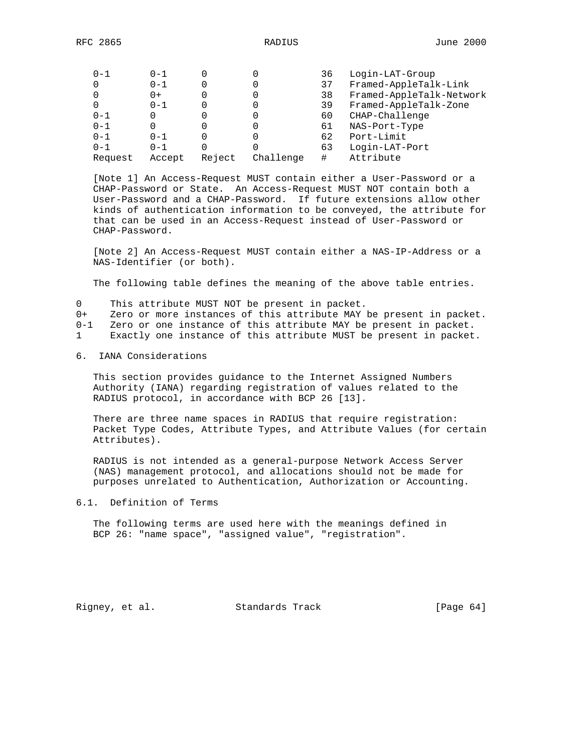| Request | Accept | Reject | Challenge | # | Attribute |
|---|---|---|---|---|---|
| 0-1 | 0-1 | 0 | 0 | 36 | Login-LAT-Group |
| 0 | 0-1 | 0 | 0 | 37 | Framed-AppleTalk-Link |
| 0 | 0+ | 0 | 0 | 38 | Framed-AppleTalk-Network |
| 0 | 0-1 | 0 | 0 | 39 | Framed-AppleTalk-Zone |
| 0-1 | 0 | 0 | 0 | 60 | CHAP-Challenge |
| 0-1 | 0 | 0 | 0 | 61 | NAS-Port-Type |
| 0-1 | 0-1 | 0 | 0 | 62 | Port-Limit |
| 0-1 | 0-1 | 0 | 0 | 63 | Login-LAT-Port |

[Note 1] An Access-Request MUST contain either a User-Password or a CHAP-Password or State. An Access-Request MUST NOT contain both a User-Password and a CHAP-Password. If future extensions allow other kinds of authentication information to be conveyed, the attribute for that can be used in an Access-Request instead of User-Password or CHAP-Password.

[Note 2] An Access-Request MUST contain either a NAS-IP-Address or a NAS-Identifier (or both).

The following table defines the meaning of the above table entries.

| | |
|---|---|
| 0 | This attribute MUST NOT be present in packet. |
| 0+ | Zero or more instances of this attribute MAY be present in packet. |
| 0-1 | Zero or one instance of this attribute MAY be present in packet. |
| 1 | Exactly one instance of this attribute MUST be present in packet. |

## 6. IANA Considerations

This section provides guidance to the Internet Assigned Numbers Authority (IANA) regarding registration of values related to the RADIUS protocol, in accordance with BCP 26 [13].

There are three name spaces in RADIUS that require registration: Packet Type Codes, Attribute Types, and Attribute Values (for certain Attributes).

RADIUS is not intended as a general-purpose Network Access Server (NAS) management protocol, and allocations should not be made for purposes unrelated to Authentication, Authorization or Accounting.

### 6.1. Definition of Terms

The following terms are used here with the meanings defined in BCP 26: "name space", "assigned value", "registration".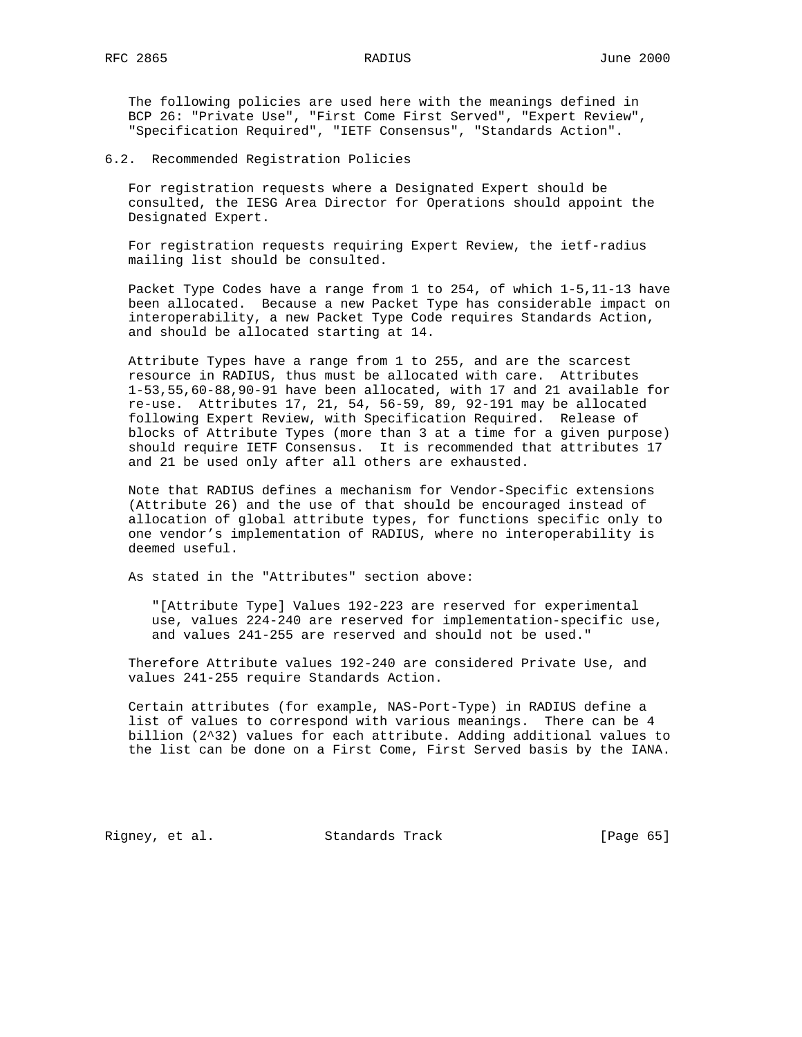The following policies are used here with the meanings defined in BCP 26: "Private Use", "First Come First Served", "Expert Review", "Specification Required", "IETF Consensus", "Standards Action".

### 6.2. Recommended Registration Policies

For registration requests where a Designated Expert should be consulted, the IESG Area Director for Operations should appoint the Designated Expert.

For registration requests requiring Expert Review, the ietf-radius mailing list should be consulted.

Packet Type Codes have a range from 1 to 254, of which 1-5,11-13 have been allocated. Because a new Packet Type has considerable impact on interoperability, a new Packet Type Code requires Standards Action, and should be allocated starting at 14.

Attribute Types have a range from 1 to 255, and are the scarcest resource in RADIUS, thus must be allocated with care. Attributes 1-53,55,60-88,90-91 have been allocated, with 17 and 21 available for re-use. Attributes 17, 21, 54, 56-59, 89, 92-191 may be allocated following Expert Review, with Specification Required. Release of blocks of Attribute Types (more than 3 at a time for a given purpose) should require IETF Consensus. It is recommended that attributes 17 and 21 be used only after all others are exhausted.

Note that RADIUS defines a mechanism for Vendor-Specific extensions (Attribute 26) and the use of that should be encouraged instead of allocation of global attribute types, for functions specific only to one vendor's implementation of RADIUS, where no interoperability is deemed useful.

As stated in the "Attributes" section above:

> "[Attribute Type] Values 192-223 are reserved for experimental use, values 224-240 are reserved for implementation-specific use, and values 241-255 are reserved and should not be used."

Therefore Attribute values 192-240 are considered Private Use, and values 241-255 require Standards Action.

Certain attributes (for example, NAS-Port-Type) in RADIUS define a list of values to correspond with various meanings. There can be 4 billion ($2^{32}$) values for each attribute. Adding additional values to the list can be done on a First Come, First Served basis by the IANA.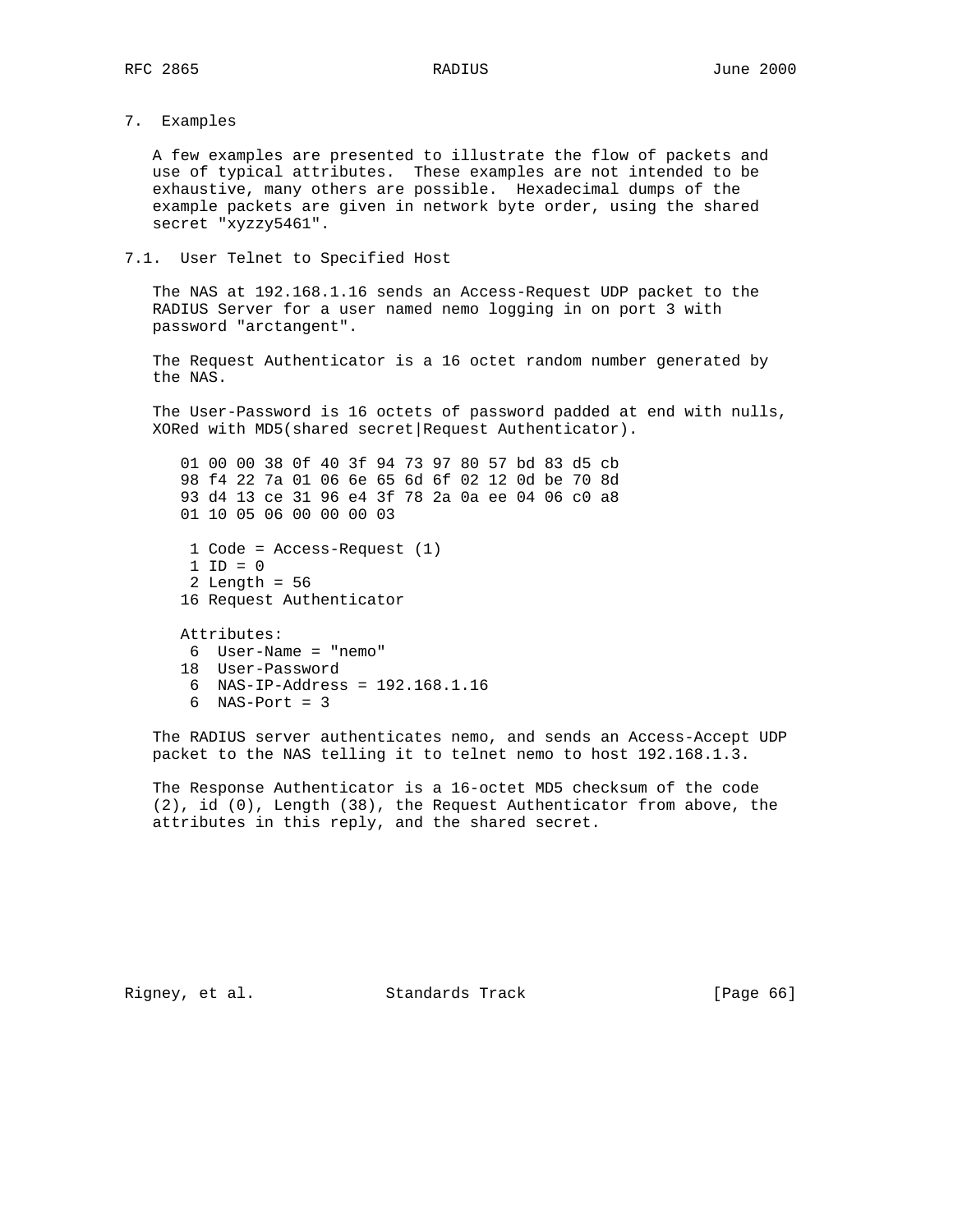# 7. Examples

A few examples are presented to illustrate the flow of packets and use of typical attributes. These examples are not intended to be exhaustive, many others are possible. Hexadecimal dumps of the example packets are given in network byte order, using the shared secret "xyzzy5461".

## 7.1. User Telnet to Specified Host

The NAS at 192.168.1.16 sends an Access-Request UDP packet to the RADIUS Server for a user named nemo logging in on port 3 with password "arctangent".

The Request Authenticator is a 16 octet random number generated by the NAS.

The User-Password is 16 octets of password padded at end with nulls, XORed with MD5(shared secret|Request Authenticator).

```
01 00 00 38 0f 40 3f 94 73 97 80 57 bd 83 d5 cb
98 f4 22 7a 01 06 6e 65 6d 6f 02 12 0d be 70 8d
93 d4 13 ce 31 96 e4 3f 78 2a 0a ee 04 06 c0 a8
01 10 05 06 00 00 00 03

 1 Code = Access-Request (1)
 1 ID = 0
 2 Length = 56
16 Request Authenticator

Attributes:
 6  User-Name = "nemo"
18  User-Password
 6  NAS-IP-Address = 192.168.1.16
 6  NAS-Port = 3
```

The RADIUS server authenticates nemo, and sends an Access-Accept UDP packet to the NAS telling it to telnet nemo to host 192.168.1.3.

The Response Authenticator is a 16-octet MD5 checksum of the code (2), id (0), Length (38), the Request Authenticator from above, the attributes in this reply, and the shared secret.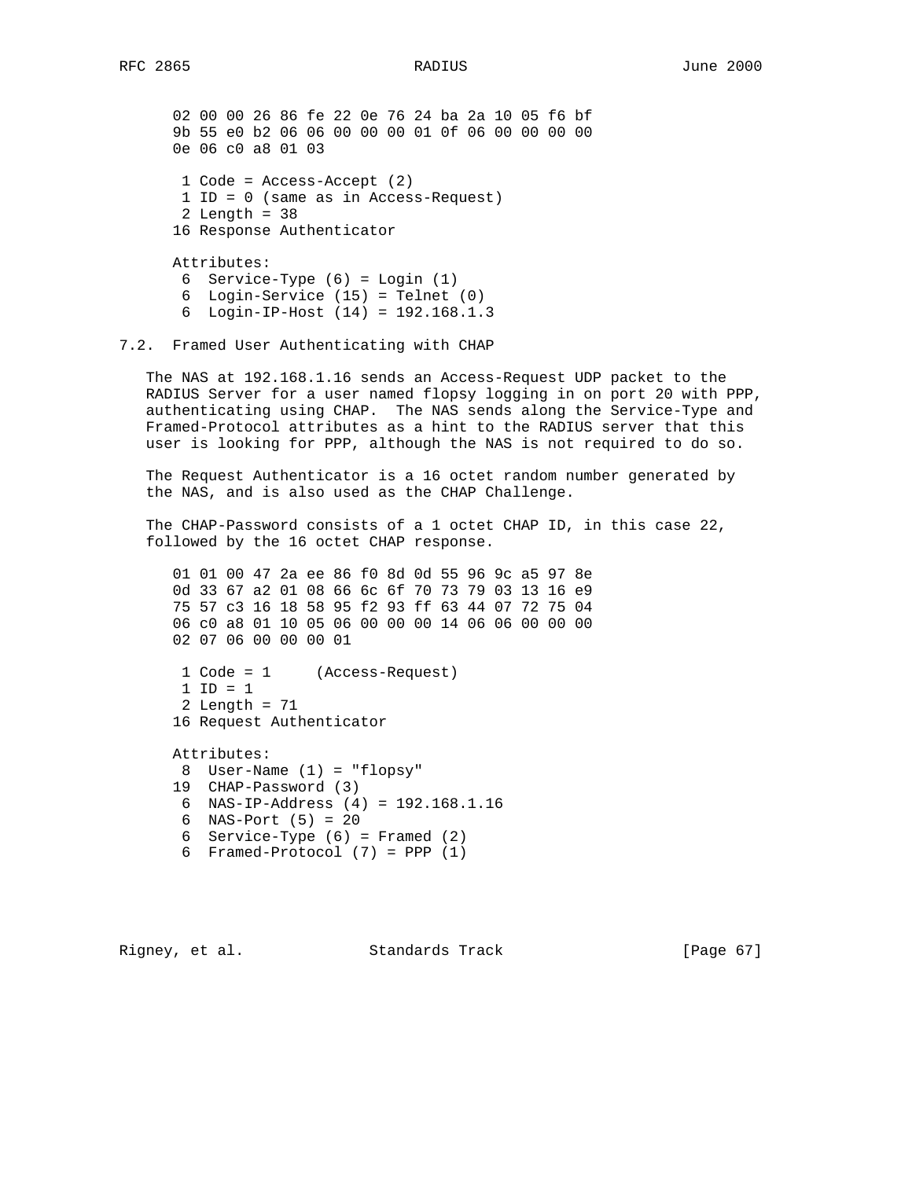```
      02 00 00 26 86 fe 22 0e 76 24 ba 2a 10 05 f6 bf
      9b 55 e0 b2 06 06 00 00 00 01 0f 06 00 00 00 00
      0e 06 c0 a8 01 03

       1 Code = Access-Accept (2)
       1 ID = 0 (same as in Access-Request)
       2 Length = 38
      16 Response Authenticator

      Attributes:
       6  Service-Type (6) = Login (1)
       6  Login-Service (15) = Telnet (0)
       6  Login-IP-Host (14) = 192.168.1.3
```

## 7.2. Framed User Authenticating with CHAP

The NAS at 192.168.1.16 sends an Access-Request UDP packet to the RADIUS Server for a user named flopsy logging in on port 20 with PPP, authenticating using CHAP. The NAS sends along the Service-Type and Framed-Protocol attributes as a hint to the RADIUS server that this user is looking for PPP, although the NAS is not required to do so.

The Request Authenticator is a 16 octet random number generated by the NAS, and is also used as the CHAP Challenge.

The CHAP-Password consists of a 1 octet CHAP ID, in this case 22, followed by the 16 octet CHAP response.

```
      01 01 00 47 2a ee 86 f0 8d 0d 55 96 9c a5 97 8e
      0d 33 67 a2 01 08 66 6c 6f 70 73 79 03 13 16 e9
      75 57 c3 16 18 58 95 f2 93 ff 63 44 07 72 75 04
      06 c0 a8 01 10 05 06 00 00 00 14 06 06 00 00 00
      02 07 06 00 00 00 01

       1 Code = 1     (Access-Request)
       1 ID = 1
       2 Length = 71
      16 Request Authenticator

      Attributes:
       8  User-Name (1) = "flopsy"
      19  CHAP-Password (3)
       6  NAS-IP-Address (4) = 192.168.1.16
       6  NAS-Port (5) = 20
       6  Service-Type (6) = Framed (2)
       6  Framed-Protocol (7) = PPP (1)
```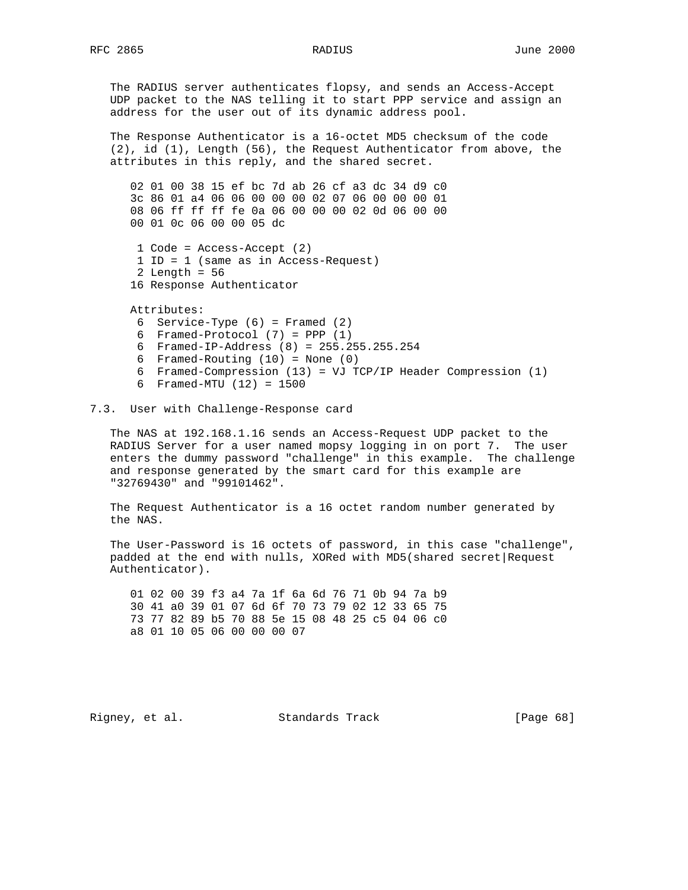The RADIUS server authenticates flopsy, and sends an Access-Accept UDP packet to the NAS telling it to start PPP service and assign an address for the user out of its dynamic address pool.

The Response Authenticator is a 16-octet MD5 checksum of the code (2), id (1), Length (56), the Request Authenticator from above, the attributes in this reply, and the shared secret.

```
02 01 00 38 15 ef bc 7d ab 26 cf a3 dc 34 d9 c0
3c 86 01 a4 06 06 00 00 00 02 07 06 00 00 00 01
08 06 ff ff ff fe 0a 06 00 00 00 02 0d 06 00 00
00 01 0c 06 00 00 05 dc

 1 Code = Access-Accept (2)
 1 ID = 1 (same as in Access-Request)
 2 Length = 56
16 Response Authenticator

Attributes:
 6  Service-Type (6) = Framed (2)
 6  Framed-Protocol (7) = PPP (1)
 6  Framed-IP-Address (8) = 255.255.255.254
 6  Framed-Routing (10) = None (0)
 6  Framed-Compression (13) = VJ TCP/IP Header Compression (1)
 6  Framed-MTU (12) = 1500
```

## 7.3. User with Challenge-Response card

The NAS at 192.168.1.16 sends an Access-Request UDP packet to the RADIUS Server for a user named mopsy logging in on port 7. The user enters the dummy password "challenge" in this example. The challenge and response generated by the smart card for this example are "32769430" and "99101462".

The Request Authenticator is a 16 octet random number generated by the NAS.

The User-Password is 16 octets of password, in this case "challenge", padded at the end with nulls, XORed with MD5(shared secret|Request Authenticator).

```
01 02 00 39 f3 a4 7a 1f 6a 6d 76 71 0b 94 7a b9
30 41 a0 39 01 07 6d 6f 70 73 79 02 12 33 65 75
73 77 82 89 b5 70 88 5e 15 08 48 25 c5 04 06 c0
a8 01 10 05 06 00 00 00 07
```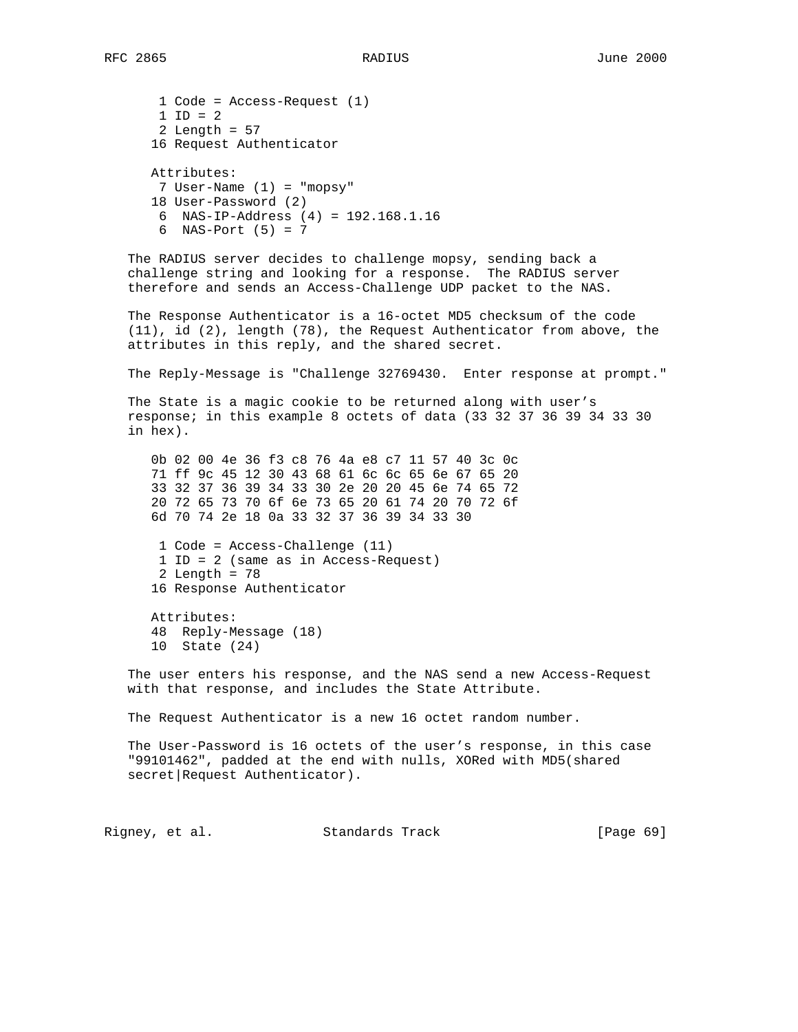```
 1 Code = Access-Request (1)
 1 ID = 2
 2 Length = 57
16 Request Authenticator

Attributes:
 7 User-Name (1) = "mopsy"
18 User-Password (2)
 6  NAS-IP-Address (4) = 192.168.1.16
 6  NAS-Port (5) = 7
```

The RADIUS server decides to challenge mopsy, sending back a challenge string and looking for a response. The RADIUS server therefore and sends an Access-Challenge UDP packet to the NAS.

The Response Authenticator is a 16-octet MD5 checksum of the code (11), id (2), length (78), the Request Authenticator from above, the attributes in this reply, and the shared secret.

The Reply-Message is "Challenge 32769430.  Enter response at prompt."

The State is a magic cookie to be returned along with user's response; in this example 8 octets of data (33 32 37 36 39 34 33 30 in hex).

```
0b 02 00 4e 36 f3 c8 76 4a e8 c7 11 57 40 3c 0c
71 ff 9c 45 12 30 43 68 61 6c 6c 65 6e 67 65 20
33 32 37 36 39 34 33 30 2e 20 20 45 6e 74 65 72
20 72 65 73 70 6f 6e 73 65 20 61 74 20 70 72 6f
6d 70 74 2e 18 0a 33 32 37 36 39 34 33 30

 1 Code = Access-Challenge (11)
 1 ID = 2 (same as in Access-Request)
 2 Length = 78
16 Response Authenticator

Attributes:
48  Reply-Message (18)
10  State (24)
```

The user enters his response, and the NAS send a new Access-Request with that response, and includes the State Attribute.

The Request Authenticator is a new 16 octet random number.

The User-Password is 16 octets of the user's response, in this case "99101462", padded at the end with nulls, XORed with MD5(shared secret|Request Authenticator).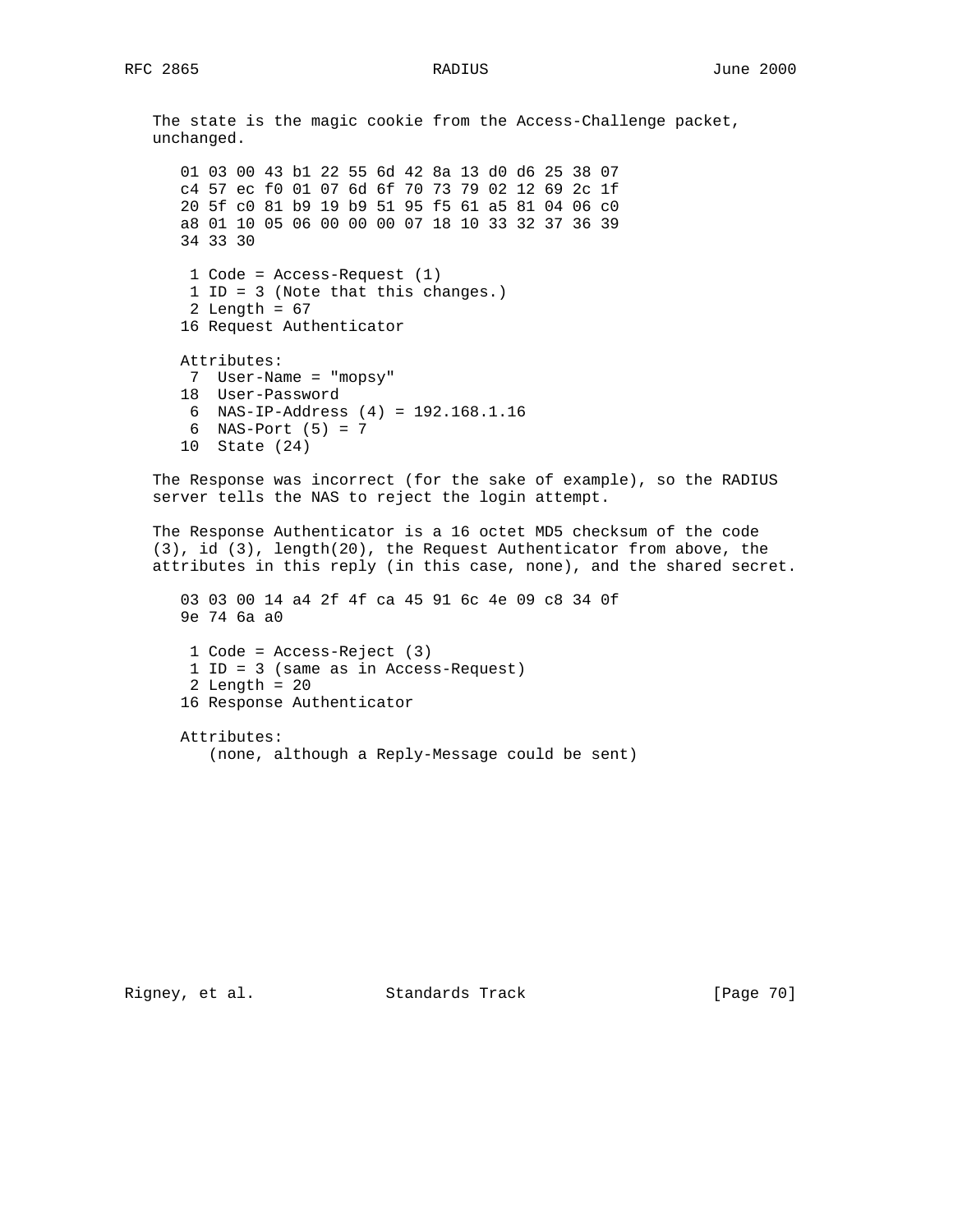The state is the magic cookie from the Access-Challenge packet, unchanged.

```
01 03 00 43 b1 22 55 6d 42 8a 13 d0 d6 25 38 07
c4 57 ec f0 01 07 6d 6f 70 73 79 02 12 69 2c 1f
20 5f c0 81 b9 19 b9 51 95 f5 61 a5 81 04 06 c0
a8 01 10 05 06 00 00 00 07 18 10 33 32 37 36 39
34 33 30

 1 Code = Access-Request (1)
 1 ID = 3 (Note that this changes.)
 2 Length = 67
16 Request Authenticator

Attributes:
 7  User-Name = "mopsy"
18  User-Password
 6  NAS-IP-Address (4) = 192.168.1.16
 6  NAS-Port (5) = 7
10  State (24)
```

The Response was incorrect (for the sake of example), so the RADIUS server tells the NAS to reject the login attempt.

The Response Authenticator is a 16 octet MD5 checksum of the code (3), id (3), length(20), the Request Authenticator from above, the attributes in this reply (in this case, none), and the shared secret.

```
03 03 00 14 a4 2f 4f ca 45 91 6c 4e 09 c8 34 0f
9e 74 6a a0

 1 Code = Access-Reject (3)
 1 ID = 3 (same as in Access-Request)
 2 Length = 20
16 Response Authenticator

Attributes:
   (none, although a Reply-Message could be sent)
```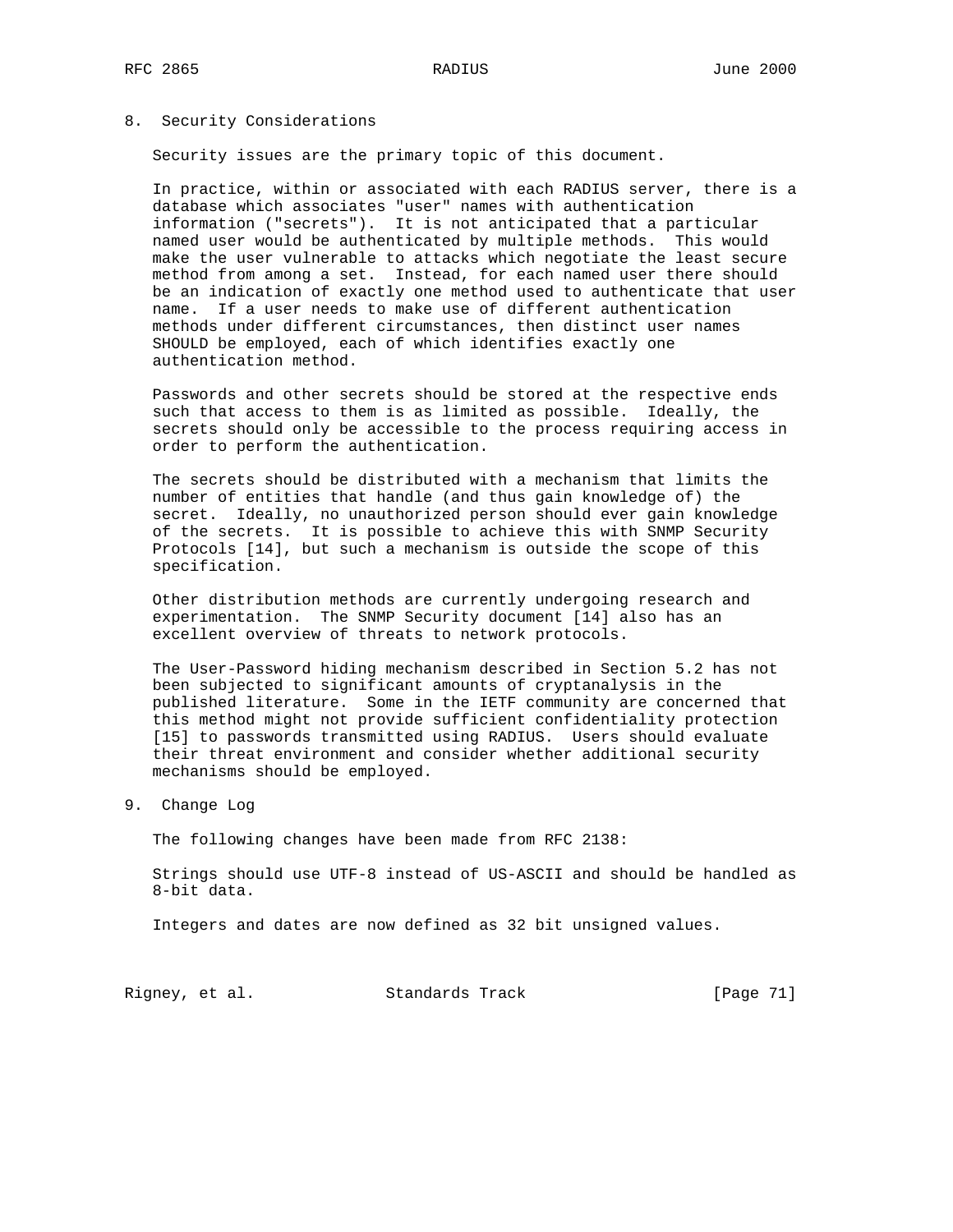## 8. Security Considerations

Security issues are the primary topic of this document.

In practice, within or associated with each RADIUS server, there is a database which associates "user" names with authentication information ("secrets"). It is not anticipated that a particular named user would be authenticated by multiple methods. This would make the user vulnerable to attacks which negotiate the least secure method from among a set. Instead, for each named user there should be an indication of exactly one method used to authenticate that user name. If a user needs to make use of different authentication methods under different circumstances, then distinct user names SHOULD be employed, each of which identifies exactly one authentication method.

Passwords and other secrets should be stored at the respective ends such that access to them is as limited as possible. Ideally, the secrets should only be accessible to the process requiring access in order to perform the authentication.

The secrets should be distributed with a mechanism that limits the number of entities that handle (and thus gain knowledge of) the secret. Ideally, no unauthorized person should ever gain knowledge of the secrets. It is possible to achieve this with SNMP Security Protocols [14], but such a mechanism is outside the scope of this specification.

Other distribution methods are currently undergoing research and experimentation. The SNMP Security document [14] also has an excellent overview of threats to network protocols.

The User-Password hiding mechanism described in Section 5.2 has not been subjected to significant amounts of cryptanalysis in the published literature. Some in the IETF community are concerned that this method might not provide sufficient confidentiality protection [15] to passwords transmitted using RADIUS. Users should evaluate their threat environment and consider whether additional security mechanisms should be employed.

## 9. Change Log

The following changes have been made from RFC 2138:

Strings should use UTF-8 instead of US-ASCII and should be handled as 8-bit data.

Integers and dates are now defined as 32 bit unsigned values.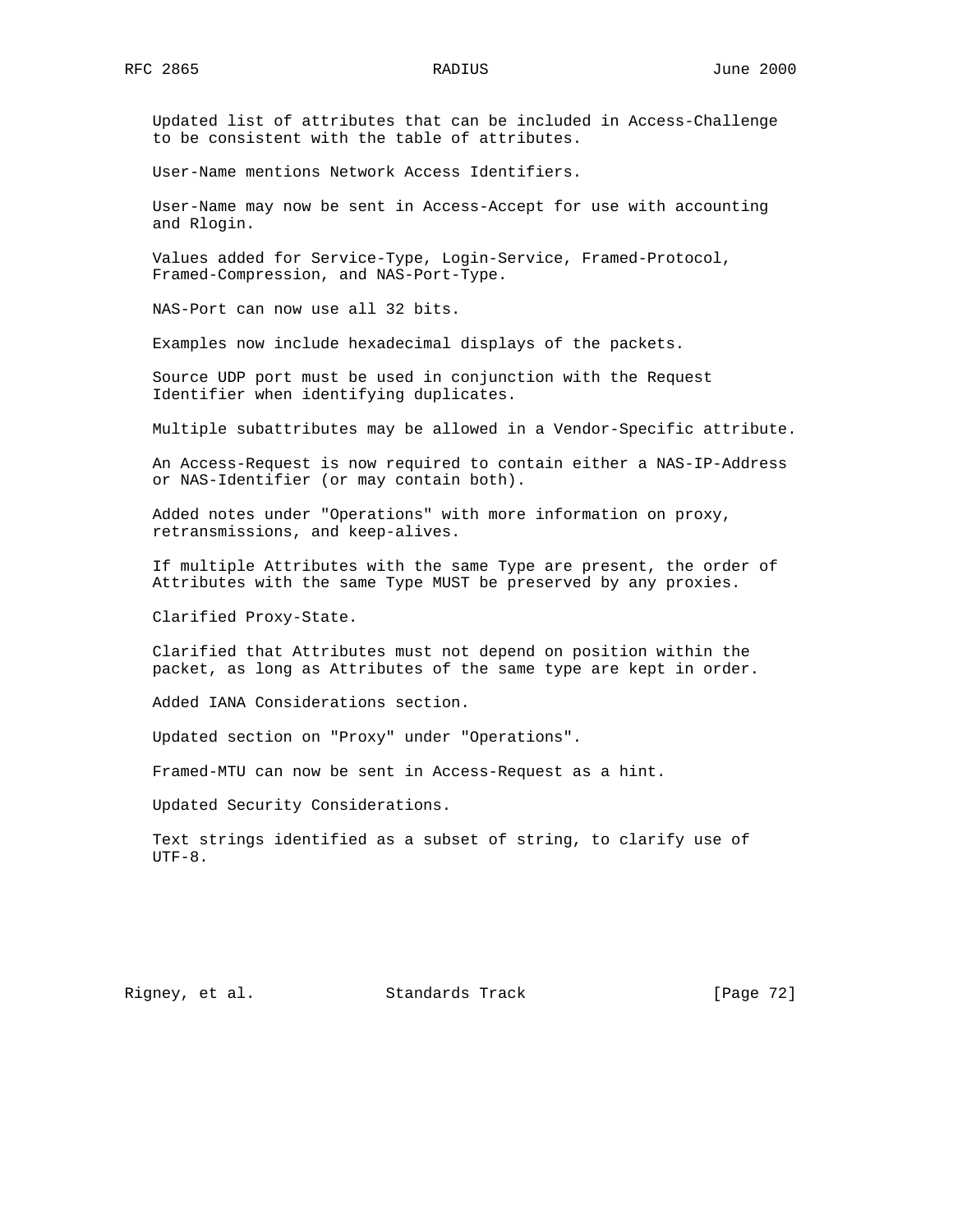Updated list of attributes that can be included in Access-Challenge to be consistent with the table of attributes.

User-Name mentions Network Access Identifiers.

User-Name may now be sent in Access-Accept for use with accounting and Rlogin.

Values added for Service-Type, Login-Service, Framed-Protocol, Framed-Compression, and NAS-Port-Type.

NAS-Port can now use all 32 bits.

Examples now include hexadecimal displays of the packets.

Source UDP port must be used in conjunction with the Request Identifier when identifying duplicates.

Multiple subattributes may be allowed in a Vendor-Specific attribute.

An Access-Request is now required to contain either a NAS-IP-Address or NAS-Identifier (or may contain both).

Added notes under "Operations" with more information on proxy, retransmissions, and keep-alives.

If multiple Attributes with the same Type are present, the order of Attributes with the same Type MUST be preserved by any proxies.

Clarified Proxy-State.

Clarified that Attributes must not depend on position within the packet, as long as Attributes of the same type are kept in order.

Added IANA Considerations section.

Updated section on "Proxy" under "Operations".

Framed-MTU can now be sent in Access-Request as a hint.

Updated Security Considerations.

Text strings identified as a subset of string, to clarify use of UTF-8.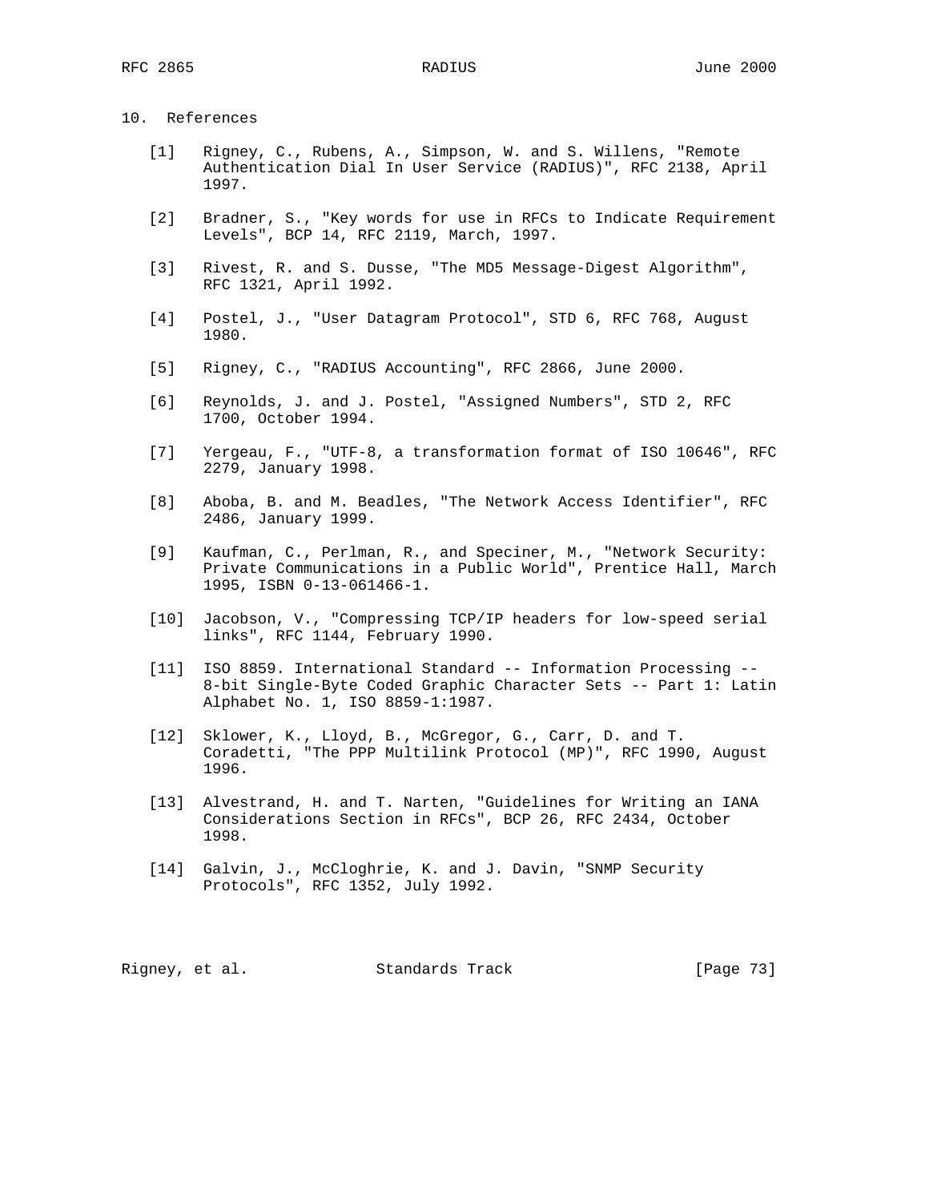## 10. References

[1] Rigney, C., Rubens, A., Simpson, W. and S. Willens, "Remote Authentication Dial In User Service (RADIUS)", RFC 2138, April 1997.

[2] Bradner, S., "Key words for use in RFCs to Indicate Requirement Levels", BCP 14, RFC 2119, March, 1997.

[3] Rivest, R. and S. Dusse, "The MD5 Message-Digest Algorithm", RFC 1321, April 1992.

[4] Postel, J., "User Datagram Protocol", STD 6, RFC 768, August 1980.

[5] Rigney, C., "RADIUS Accounting", RFC 2866, June 2000.

[6] Reynolds, J. and J. Postel, "Assigned Numbers", STD 2, RFC 1700, October 1994.

[7] Yergeau, F., "UTF-8, a transformation format of ISO 10646", RFC 2279, January 1998.

[8] Aboba, B. and M. Beadles, "The Network Access Identifier", RFC 2486, January 1999.

[9] Kaufman, C., Perlman, R., and Speciner, M., "Network Security: Private Communications in a Public World", Prentice Hall, March 1995, ISBN 0-13-061466-1.

[10] Jacobson, V., "Compressing TCP/IP headers for low-speed serial links", RFC 1144, February 1990.

[11] ISO 8859. International Standard -- Information Processing -- 8-bit Single-Byte Coded Graphic Character Sets -- Part 1: Latin Alphabet No. 1, ISO 8859-1:1987.

[12] Sklower, K., Lloyd, B., McGregor, G., Carr, D. and T. Coradetti, "The PPP Multilink Protocol (MP)", RFC 1990, August 1996.

[13] Alvestrand, H. and T. Narten, "Guidelines for Writing an IANA Considerations Section in RFCs", BCP 26, RFC 2434, October 1998.

[14] Galvin, J., McCloghrie, K. and J. Davin, "SNMP Security Protocols", RFC 1352, July 1992.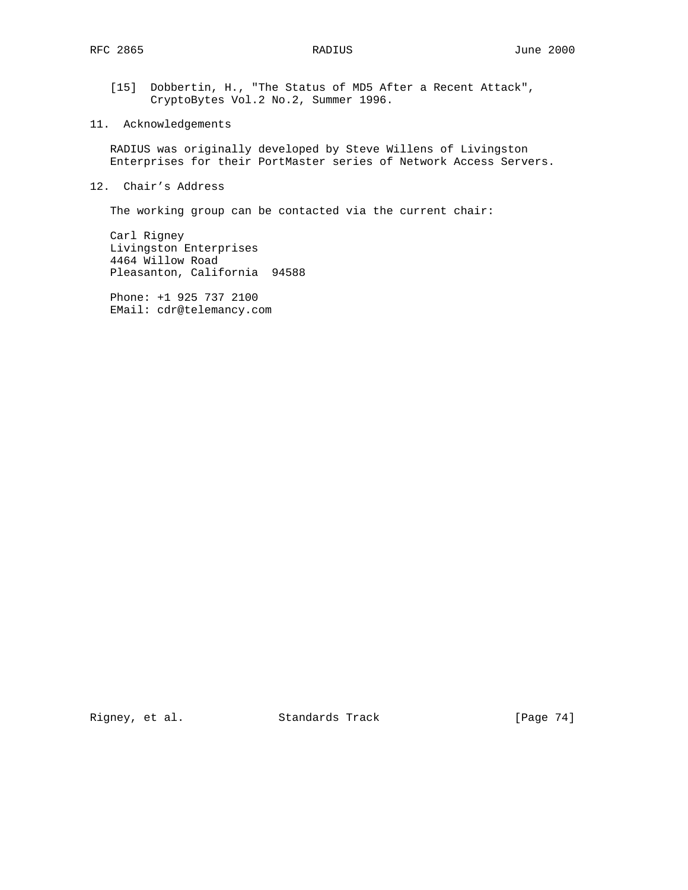[15] Dobbertin, H., "The Status of MD5 After a Recent Attack", CryptoBytes Vol.2 No.2, Summer 1996.

## 11. Acknowledgements

RADIUS was originally developed by Steve Willens of Livingston Enterprises for their PortMaster series of Network Access Servers.

## 12. Chair's Address

The working group can be contacted via the current chair:

Carl Rigney
Livingston Enterprises
4464 Willow Road
Pleasanton, California 94588

Phone: +1 925 737 2100
EMail: cdr@telemancy.com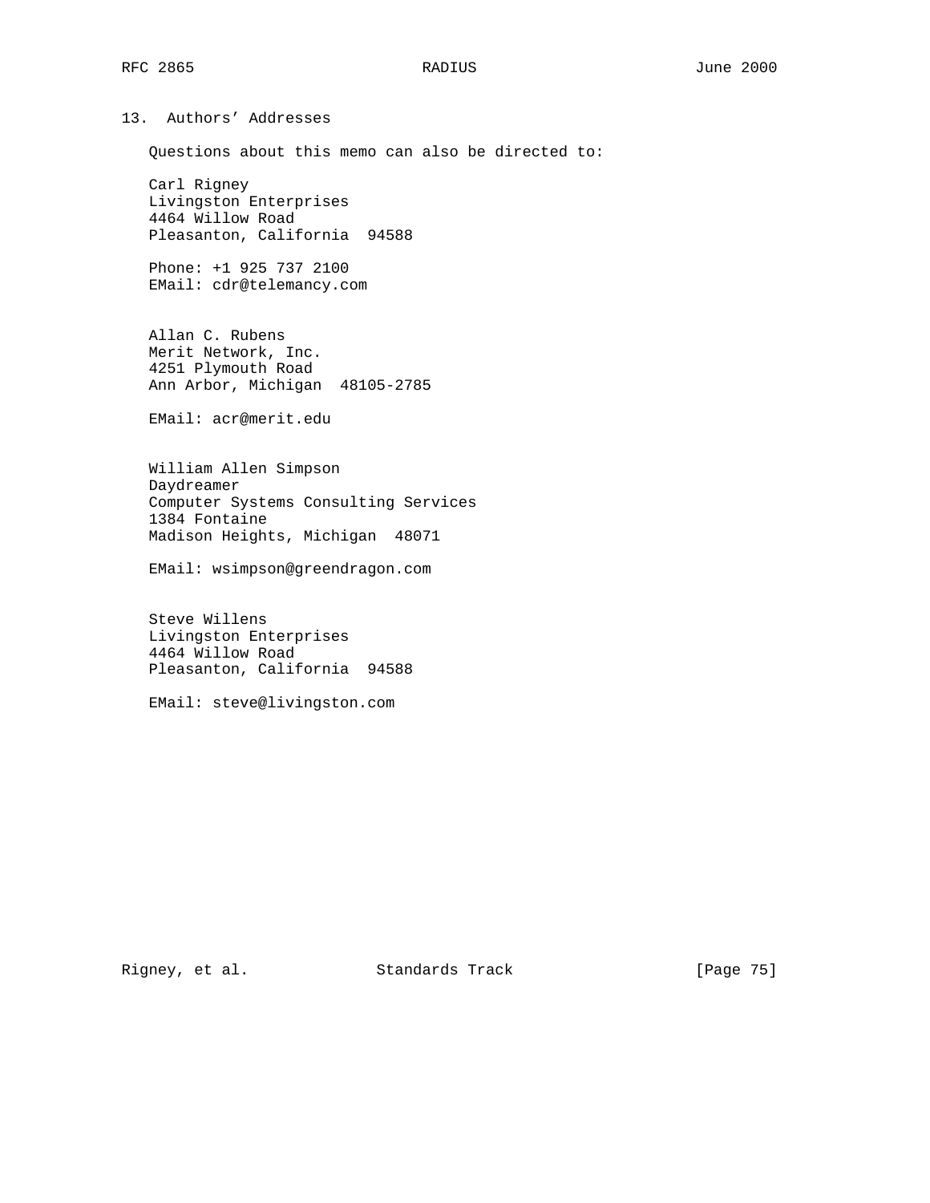## 13. Authors' Addresses

Questions about this memo can also be directed to:

Carl Rigney
Livingston Enterprises
4464 Willow Road
Pleasanton, California 94588

Phone: +1 925 737 2100
EMail: cdr@telemancy.com

Allan C. Rubens
Merit Network, Inc.
4251 Plymouth Road
Ann Arbor, Michigan 48105-2785

EMail: acr@merit.edu

William Allen Simpson
Daydreamer
Computer Systems Consulting Services
1384 Fontaine
Madison Heights, Michigan 48071

EMail: wsimpson@greendragon.com

Steve Willens
Livingston Enterprises
4464 Willow Road
Pleasanton, California 94588

EMail: steve@livingston.com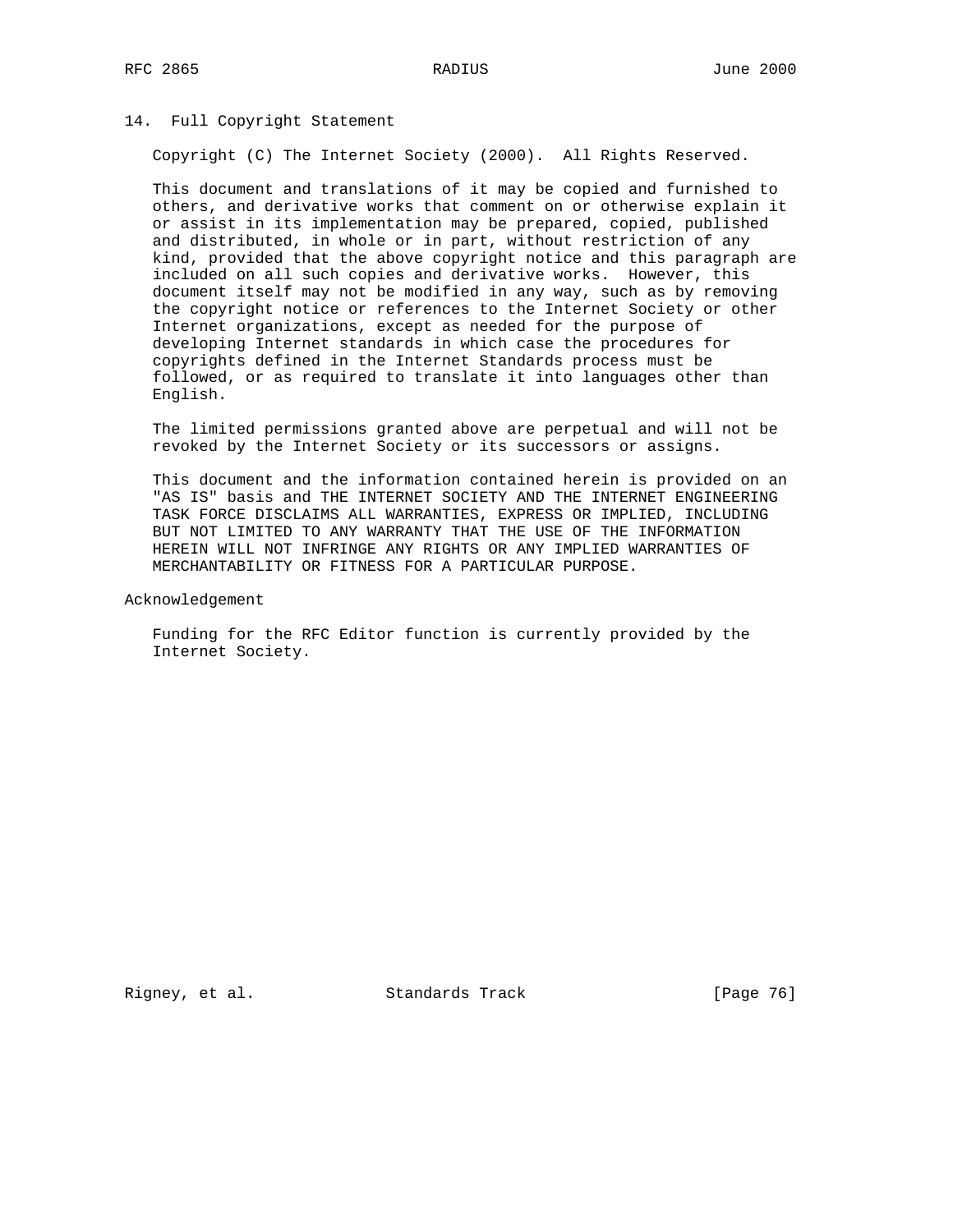## 14. Full Copyright Statement

Copyright (C) The Internet Society (2000). All Rights Reserved.

This document and translations of it may be copied and furnished to others, and derivative works that comment on or otherwise explain it or assist in its implementation may be prepared, copied, published and distributed, in whole or in part, without restriction of any kind, provided that the above copyright notice and this paragraph are included on all such copies and derivative works. However, this document itself may not be modified in any way, such as by removing the copyright notice or references to the Internet Society or other Internet organizations, except as needed for the purpose of developing Internet standards in which case the procedures for copyrights defined in the Internet Standards process must be followed, or as required to translate it into languages other than English.

The limited permissions granted above are perpetual and will not be revoked by the Internet Society or its successors or assigns.

This document and the information contained herein is provided on an "AS IS" basis and THE INTERNET SOCIETY AND THE INTERNET ENGINEERING TASK FORCE DISCLAIMS ALL WARRANTIES, EXPRESS OR IMPLIED, INCLUDING BUT NOT LIMITED TO ANY WARRANTY THAT THE USE OF THE INFORMATION HEREIN WILL NOT INFRINGE ANY RIGHTS OR ANY IMPLIED WARRANTIES OF MERCHANTABILITY OR FITNESS FOR A PARTICULAR PURPOSE.

## Acknowledgement

Funding for the RFC Editor function is currently provided by the Internet Society.